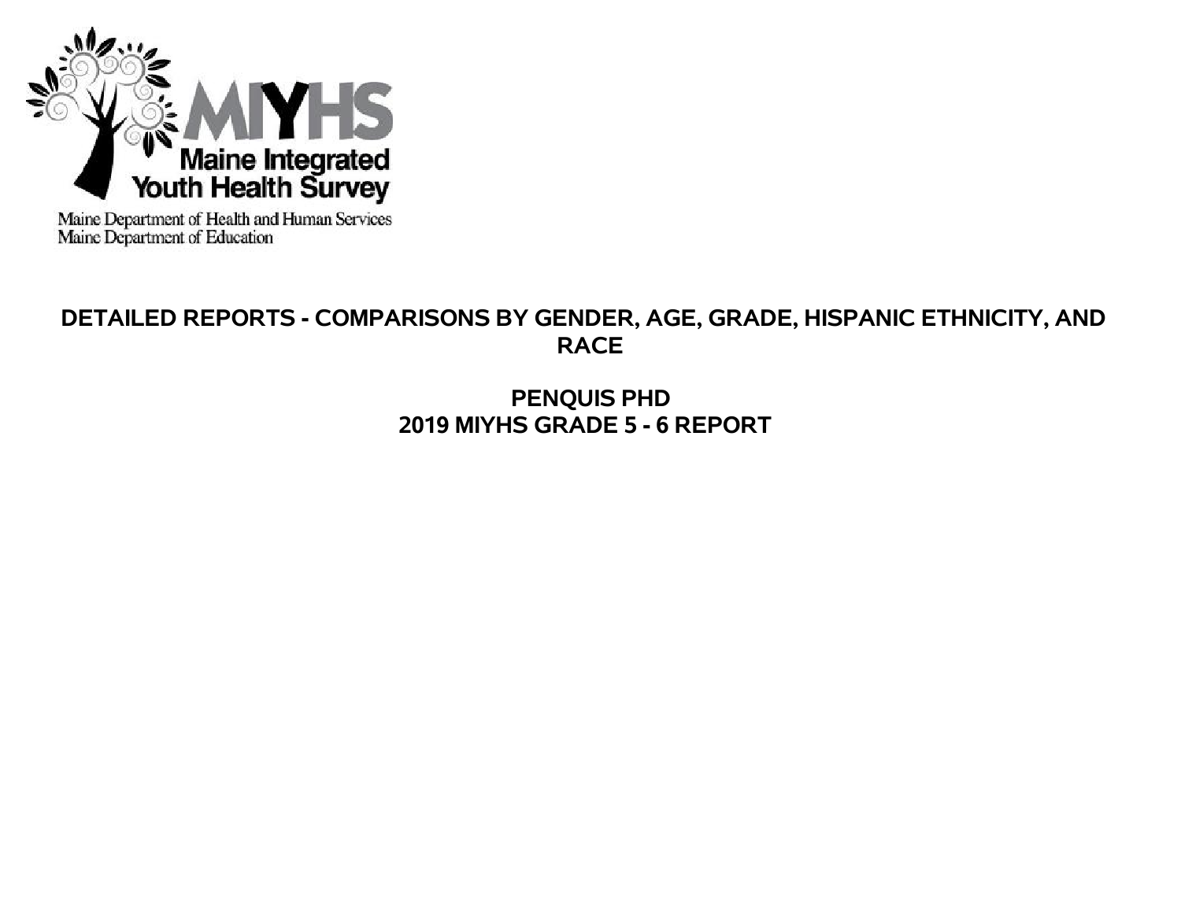MIYHS

Maine Integrated Youth Health Survey

Maine Department of Health and Human Services
Maine Department of Education

# DETAILED REPORTS - COMPARISONS BY GENDER, AGE, GRADE, HISPANIC ETHNICITY, AND RACE

## PENQUIS PHD
## 2019 MIYHS GRADE 5 - 6 REPORT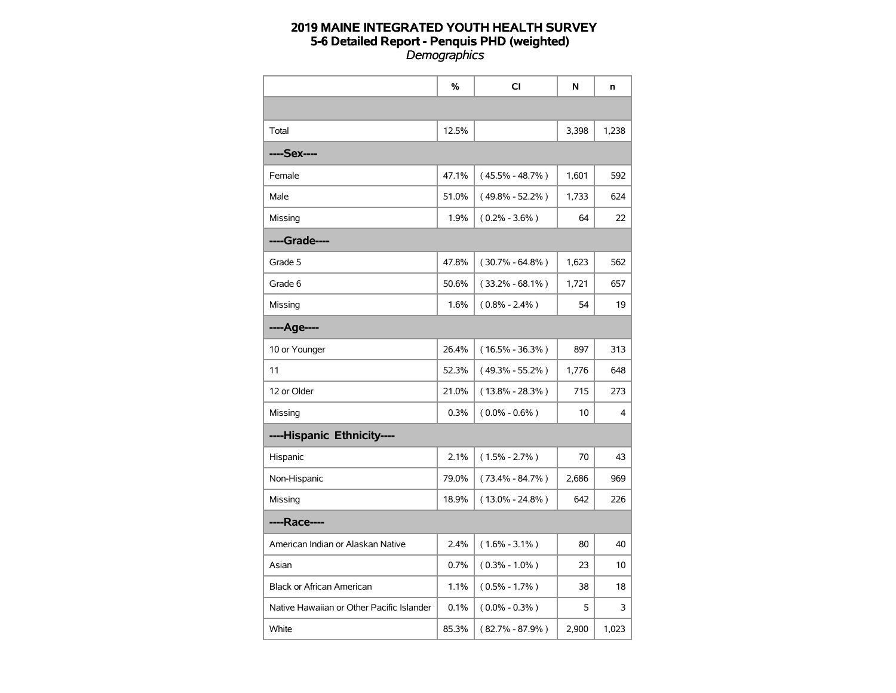# 2019 MAINE INTEGRATED YOUTH HEALTH SURVEY
## 5-6 Detailed Report - Penquis PHD (weighted)
*Demographics*

| | % | CI | N | n |
|---|---|---|---|---|
| | | | | |
| Total | 12.5% | | 3,398 | 1,238 |
| **----Sex----** | | | | |
| Female | 47.1% | ( 45.5% - 48.7% ) | 1,601 | 592 |
| Male | 51.0% | ( 49.8% - 52.2% ) | 1,733 | 624 |
| Missing | 1.9% | ( 0.2% - 3.6% ) | 64 | 22 |
| **----Grade----** | | | | |
| Grade 5 | 47.8% | ( 30.7% - 64.8% ) | 1,623 | 562 |
| Grade 6 | 50.6% | ( 33.2% - 68.1% ) | 1,721 | 657 |
| Missing | 1.6% | ( 0.8% - 2.4% ) | 54 | 19 |
| **----Age----** | | | | |
| 10 or Younger | 26.4% | ( 16.5% - 36.3% ) | 897 | 313 |
| 11 | 52.3% | ( 49.3% - 55.2% ) | 1,776 | 648 |
| 12 or Older | 21.0% | ( 13.8% - 28.3% ) | 715 | 273 |
| Missing | 0.3% | ( 0.0% - 0.6% ) | 10 | 4 |
| **----Hispanic Ethnicity----** | | | | |
| Hispanic | 2.1% | ( 1.5% - 2.7% ) | 70 | 43 |
| Non-Hispanic | 79.0% | ( 73.4% - 84.7% ) | 2,686 | 969 |
| Missing | 18.9% | ( 13.0% - 24.8% ) | 642 | 226 |
| **----Race----** | | | | |
| American Indian or Alaskan Native | 2.4% | ( 1.6% - 3.1% ) | 80 | 40 |
| Asian | 0.7% | ( 0.3% - 1.0% ) | 23 | 10 |
| Black or African American | 1.1% | ( 0.5% - 1.7% ) | 38 | 18 |
| Native Hawaiian or Other Pacific Islander | 0.1% | ( 0.0% - 0.3% ) | 5 | 3 |
| White | 85.3% | ( 82.7% - 87.9% ) | 2,900 | 1,023 |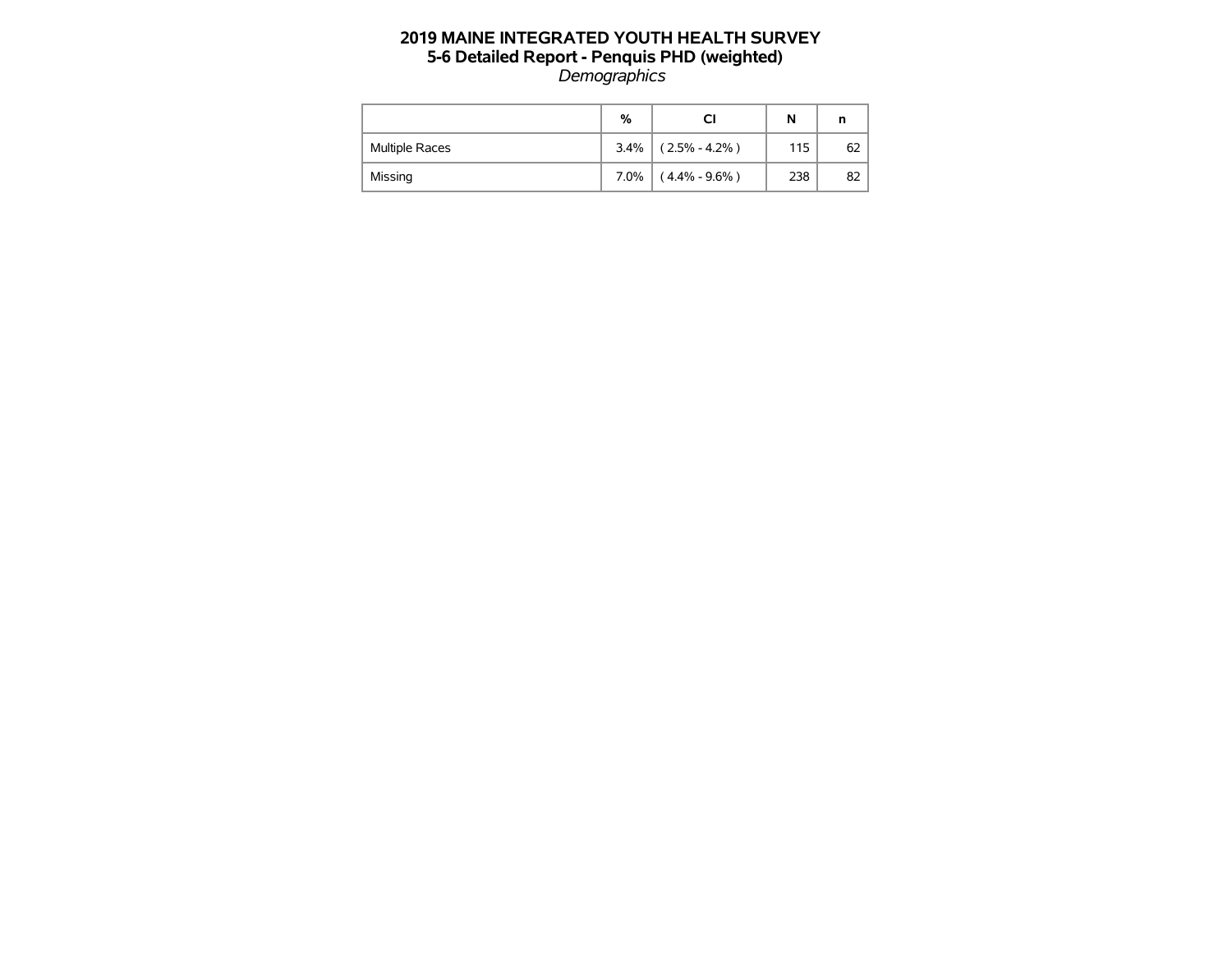# 2019 MAINE INTEGRATED YOUTH HEALTH SURVEY
## 5-6 Detailed Report - Penquis PHD (weighted)
*Demographics*

| | % | CI | N | n |
|---|---|---|---|---|
| Multiple Races | 3.4% | ( 2.5% - 4.2% ) | 115 | 62 |
| Missing | 7.0% | ( 4.4% - 9.6% ) | 238 | 82 |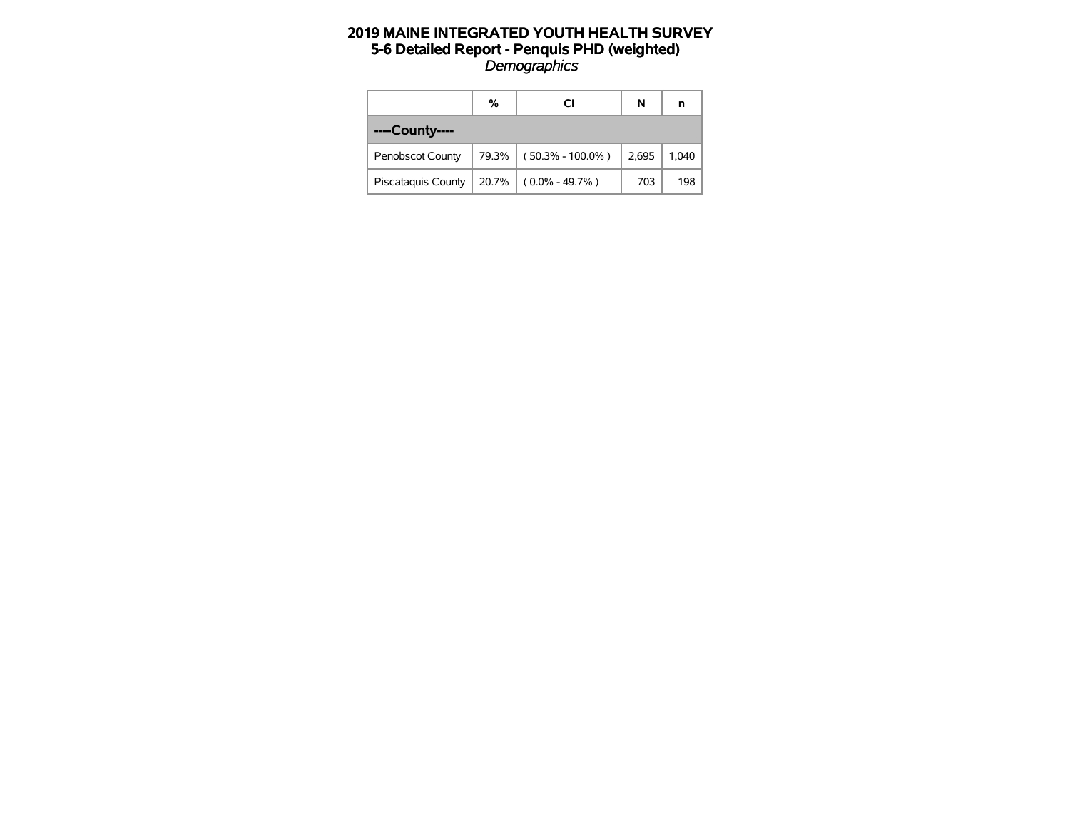# 2019 MAINE INTEGRATED YOUTH HEALTH SURVEY
## 5-6 Detailed Report - Penquis PHD (weighted)
*Demographics*

| | % | CI | N | n |
|---|---|---|---|---|
| **----County----** | | | | |
| Penobscot County | 79.3% | ( 50.3% - 100.0% ) | 2,695 | 1,040 |
| Piscataquis County | 20.7% | ( 0.0% - 49.7% ) | 703 | 198 |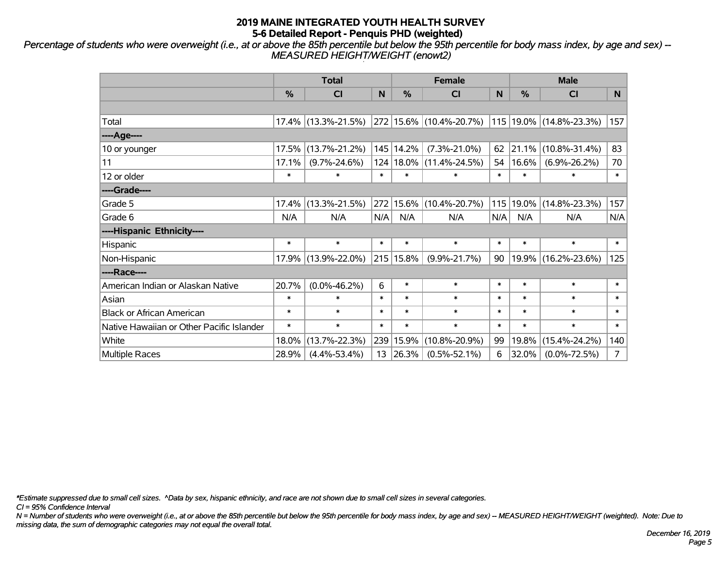# 2019 MAINE INTEGRATED YOUTH HEALTH SURVEY
## 5-6 Detailed Report - Penquis PHD (weighted)

*Percentage of students who were overweight (i.e., at or above the 85th percentile but below the 95th percentile for body mass index, by age and sex) -- MEASURED HEIGHT/WEIGHT (enowt2)*

| | Total | | | Female | | | Male | | |
|---|---|---|---|---|---|---|---|---|---|
| | % | CI | N | % | CI | N | % | CI | N |
| Total | 17.4% | (13.3%-21.5%) | 272 | 15.6% | (10.4%-20.7%) | 115 | 19.0% | (14.8%-23.3%) | 157 |
| ----Age---- | | | | | | | | | |
| 10 or younger | 17.5% | (13.7%-21.2%) | 145 | 14.2% | (7.3%-21.0%) | 62 | 21.1% | (10.8%-31.4%) | 83 |
| 11 | 17.1% | (9.7%-24.6%) | 124 | 18.0% | (11.4%-24.5%) | 54 | 16.6% | (6.9%-26.2%) | 70 |
| 12 or older | * | * | * | * | * | * | * | * | * |
| ----Grade---- | | | | | | | | | |
| Grade 5 | 17.4% | (13.3%-21.5%) | 272 | 15.6% | (10.4%-20.7%) | 115 | 19.0% | (14.8%-23.3%) | 157 |
| Grade 6 | N/A | N/A | N/A | N/A | N/A | N/A | N/A | N/A | N/A |
| ----Hispanic Ethnicity---- | | | | | | | | | |
| Hispanic | * | * | * | * | * | * | * | * | * |
| Non-Hispanic | 17.9% | (13.9%-22.0%) | 215 | 15.8% | (9.9%-21.7%) | 90 | 19.9% | (16.2%-23.6%) | 125 |
| ----Race---- | | | | | | | | | |
| American Indian or Alaskan Native | 20.7% | (0.0%-46.2%) | 6 | * | * | * | * | * | * |
| Asian | * | * | * | * | * | * | * | * | * |
| Black or African American | * | * | * | * | * | * | * | * | * |
| Native Hawaiian or Other Pacific Islander | * | * | * | * | * | * | * | * | * |
| White | 18.0% | (13.7%-22.3%) | 239 | 15.9% | (10.8%-20.9%) | 99 | 19.8% | (15.4%-24.2%) | 140 |
| Multiple Races | 28.9% | (4.4%-53.4%) | 13 | 26.3% | (0.5%-52.1%) | 6 | 32.0% | (0.0%-72.5%) | 7 |

*\*Estimate suppressed due to small cell sizes. ^Data by sex, hispanic ethnicity, and race are not shown due to small cell sizes in several categories.*

*CI = 95% Confidence Interval*

*N = Number of students who were overweight (i.e., at or above the 85th percentile but below the 95th percentile for body mass index, by age and sex) -- MEASURED HEIGHT/WEIGHT (weighted). Note: Due to missing data, the sum of demographic categories may not equal the overall total.*

*December 16, 2019*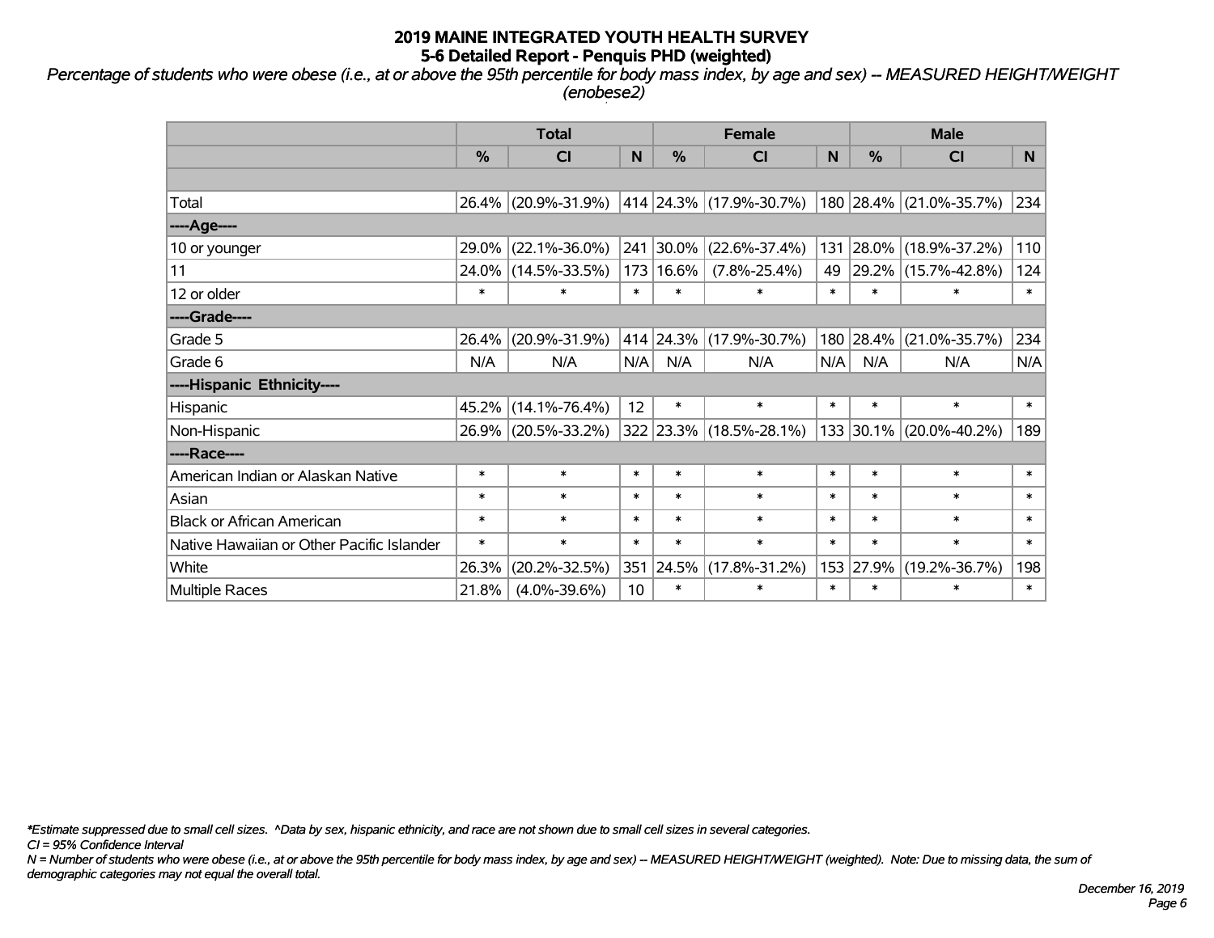# 2019 MAINE INTEGRATED YOUTH HEALTH SURVEY
## 5-6 Detailed Report - Penquis PHD (weighted)

*Percentage of students who were obese (i.e., at or above the 95th percentile for body mass index, by age and sex) -- MEASURED HEIGHT/WEIGHT (enobese2)*

| | Total | | | Female | | | Male | | |
|---|---|---|---|---|---|---|---|---|---|
| | % | CI | N | % | CI | N | % | CI | N |
| | | | | | | | | | |
| Total | 26.4% | (20.9%-31.9%) | 414 | 24.3% | (17.9%-30.7%) | 180 | 28.4% | (21.0%-35.7%) | 234 |
| ----Age---- | | | | | | | | | |
| 10 or younger | 29.0% | (22.1%-36.0%) | 241 | 30.0% | (22.6%-37.4%) | 131 | 28.0% | (18.9%-37.2%) | 110 |
| 11 | 24.0% | (14.5%-33.5%) | 173 | 16.6% | (7.8%-25.4%) | 49 | 29.2% | (15.7%-42.8%) | 124 |
| 12 or older | * | * | * | * | * | * | * | * | * |
| ----Grade---- | | | | | | | | | |
| Grade 5 | 26.4% | (20.9%-31.9%) | 414 | 24.3% | (17.9%-30.7%) | 180 | 28.4% | (21.0%-35.7%) | 234 |
| Grade 6 | N/A | N/A | N/A | N/A | N/A | N/A | N/A | N/A | N/A |
| ----Hispanic Ethnicity---- | | | | | | | | | |
| Hispanic | 45.2% | (14.1%-76.4%) | 12 | * | * | * | * | * | * |
| Non-Hispanic | 26.9% | (20.5%-33.2%) | 322 | 23.3% | (18.5%-28.1%) | 133 | 30.1% | (20.0%-40.2%) | 189 |
| ----Race---- | | | | | | | | | |
| American Indian or Alaskan Native | * | * | * | * | * | * | * | * | * |
| Asian | * | * | * | * | * | * | * | * | * |
| Black or African American | * | * | * | * | * | * | * | * | * |
| Native Hawaiian or Other Pacific Islander | * | * | * | * | * | * | * | * | * |
| White | 26.3% | (20.2%-32.5%) | 351 | 24.5% | (17.8%-31.2%) | 153 | 27.9% | (19.2%-36.7%) | 198 |
| Multiple Races | 21.8% | (4.0%-39.6%) | 10 | * | * | * | * | * | * |

*\*Estimate suppressed due to small cell sizes. ^Data by sex, hispanic ethnicity, and race are not shown due to small cell sizes in several categories.*

*CI = 95% Confidence Interval*

*N = Number of students who were obese (i.e., at or above the 95th percentile for body mass index, by age and sex) -- MEASURED HEIGHT/WEIGHT (weighted). Note: Due to missing data, the sum of demographic categories may not equal the overall total.*

*December 16, 2019*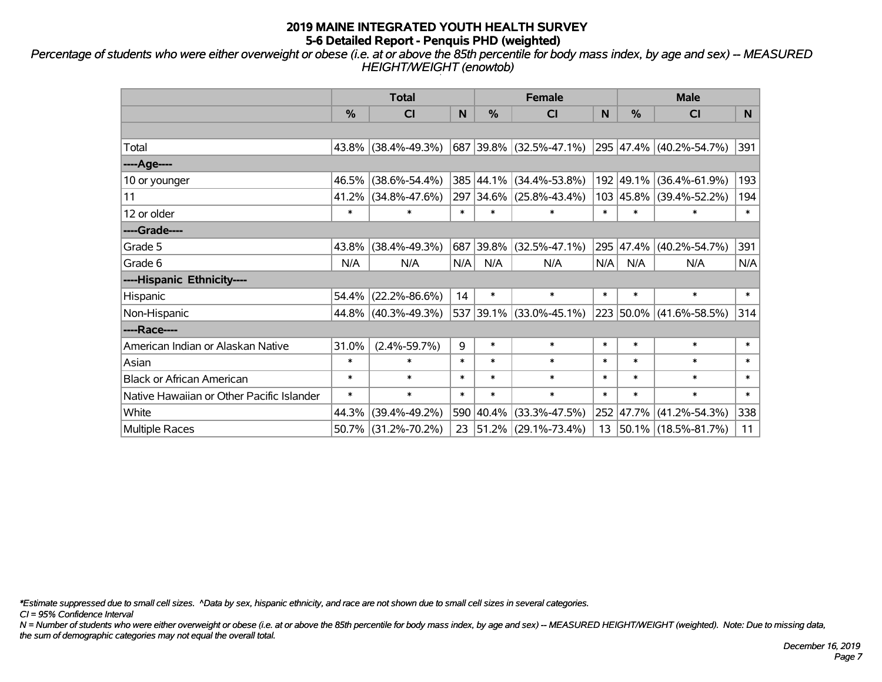# 2019 MAINE INTEGRATED YOUTH HEALTH SURVEY
## 5-6 Detailed Report - Penquis PHD (weighted)

*Percentage of students who were either overweight or obese (i.e. at or above the 85th percentile for body mass index, by age and sex) -- MEASURED HEIGHT/WEIGHT (enowtob)*

| | Total | | | Female | | | Male | | |
|---|---|---|---|---|---|---|---|---|---|
| | % | CI | N | % | CI | N | % | CI | N |
| Total | 43.8% | (38.4%-49.3%) | 687 | 39.8% | (32.5%-47.1%) | 295 | 47.4% | (40.2%-54.7%) | 391 |
| ----Age---- | | | | | | | | | |
| 10 or younger | 46.5% | (38.6%-54.4%) | 385 | 44.1% | (34.4%-53.8%) | 192 | 49.1% | (36.4%-61.9%) | 193 |
| 11 | 41.2% | (34.8%-47.6%) | 297 | 34.6% | (25.8%-43.4%) | 103 | 45.8% | (39.4%-52.2%) | 194 |
| 12 or older | * | * | * | * | * | * | * | * | * |
| ----Grade---- | | | | | | | | | |
| Grade 5 | 43.8% | (38.4%-49.3%) | 687 | 39.8% | (32.5%-47.1%) | 295 | 47.4% | (40.2%-54.7%) | 391 |
| Grade 6 | N/A | N/A | N/A | N/A | N/A | N/A | N/A | N/A | N/A |
| ----Hispanic Ethnicity---- | | | | | | | | | |
| Hispanic | 54.4% | (22.2%-86.6%) | 14 | * | * | * | * | * | * |
| Non-Hispanic | 44.8% | (40.3%-49.3%) | 537 | 39.1% | (33.0%-45.1%) | 223 | 50.0% | (41.6%-58.5%) | 314 |
| ----Race---- | | | | | | | | | |
| American Indian or Alaskan Native | 31.0% | (2.4%-59.7%) | 9 | * | * | * | * | * | * |
| Asian | * | * | * | * | * | * | * | * | * |
| Black or African American | * | * | * | * | * | * | * | * | * |
| Native Hawaiian or Other Pacific Islander | * | * | * | * | * | * | * | * | * |
| White | 44.3% | (39.4%-49.2%) | 590 | 40.4% | (33.3%-47.5%) | 252 | 47.7% | (41.2%-54.3%) | 338 |
| Multiple Races | 50.7% | (31.2%-70.2%) | 23 | 51.2% | (29.1%-73.4%) | 13 | 50.1% | (18.5%-81.7%) | 11 |

*\*Estimate suppressed due to small cell sizes. ^Data by sex, hispanic ethnicity, and race are not shown due to small cell sizes in several categories.*

*CI = 95% Confidence Interval*

*N = Number of students who were either overweight or obese (i.e. at or above the 85th percentile for body mass index, by age and sex) -- MEASURED HEIGHT/WEIGHT (weighted). Note: Due to missing data, the sum of demographic categories may not equal the overall total.*

*December 16, 2019*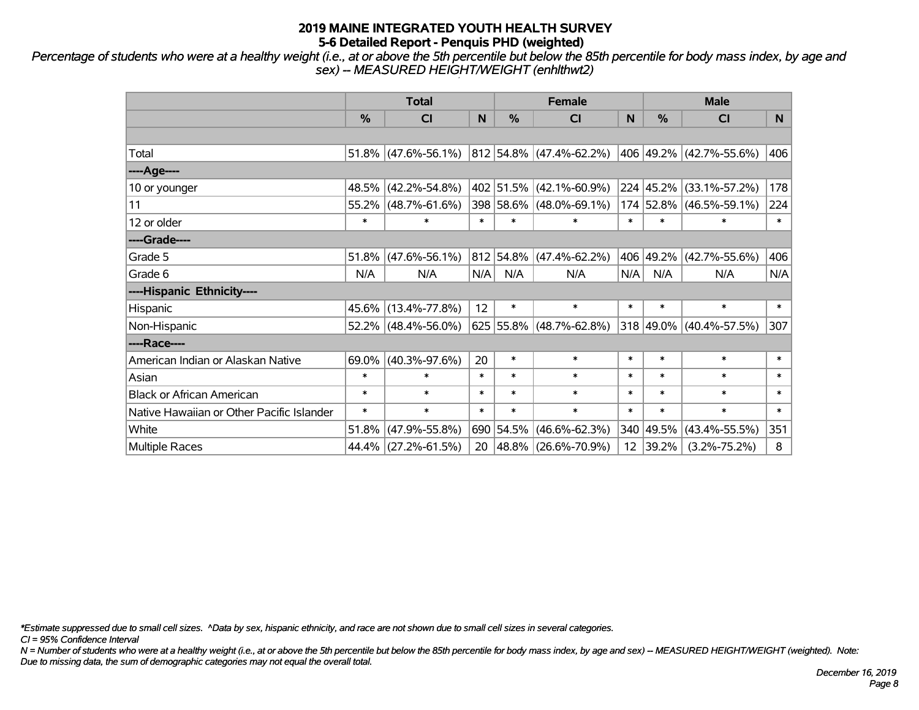# 2019 MAINE INTEGRATED YOUTH HEALTH SURVEY
## 5-6 Detailed Report - Penquis PHD (weighted)

*Percentage of students who were at a healthy weight (i.e., at or above the 5th percentile but below the 85th percentile for body mass index, by age and sex) -- MEASURED HEIGHT/WEIGHT (enhlthwt2)*

| | Total | | | Female | | | Male | | |
|---|---|---|---|---|---|---|---|---|---|
| | % | CI | N | % | CI | N | % | CI | N |
| | | | | | | | | | |
| Total | 51.8% | (47.6%-56.1%) | 812 | 54.8% | (47.4%-62.2%) | 406 | 49.2% | (42.7%-55.6%) | 406 |
| ----Age---- | | | | | | | | | |
| 10 or younger | 48.5% | (42.2%-54.8%) | 402 | 51.5% | (42.1%-60.9%) | 224 | 45.2% | (33.1%-57.2%) | 178 |
| 11 | 55.2% | (48.7%-61.6%) | 398 | 58.6% | (48.0%-69.1%) | 174 | 52.8% | (46.5%-59.1%) | 224 |
| 12 or older | * | * | * | * | * | * | * | * | * |
| ----Grade---- | | | | | | | | | |
| Grade 5 | 51.8% | (47.6%-56.1%) | 812 | 54.8% | (47.4%-62.2%) | 406 | 49.2% | (42.7%-55.6%) | 406 |
| Grade 6 | N/A | N/A | N/A | N/A | N/A | N/A | N/A | N/A | N/A |
| ----Hispanic Ethnicity---- | | | | | | | | | |
| Hispanic | 45.6% | (13.4%-77.8%) | 12 | * | * | * | * | * | * |
| Non-Hispanic | 52.2% | (48.4%-56.0%) | 625 | 55.8% | (48.7%-62.8%) | 318 | 49.0% | (40.4%-57.5%) | 307 |
| ----Race---- | | | | | | | | | |
| American Indian or Alaskan Native | 69.0% | (40.3%-97.6%) | 20 | * | * | * | * | * | * |
| Asian | * | * | * | * | * | * | * | * | * |
| Black or African American | * | * | * | * | * | * | * | * | * |
| Native Hawaiian or Other Pacific Islander | * | * | * | * | * | * | * | * | * |
| White | 51.8% | (47.9%-55.8%) | 690 | 54.5% | (46.6%-62.3%) | 340 | 49.5% | (43.4%-55.5%) | 351 |
| Multiple Races | 44.4% | (27.2%-61.5%) | 20 | 48.8% | (26.6%-70.9%) | 12 | 39.2% | (3.2%-75.2%) | 8 |

*\*Estimate suppressed due to small cell sizes. ^Data by sex, hispanic ethnicity, and race are not shown due to small cell sizes in several categories.*

*CI = 95% Confidence Interval*

*N = Number of students who were at a healthy weight (i.e., at or above the 5th percentile but below the 85th percentile for body mass index, by age and sex) -- MEASURED HEIGHT/WEIGHT (weighted). Note: Due to missing data, the sum of demographic categories may not equal the overall total.*

*December 16, 2019*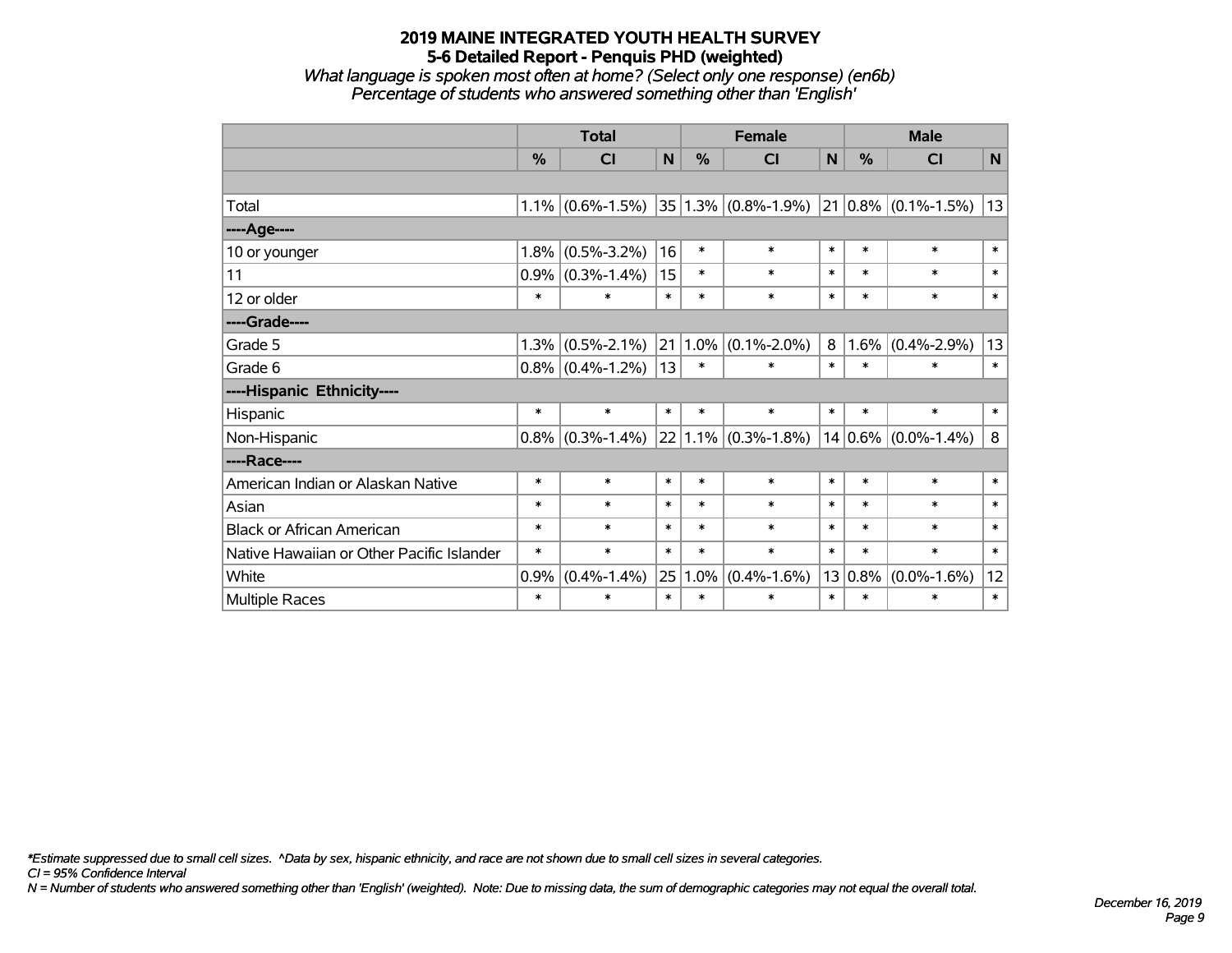# 2019 MAINE INTEGRATED YOUTH HEALTH SURVEY
## 5-6 Detailed Report - Penquis PHD (weighted)
### *What language is spoken most often at home? (Select only one response) (en6b)*
### *Percentage of students who answered something other than 'English'*

| | Total | | | Female | | | Male | | |
|---|---|---|---|---|---|---|---|---|---|
| | % | CI | N | % | CI | N | % | CI | N |
| | | | | | | | | | |
| Total | 1.1% | (0.6%-1.5%) | 35 | 1.3% | (0.8%-1.9%) | 21 | 0.8% | (0.1%-1.5%) | 13 |
| ----Age---- | | | | | | | | | |
| 10 or younger | 1.8% | (0.5%-3.2%) | 16 | * | * | * | * | * | * |
| 11 | 0.9% | (0.3%-1.4%) | 15 | * | * | * | * | * | * |
| 12 or older | * | * | * | * | * | * | * | * | * |
| ----Grade---- | | | | | | | | | |
| Grade 5 | 1.3% | (0.5%-2.1%) | 21 | 1.0% | (0.1%-2.0%) | 8 | 1.6% | (0.4%-2.9%) | 13 |
| Grade 6 | 0.8% | (0.4%-1.2%) | 13 | * | * | * | * | * | * |
| ----Hispanic Ethnicity---- | | | | | | | | | |
| Hispanic | * | * | * | * | * | * | * | * | * |
| Non-Hispanic | 0.8% | (0.3%-1.4%) | 22 | 1.1% | (0.3%-1.8%) | 14 | 0.6% | (0.0%-1.4%) | 8 |
| ----Race---- | | | | | | | | | |
| American Indian or Alaskan Native | * | * | * | * | * | * | * | * | * |
| Asian | * | * | * | * | * | * | * | * | * |
| Black or African American | * | * | * | * | * | * | * | * | * |
| Native Hawaiian or Other Pacific Islander | * | * | * | * | * | * | * | * | * |
| White | 0.9% | (0.4%-1.4%) | 25 | 1.0% | (0.4%-1.6%) | 13 | 0.8% | (0.0%-1.6%) | 12 |
| Multiple Races | * | * | * | * | * | * | * | * | * |

*\*Estimate suppressed due to small cell sizes. ^Data by sex, hispanic ethnicity, and race are not shown due to small cell sizes in several categories.*

*CI = 95% Confidence Interval*

*N = Number of students who answered something other than 'English' (weighted). Note: Due to missing data, the sum of demographic categories may not equal the overall total.*

*December 16, 2019*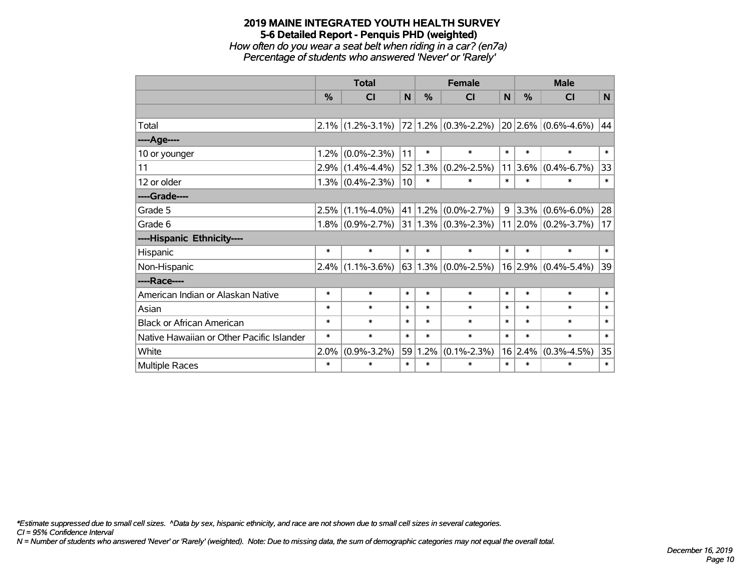# 2019 MAINE INTEGRATED YOUTH HEALTH SURVEY

## 5-6 Detailed Report - Penquis PHD (weighted)

*How often do you wear a seat belt when riding in a car? (en7a)*
*Percentage of students who answered 'Never' or 'Rarely'*

| | Total | | | Female | | | Male | | |
|---|---|---|---|---|---|---|---|---|---|
| | % | CI | N | % | CI | N | % | CI | N |
| | | | | | | | | | |
| Total | 2.1% | (1.2%-3.1%) | 72 | 1.2% | (0.3%-2.2%) | 20 | 2.6% | (0.6%-4.6%) | 44 |
| ----Age---- | | | | | | | | | |
| 10 or younger | 1.2% | (0.0%-2.3%) | 11 | * | * | * | * | * | * |
| 11 | 2.9% | (1.4%-4.4%) | 52 | 1.3% | (0.2%-2.5%) | 11 | 3.6% | (0.4%-6.7%) | 33 |
| 12 or older | 1.3% | (0.4%-2.3%) | 10 | * | * | * | * | * | * |
| ----Grade---- | | | | | | | | | |
| Grade 5 | 2.5% | (1.1%-4.0%) | 41 | 1.2% | (0.0%-2.7%) | 9 | 3.3% | (0.6%-6.0%) | 28 |
| Grade 6 | 1.8% | (0.9%-2.7%) | 31 | 1.3% | (0.3%-2.3%) | 11 | 2.0% | (0.2%-3.7%) | 17 |
| ----Hispanic Ethnicity---- | | | | | | | | | |
| Hispanic | * | * | * | * | * | * | * | * | * |
| Non-Hispanic | 2.4% | (1.1%-3.6%) | 63 | 1.3% | (0.0%-2.5%) | 16 | 2.9% | (0.4%-5.4%) | 39 |
| ----Race---- | | | | | | | | | |
| American Indian or Alaskan Native | * | * | * | * | * | * | * | * | * |
| Asian | * | * | * | * | * | * | * | * | * |
| Black or African American | * | * | * | * | * | * | * | * | * |
| Native Hawaiian or Other Pacific Islander | * | * | * | * | * | * | * | * | * |
| White | 2.0% | (0.9%-3.2%) | 59 | 1.2% | (0.1%-2.3%) | 16 | 2.4% | (0.3%-4.5%) | 35 |
| Multiple Races | * | * | * | * | * | * | * | * | * |

*\*Estimate suppressed due to small cell sizes. ^Data by sex, hispanic ethnicity, and race are not shown due to small cell sizes in several categories.*

*CI = 95% Confidence Interval*

*N = Number of students who answered 'Never' or 'Rarely' (weighted). Note: Due to missing data, the sum of demographic categories may not equal the overall total.*

*December 16, 2019*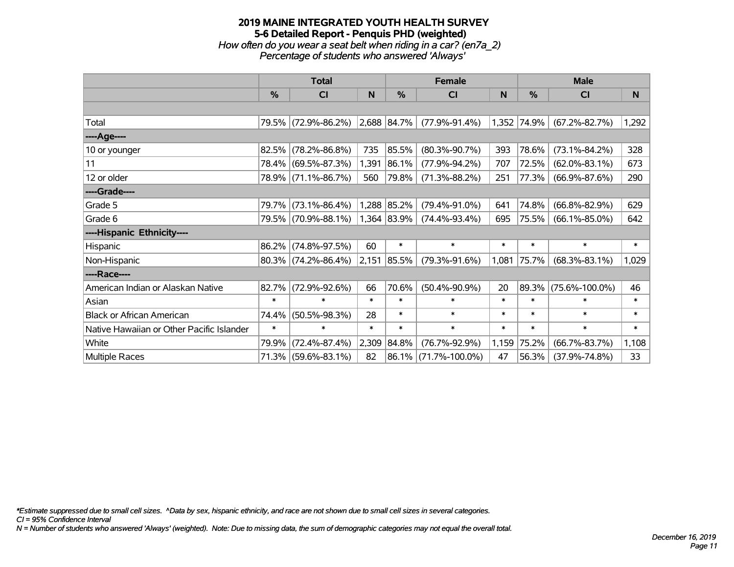# 2019 MAINE INTEGRATED YOUTH HEALTH SURVEY

## 5-6 Detailed Report - Penquis PHD (weighted)

*How often do you wear a seat belt when riding in a car? (en7a_2)*

*Percentage of students who answered 'Always'*

| | Total | | | Female | | | Male | | |
|---|---|---|---|---|---|---|---|---|---|
| | % | CI | N | % | CI | N | % | CI | N |
| Total | 79.5% | (72.9%-86.2%) | 2,688 | 84.7% | (77.9%-91.4%) | 1,352 | 74.9% | (67.2%-82.7%) | 1,292 |
| ----Age---- | | | | | | | | | |
| 10 or younger | 82.5% | (78.2%-86.8%) | 735 | 85.5% | (80.3%-90.7%) | 393 | 78.6% | (73.1%-84.2%) | 328 |
| 11 | 78.4% | (69.5%-87.3%) | 1,391 | 86.1% | (77.9%-94.2%) | 707 | 72.5% | (62.0%-83.1%) | 673 |
| 12 or older | 78.9% | (71.1%-86.7%) | 560 | 79.8% | (71.3%-88.2%) | 251 | 77.3% | (66.9%-87.6%) | 290 |
| ----Grade---- | | | | | | | | | |
| Grade 5 | 79.7% | (73.1%-86.4%) | 1,288 | 85.2% | (79.4%-91.0%) | 641 | 74.8% | (66.8%-82.9%) | 629 |
| Grade 6 | 79.5% | (70.9%-88.1%) | 1,364 | 83.9% | (74.4%-93.4%) | 695 | 75.5% | (66.1%-85.0%) | 642 |
| ----Hispanic Ethnicity---- | | | | | | | | | |
| Hispanic | 86.2% | (74.8%-97.5%) | 60 | * | * | * | * | * | * |
| Non-Hispanic | 80.3% | (74.2%-86.4%) | 2,151 | 85.5% | (79.3%-91.6%) | 1,081 | 75.7% | (68.3%-83.1%) | 1,029 |
| ----Race---- | | | | | | | | | |
| American Indian or Alaskan Native | 82.7% | (72.9%-92.6%) | 66 | 70.6% | (50.4%-90.9%) | 20 | 89.3% | (75.6%-100.0%) | 46 |
| Asian | * | * | * | * | * | * | * | * | * |
| Black or African American | 74.4% | (50.5%-98.3%) | 28 | * | * | * | * | * | * |
| Native Hawaiian or Other Pacific Islander | * | * | * | * | * | * | * | * | * |
| White | 79.9% | (72.4%-87.4%) | 2,309 | 84.8% | (76.7%-92.9%) | 1,159 | 75.2% | (66.7%-83.7%) | 1,108 |
| Multiple Races | 71.3% | (59.6%-83.1%) | 82 | 86.1% | (71.7%-100.0%) | 47 | 56.3% | (37.9%-74.8%) | 33 |

*\*Estimate suppressed due to small cell sizes. ^Data by sex, hispanic ethnicity, and race are not shown due to small cell sizes in several categories.*

*CI = 95% Confidence Interval*

*N = Number of students who answered 'Always' (weighted). Note: Due to missing data, the sum of demographic categories may not equal the overall total.*

*December 16, 2019*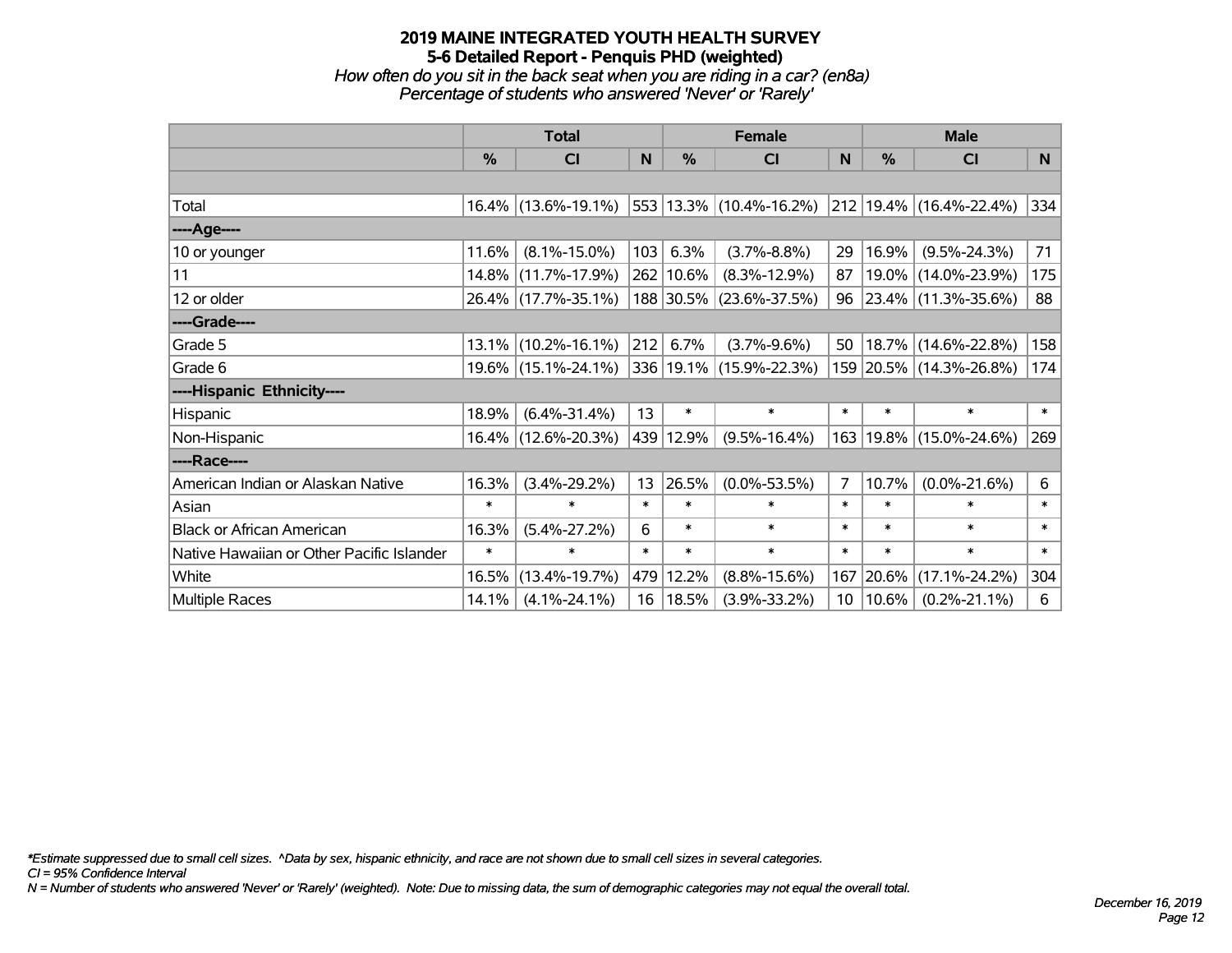# 2019 MAINE INTEGRATED YOUTH HEALTH SURVEY
## 5-6 Detailed Report - Penquis PHD (weighted)
*How often do you sit in the back seat when you are riding in a car? (en8a)*
*Percentage of students who answered 'Never' or 'Rarely'*

| | Total | | | Female | | | Male | | |
|---|---|---|---|---|---|---|---|---|---|
| | % | CI | N | % | CI | N | % | CI | N |
| Total | 16.4% | (13.6%-19.1%) | 553 | 13.3% | (10.4%-16.2%) | 212 | 19.4% | (16.4%-22.4%) | 334 |
| ----Age---- | | | | | | | | | |
| 10 or younger | 11.6% | (8.1%-15.0%) | 103 | 6.3% | (3.7%-8.8%) | 29 | 16.9% | (9.5%-24.3%) | 71 |
| 11 | 14.8% | (11.7%-17.9%) | 262 | 10.6% | (8.3%-12.9%) | 87 | 19.0% | (14.0%-23.9%) | 175 |
| 12 or older | 26.4% | (17.7%-35.1%) | 188 | 30.5% | (23.6%-37.5%) | 96 | 23.4% | (11.3%-35.6%) | 88 |
| ----Grade---- | | | | | | | | | |
| Grade 5 | 13.1% | (10.2%-16.1%) | 212 | 6.7% | (3.7%-9.6%) | 50 | 18.7% | (14.6%-22.8%) | 158 |
| Grade 6 | 19.6% | (15.1%-24.1%) | 336 | 19.1% | (15.9%-22.3%) | 159 | 20.5% | (14.3%-26.8%) | 174 |
| ----Hispanic Ethnicity---- | | | | | | | | | |
| Hispanic | 18.9% | (6.4%-31.4%) | 13 | * | * | * | * | * | * |
| Non-Hispanic | 16.4% | (12.6%-20.3%) | 439 | 12.9% | (9.5%-16.4%) | 163 | 19.8% | (15.0%-24.6%) | 269 |
| ----Race---- | | | | | | | | | |
| American Indian or Alaskan Native | 16.3% | (3.4%-29.2%) | 13 | 26.5% | (0.0%-53.5%) | 7 | 10.7% | (0.0%-21.6%) | 6 |
| Asian | * | * | * | * | * | * | * | * | * |
| Black or African American | 16.3% | (5.4%-27.2%) | 6 | * | * | * | * | * | * |
| Native Hawaiian or Other Pacific Islander | * | * | * | * | * | * | * | * | * |
| White | 16.5% | (13.4%-19.7%) | 479 | 12.2% | (8.8%-15.6%) | 167 | 20.6% | (17.1%-24.2%) | 304 |
| Multiple Races | 14.1% | (4.1%-24.1%) | 16 | 18.5% | (3.9%-33.2%) | 10 | 10.6% | (0.2%-21.1%) | 6 |

*Estimate suppressed due to small cell sizes. ^Data by sex, hispanic ethnicity, and race are not shown due to small cell sizes in several categories.
CI = 95% Confidence Interval
N = Number of students who answered 'Never' or 'Rarely' (weighted). Note: Due to missing data, the sum of demographic categories may not equal the overall total.

December 16, 2019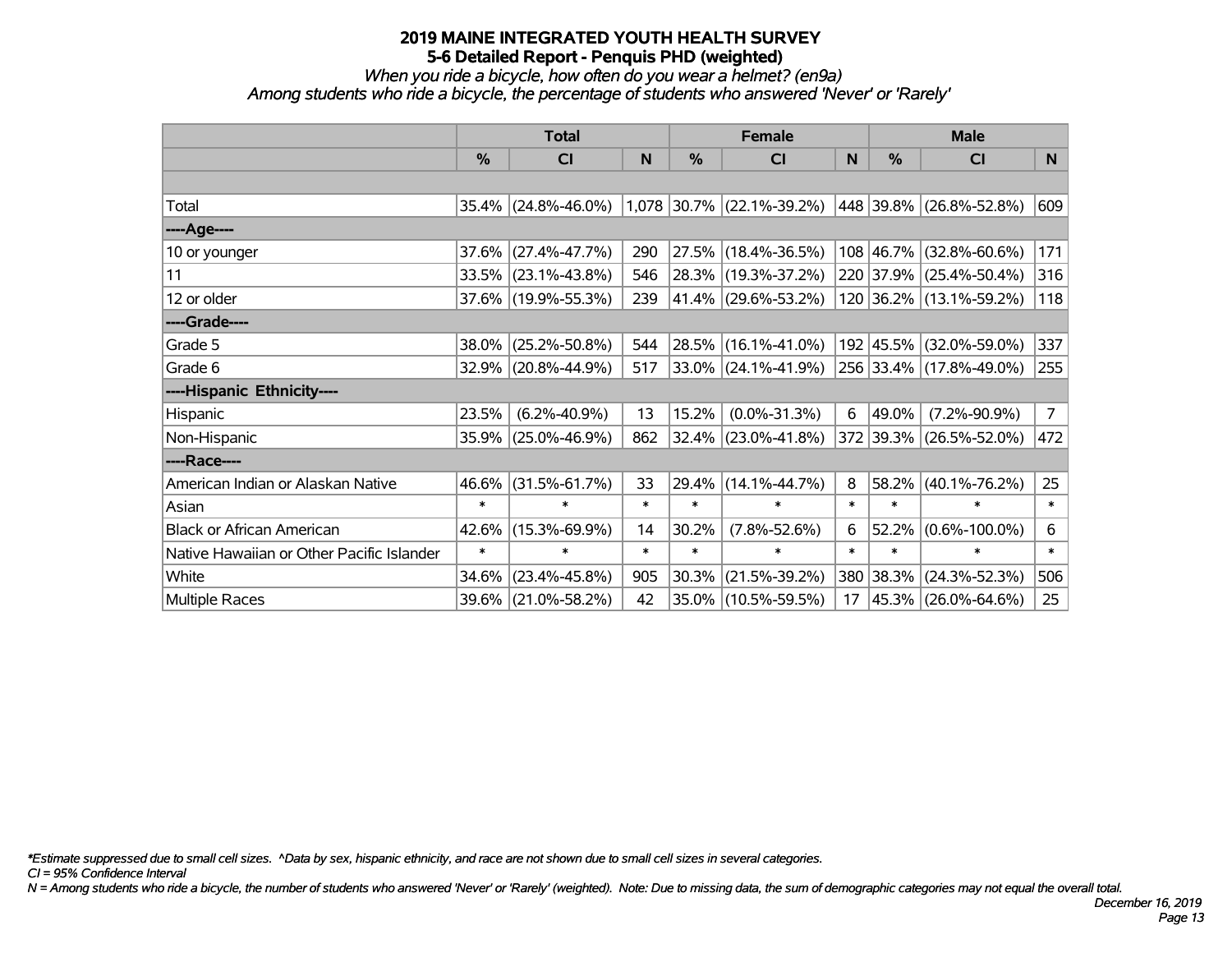# 2019 MAINE INTEGRATED YOUTH HEALTH SURVEY
## 5-6 Detailed Report - Penquis PHD (weighted)
*When you ride a bicycle, how often do you wear a helmet? (en9a)*
*Among students who ride a bicycle, the percentage of students who answered 'Never' or 'Rarely'*

| | Total | | | Female | | | Male | | |
|---|---|---|---|---|---|---|---|---|---|
| | % | CI | N | % | CI | N | % | CI | N |
| Total | 35.4% | (24.8%-46.0%) | 1,078 | 30.7% | (22.1%-39.2%) | 448 | 39.8% | (26.8%-52.8%) | 609 |
| ----Age---- | | | | | | | | | |
| 10 or younger | 37.6% | (27.4%-47.7%) | 290 | 27.5% | (18.4%-36.5%) | 108 | 46.7% | (32.8%-60.6%) | 171 |
| 11 | 33.5% | (23.1%-43.8%) | 546 | 28.3% | (19.3%-37.2%) | 220 | 37.9% | (25.4%-50.4%) | 316 |
| 12 or older | 37.6% | (19.9%-55.3%) | 239 | 41.4% | (29.6%-53.2%) | 120 | 36.2% | (13.1%-59.2%) | 118 |
| ----Grade---- | | | | | | | | | |
| Grade 5 | 38.0% | (25.2%-50.8%) | 544 | 28.5% | (16.1%-41.0%) | 192 | 45.5% | (32.0%-59.0%) | 337 |
| Grade 6 | 32.9% | (20.8%-44.9%) | 517 | 33.0% | (24.1%-41.9%) | 256 | 33.4% | (17.8%-49.0%) | 255 |
| ----Hispanic Ethnicity---- | | | | | | | | | |
| Hispanic | 23.5% | (6.2%-40.9%) | 13 | 15.2% | (0.0%-31.3%) | 6 | 49.0% | (7.2%-90.9%) | 7 |
| Non-Hispanic | 35.9% | (25.0%-46.9%) | 862 | 32.4% | (23.0%-41.8%) | 372 | 39.3% | (26.5%-52.0%) | 472 |
| ----Race---- | | | | | | | | | |
| American Indian or Alaskan Native | 46.6% | (31.5%-61.7%) | 33 | 29.4% | (14.1%-44.7%) | 8 | 58.2% | (40.1%-76.2%) | 25 |
| Asian | * | * | * | * | * | * | * | * | * |
| Black or African American | 42.6% | (15.3%-69.9%) | 14 | 30.2% | (7.8%-52.6%) | 6 | 52.2% | (0.6%-100.0%) | 6 |
| Native Hawaiian or Other Pacific Islander | * | * | * | * | * | * | * | * | * |
| White | 34.6% | (23.4%-45.8%) | 905 | 30.3% | (21.5%-39.2%) | 380 | 38.3% | (24.3%-52.3%) | 506 |
| Multiple Races | 39.6% | (21.0%-58.2%) | 42 | 35.0% | (10.5%-59.5%) | 17 | 45.3% | (26.0%-64.6%) | 25 |

*\*Estimate suppressed due to small cell sizes. ^Data by sex, hispanic ethnicity, and race are not shown due to small cell sizes in several categories.*
*CI = 95% Confidence Interval*
*N = Among students who ride a bicycle, the number of students who answered 'Never' or 'Rarely' (weighted). Note: Due to missing data, the sum of demographic categories may not equal the overall total.*

*December 16, 2019*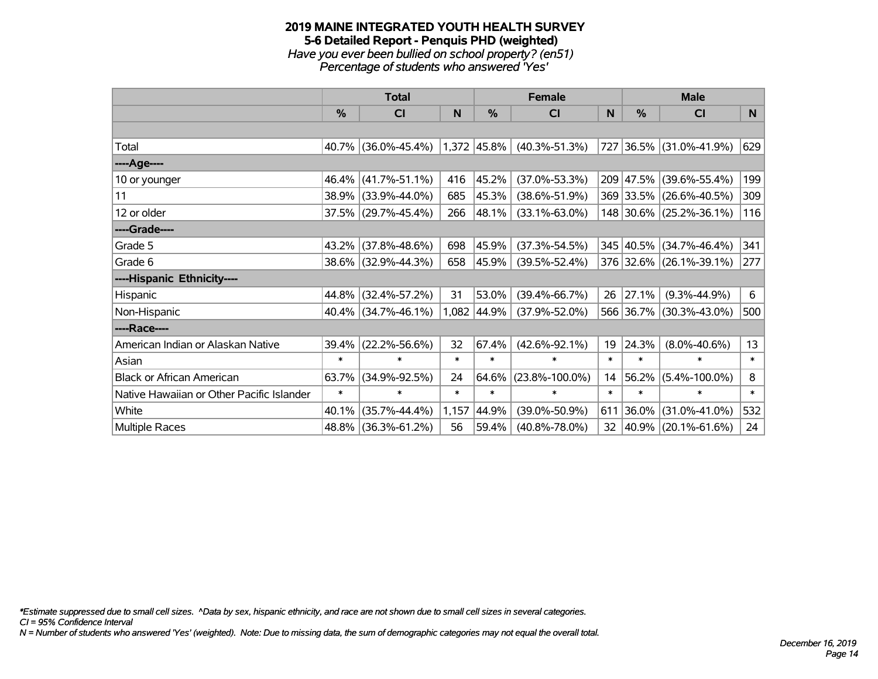# 2019 MAINE INTEGRATED YOUTH HEALTH SURVEY
## 5-6 Detailed Report - Penquis PHD (weighted)
*Have you ever been bullied on school property? (en51)*
*Percentage of students who answered 'Yes'*

| | Total | | | Female | | | Male | | |
|---|---|---|---|---|---|---|---|---|---|
| | % | CI | N | % | CI | N | % | CI | N |
| Total | 40.7% | (36.0%-45.4%) | 1,372 | 45.8% | (40.3%-51.3%) | 727 | 36.5% | (31.0%-41.9%) | 629 |
| ----Age---- | | | | | | | | | |
| 10 or younger | 46.4% | (41.7%-51.1%) | 416 | 45.2% | (37.0%-53.3%) | 209 | 47.5% | (39.6%-55.4%) | 199 |
| 11 | 38.9% | (33.9%-44.0%) | 685 | 45.3% | (38.6%-51.9%) | 369 | 33.5% | (26.6%-40.5%) | 309 |
| 12 or older | 37.5% | (29.7%-45.4%) | 266 | 48.1% | (33.1%-63.0%) | 148 | 30.6% | (25.2%-36.1%) | 116 |
| ----Grade---- | | | | | | | | | |
| Grade 5 | 43.2% | (37.8%-48.6%) | 698 | 45.9% | (37.3%-54.5%) | 345 | 40.5% | (34.7%-46.4%) | 341 |
| Grade 6 | 38.6% | (32.9%-44.3%) | 658 | 45.9% | (39.5%-52.4%) | 376 | 32.6% | (26.1%-39.1%) | 277 |
| ----Hispanic Ethnicity---- | | | | | | | | | |
| Hispanic | 44.8% | (32.4%-57.2%) | 31 | 53.0% | (39.4%-66.7%) | 26 | 27.1% | (9.3%-44.9%) | 6 |
| Non-Hispanic | 40.4% | (34.7%-46.1%) | 1,082 | 44.9% | (37.9%-52.0%) | 566 | 36.7% | (30.3%-43.0%) | 500 |
| ----Race---- | | | | | | | | | |
| American Indian or Alaskan Native | 39.4% | (22.2%-56.6%) | 32 | 67.4% | (42.6%-92.1%) | 19 | 24.3% | (8.0%-40.6%) | 13 |
| Asian | * | * | * | * | * | * | * | * | * |
| Black or African American | 63.7% | (34.9%-92.5%) | 24 | 64.6% | (23.8%-100.0%) | 14 | 56.2% | (5.4%-100.0%) | 8 |
| Native Hawaiian or Other Pacific Islander | * | * | * | * | * | * | * | * | * |
| White | 40.1% | (35.7%-44.4%) | 1,157 | 44.9% | (39.0%-50.9%) | 611 | 36.0% | (31.0%-41.0%) | 532 |
| Multiple Races | 48.8% | (36.3%-61.2%) | 56 | 59.4% | (40.8%-78.0%) | 32 | 40.9% | (20.1%-61.6%) | 24 |

*\*Estimate suppressed due to small cell sizes. ^Data by sex, hispanic ethnicity, and race are not shown due to small cell sizes in several categories.*
*CI = 95% Confidence Interval*
*N = Number of students who answered 'Yes' (weighted). Note: Due to missing data, the sum of demographic categories may not equal the overall total.*

*December 16, 2019*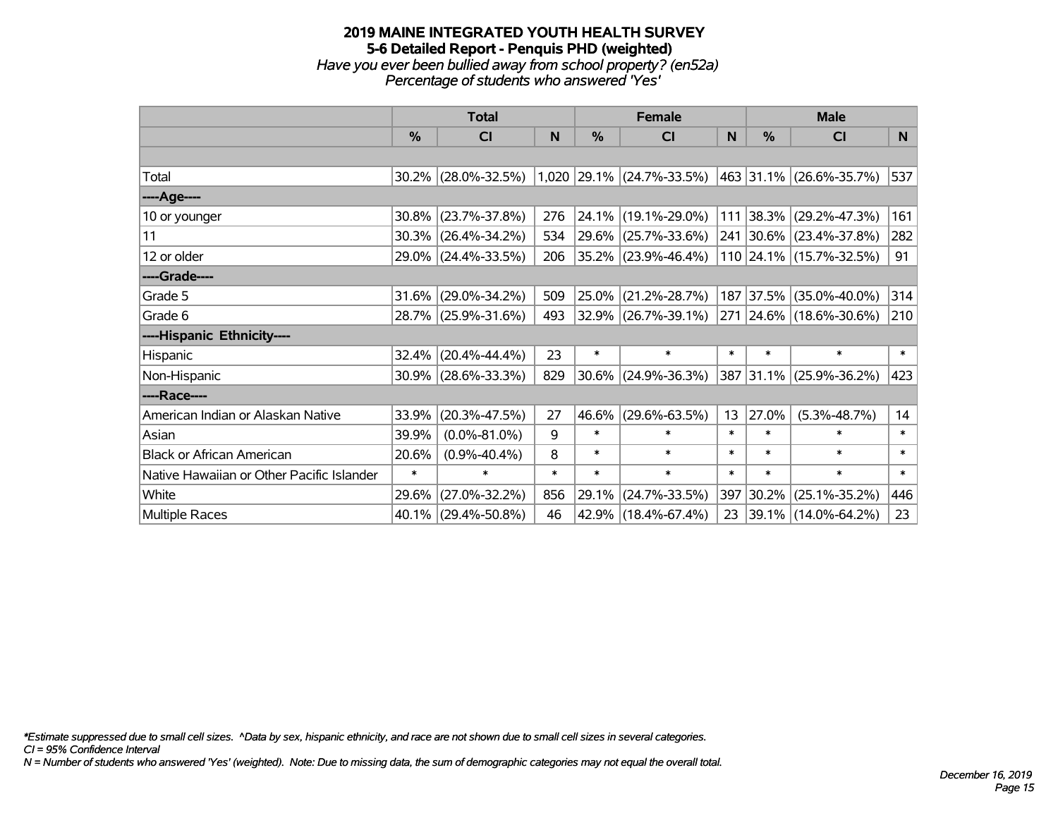# 2019 MAINE INTEGRATED YOUTH HEALTH SURVEY

## 5-6 Detailed Report - Penquis PHD (weighted)

*Have you ever been bullied away from school property? (en52a)*

*Percentage of students who answered 'Yes'*

| | Total | | | Female | | | Male | | |
|---|---|---|---|---|---|---|---|---|---|
| | % | CI | N | % | CI | N | % | CI | N |
| | | | | | | | | | |
| Total | 30.2% | (28.0%-32.5%) | 1,020 | 29.1% | (24.7%-33.5%) | 463 | 31.1% | (26.6%-35.7%) | 537 |
| ----Age---- | | | | | | | | | |
| 10 or younger | 30.8% | (23.7%-37.8%) | 276 | 24.1% | (19.1%-29.0%) | 111 | 38.3% | (29.2%-47.3%) | 161 |
| 11 | 30.3% | (26.4%-34.2%) | 534 | 29.6% | (25.7%-33.6%) | 241 | 30.6% | (23.4%-37.8%) | 282 |
| 12 or older | 29.0% | (24.4%-33.5%) | 206 | 35.2% | (23.9%-46.4%) | 110 | 24.1% | (15.7%-32.5%) | 91 |
| ----Grade---- | | | | | | | | | |
| Grade 5 | 31.6% | (29.0%-34.2%) | 509 | 25.0% | (21.2%-28.7%) | 187 | 37.5% | (35.0%-40.0%) | 314 |
| Grade 6 | 28.7% | (25.9%-31.6%) | 493 | 32.9% | (26.7%-39.1%) | 271 | 24.6% | (18.6%-30.6%) | 210 |
| ----Hispanic Ethnicity---- | | | | | | | | | |
| Hispanic | 32.4% | (20.4%-44.4%) | 23 | * | * | * | * | * | * |
| Non-Hispanic | 30.9% | (28.6%-33.3%) | 829 | 30.6% | (24.9%-36.3%) | 387 | 31.1% | (25.9%-36.2%) | 423 |
| ----Race---- | | | | | | | | | |
| American Indian or Alaskan Native | 33.9% | (20.3%-47.5%) | 27 | 46.6% | (29.6%-63.5%) | 13 | 27.0% | (5.3%-48.7%) | 14 |
| Asian | 39.9% | (0.0%-81.0%) | 9 | * | * | * | * | * | * |
| Black or African American | 20.6% | (0.9%-40.4%) | 8 | * | * | * | * | * | * |
| Native Hawaiian or Other Pacific Islander | * | * | * | * | * | * | * | * | * |
| White | 29.6% | (27.0%-32.2%) | 856 | 29.1% | (24.7%-33.5%) | 397 | 30.2% | (25.1%-35.2%) | 446 |
| Multiple Races | 40.1% | (29.4%-50.8%) | 46 | 42.9% | (18.4%-67.4%) | 23 | 39.1% | (14.0%-64.2%) | 23 |

*\*Estimate suppressed due to small cell sizes. ^Data by sex, hispanic ethnicity, and race are not shown due to small cell sizes in several categories.*

*CI = 95% Confidence Interval*

*N = Number of students who answered 'Yes' (weighted). Note: Due to missing data, the sum of demographic categories may not equal the overall total.*

*December 16, 2019*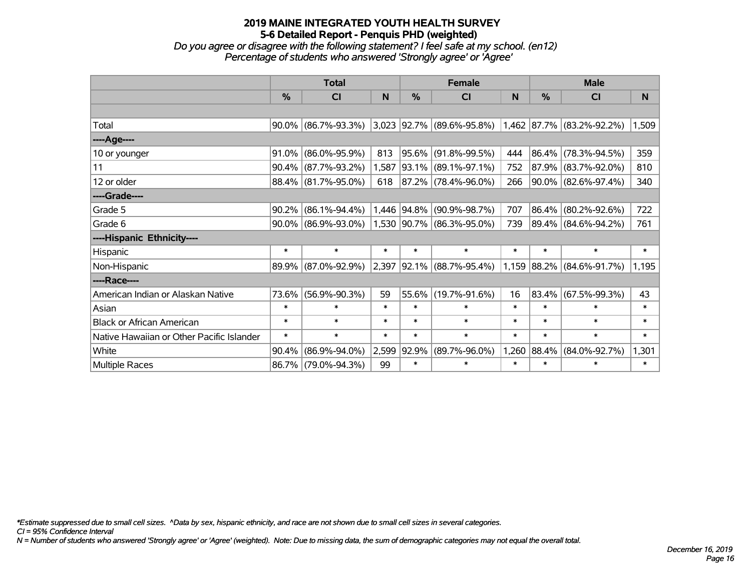# 2019 MAINE INTEGRATED YOUTH HEALTH SURVEY

## 5-6 Detailed Report - Penquis PHD (weighted)

*Do you agree or disagree with the following statement? I feel safe at my school. (en12)*
*Percentage of students who answered 'Strongly agree' or 'Agree'*

| | Total | | | Female | | | Male | | |
|---|---|---|---|---|---|---|---|---|---|
| | % | CI | N | % | CI | N | % | CI | N |
| | | | | | | | | | |
| Total | 90.0% | (86.7%-93.3%) | 3,023 | 92.7% | (89.6%-95.8%) | 1,462 | 87.7% | (83.2%-92.2%) | 1,509 |
| ----Age---- | | | | | | | | | |
| 10 or younger | 91.0% | (86.0%-95.9%) | 813 | 95.6% | (91.8%-99.5%) | 444 | 86.4% | (78.3%-94.5%) | 359 |
| 11 | 90.4% | (87.7%-93.2%) | 1,587 | 93.1% | (89.1%-97.1%) | 752 | 87.9% | (83.7%-92.0%) | 810 |
| 12 or older | 88.4% | (81.7%-95.0%) | 618 | 87.2% | (78.4%-96.0%) | 266 | 90.0% | (82.6%-97.4%) | 340 |
| ----Grade---- | | | | | | | | | |
| Grade 5 | 90.2% | (86.1%-94.4%) | 1,446 | 94.8% | (90.9%-98.7%) | 707 | 86.4% | (80.2%-92.6%) | 722 |
| Grade 6 | 90.0% | (86.9%-93.0%) | 1,530 | 90.7% | (86.3%-95.0%) | 739 | 89.4% | (84.6%-94.2%) | 761 |
| ----Hispanic Ethnicity---- | | | | | | | | | |
| Hispanic | * | * | * | * | * | * | * | * | * |
| Non-Hispanic | 89.9% | (87.0%-92.9%) | 2,397 | 92.1% | (88.7%-95.4%) | 1,159 | 88.2% | (84.6%-91.7%) | 1,195 |
| ----Race---- | | | | | | | | | |
| American Indian or Alaskan Native | 73.6% | (56.9%-90.3%) | 59 | 55.6% | (19.7%-91.6%) | 16 | 83.4% | (67.5%-99.3%) | 43 |
| Asian | * | * | * | * | * | * | * | * | * |
| Black or African American | * | * | * | * | * | * | * | * | * |
| Native Hawaiian or Other Pacific Islander | * | * | * | * | * | * | * | * | * |
| White | 90.4% | (86.9%-94.0%) | 2,599 | 92.9% | (89.7%-96.0%) | 1,260 | 88.4% | (84.0%-92.7%) | 1,301 |
| Multiple Races | 86.7% | (79.0%-94.3%) | 99 | * | * | * | * | * | * |

*\*Estimate suppressed due to small cell sizes. ^Data by sex, hispanic ethnicity, and race are not shown due to small cell sizes in several categories.*
*CI = 95% Confidence Interval*
*N = Number of students who answered 'Strongly agree' or 'Agree' (weighted). Note: Due to missing data, the sum of demographic categories may not equal the overall total.*

*December 16, 2019*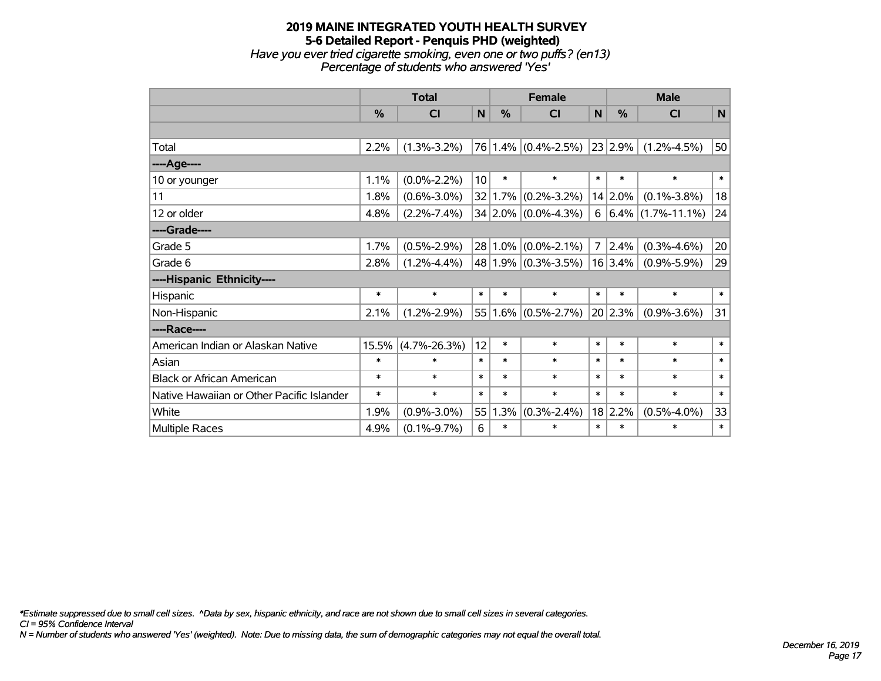# 2019 MAINE INTEGRATED YOUTH HEALTH SURVEY
## 5-6 Detailed Report - Penquis PHD (weighted)
*Have you ever tried cigarette smoking, even one or two puffs? (en13)*
*Percentage of students who answered 'Yes'*

| | Total | | | Female | | | Male | | |
|---|---|---|---|---|---|---|---|---|---|
| | % | CI | N | % | CI | N | % | CI | N |
| | | | | | | | | | |
| Total | 2.2% | (1.3%-3.2%) | 76 | 1.4% | (0.4%-2.5%) | 23 | 2.9% | (1.2%-4.5%) | 50 |
| ----Age---- | | | | | | | | | |
| 10 or younger | 1.1% | (0.0%-2.2%) | 10 | * | * | * | * | * | * |
| 11 | 1.8% | (0.6%-3.0%) | 32 | 1.7% | (0.2%-3.2%) | 14 | 2.0% | (0.1%-3.8%) | 18 |
| 12 or older | 4.8% | (2.2%-7.4%) | 34 | 2.0% | (0.0%-4.3%) | 6 | 6.4% | (1.7%-11.1%) | 24 |
| ----Grade---- | | | | | | | | | |
| Grade 5 | 1.7% | (0.5%-2.9%) | 28 | 1.0% | (0.0%-2.1%) | 7 | 2.4% | (0.3%-4.6%) | 20 |
| Grade 6 | 2.8% | (1.2%-4.4%) | 48 | 1.9% | (0.3%-3.5%) | 16 | 3.4% | (0.9%-5.9%) | 29 |
| ----Hispanic Ethnicity---- | | | | | | | | | |
| Hispanic | * | * | * | * | * | * | * | * | * |
| Non-Hispanic | 2.1% | (1.2%-2.9%) | 55 | 1.6% | (0.5%-2.7%) | 20 | 2.3% | (0.9%-3.6%) | 31 |
| ----Race---- | | | | | | | | | |
| American Indian or Alaskan Native | 15.5% | (4.7%-26.3%) | 12 | * | * | * | * | * | * |
| Asian | * | * | * | * | * | * | * | * | * |
| Black or African American | * | * | * | * | * | * | * | * | * |
| Native Hawaiian or Other Pacific Islander | * | * | * | * | * | * | * | * | * |
| White | 1.9% | (0.9%-3.0%) | 55 | 1.3% | (0.3%-2.4%) | 18 | 2.2% | (0.5%-4.0%) | 33 |
| Multiple Races | 4.9% | (0.1%-9.7%) | 6 | * | * | * | * | * | * |

*\*Estimate suppressed due to small cell sizes. ^Data by sex, hispanic ethnicity, and race are not shown due to small cell sizes in several categories.*
*CI = 95% Confidence Interval*
*N = Number of students who answered 'Yes' (weighted). Note: Due to missing data, the sum of demographic categories may not equal the overall total.*

*December 16, 2019*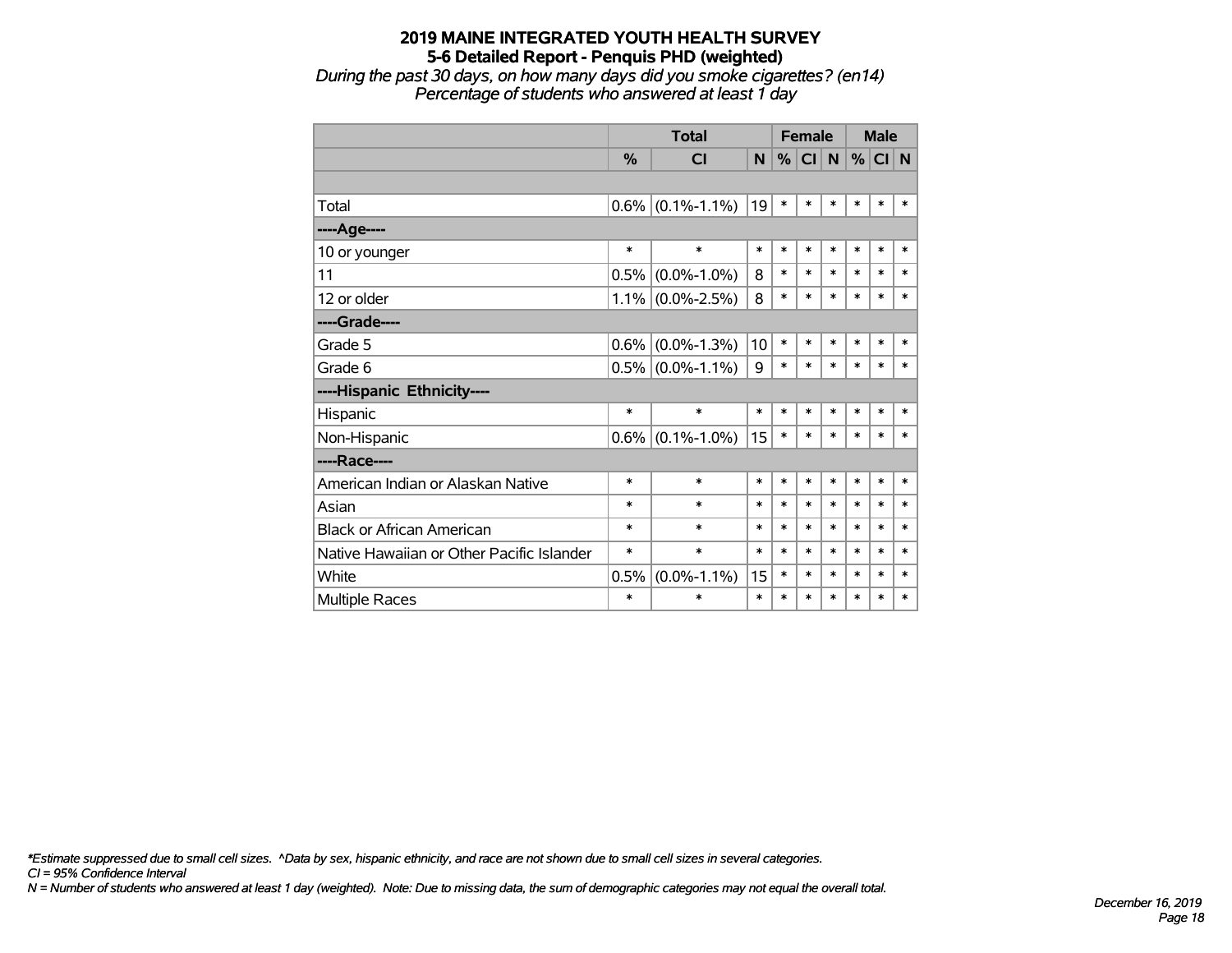# 2019 MAINE INTEGRATED YOUTH HEALTH SURVEY
## 5-6 Detailed Report - Penquis PHD (weighted)
*During the past 30 days, on how many days did you smoke cigarettes? (en14)*
*Percentage of students who answered at least 1 day*

| | Total | | | Female | | | Male | | |
|---|---|---|---|---|---|---|---|---|---|
| | % | CI | N | % | CI | N | % | CI | N |
| | | | | | | | | | |
| Total | 0.6% | (0.1%-1.1%) | 19 | * | * | * | * | * | * |
| ----Age---- | | | | | | | | | |
| 10 or younger | * | * | * | * | * | * | * | * | * |
| 11 | 0.5% | (0.0%-1.0%) | 8 | * | * | * | * | * | * |
| 12 or older | 1.1% | (0.0%-2.5%) | 8 | * | * | * | * | * | * |
| ----Grade---- | | | | | | | | | |
| Grade 5 | 0.6% | (0.0%-1.3%) | 10 | * | * | * | * | * | * |
| Grade 6 | 0.5% | (0.0%-1.1%) | 9 | * | * | * | * | * | * |
| ----Hispanic Ethnicity---- | | | | | | | | | |
| Hispanic | * | * | * | * | * | * | * | * | * |
| Non-Hispanic | 0.6% | (0.1%-1.0%) | 15 | * | * | * | * | * | * |
| ----Race---- | | | | | | | | | |
| American Indian or Alaskan Native | * | * | * | * | * | * | * | * | * |
| Asian | * | * | * | * | * | * | * | * | * |
| Black or African American | * | * | * | * | * | * | * | * | * |
| Native Hawaiian or Other Pacific Islander | * | * | * | * | * | * | * | * | * |
| White | 0.5% | (0.0%-1.1%) | 15 | * | * | * | * | * | * |
| Multiple Races | * | * | * | * | * | * | * | * | * |

*\*Estimate suppressed due to small cell sizes. ^Data by sex, hispanic ethnicity, and race are not shown due to small cell sizes in several categories.*
*CI = 95% Confidence Interval*
*N = Number of students who answered at least 1 day (weighted). Note: Due to missing data, the sum of demographic categories may not equal the overall total.*

*December 16, 2019*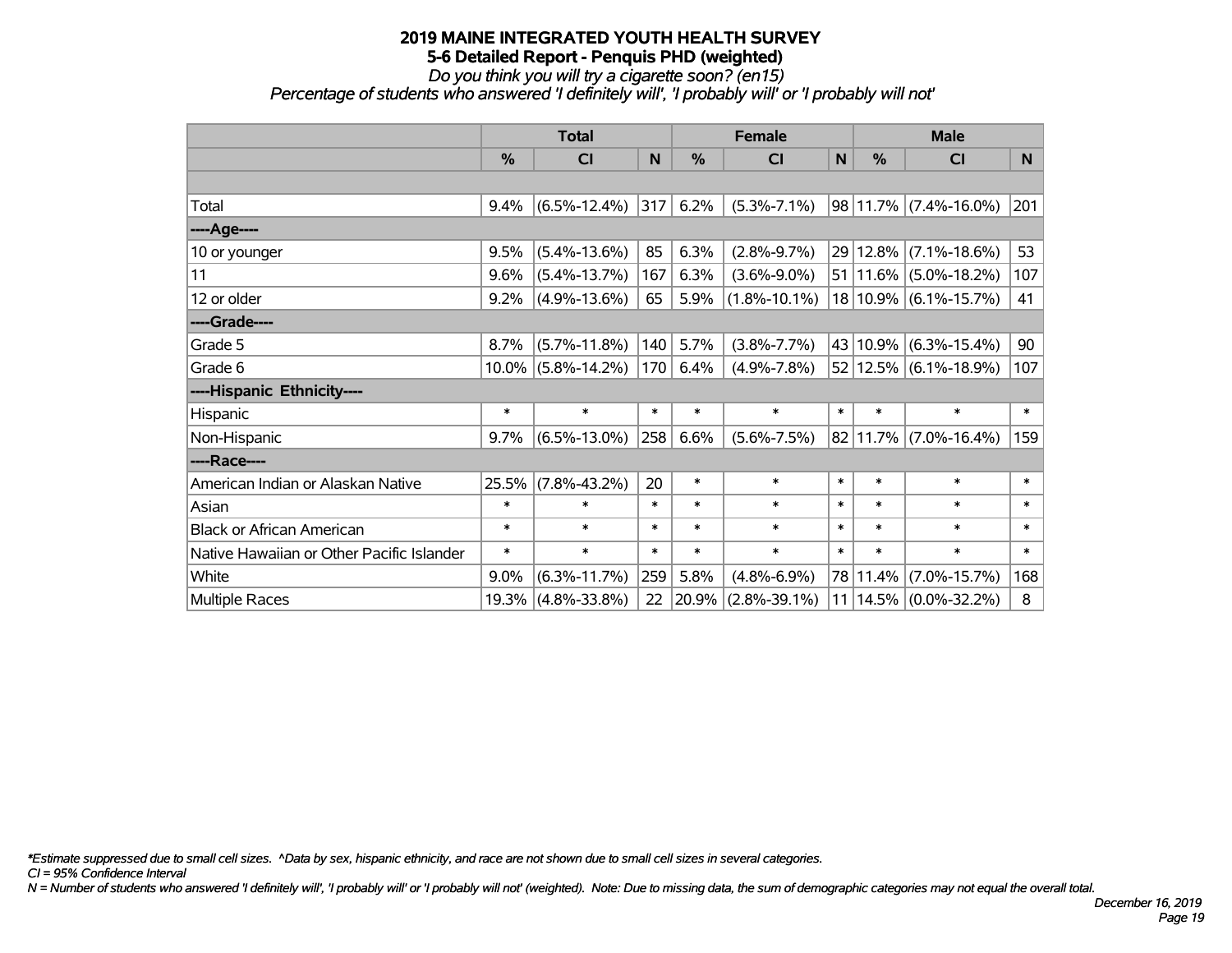# 2019 MAINE INTEGRATED YOUTH HEALTH SURVEY
## 5-6 Detailed Report - Penquis PHD (weighted)
*Do you think you will try a cigarette soon? (en15)*
*Percentage of students who answered 'I definitely will', 'I probably will' or 'I probably will not'*

| | Total | | | Female | | | Male | | |
|---|---|---|---|---|---|---|---|---|---|
| | % | CI | N | % | CI | N | % | CI | N |
| | | | | | | | | | |
| Total | 9.4% | (6.5%-12.4%) | 317 | 6.2% | (5.3%-7.1%) | 98 | 11.7% | (7.4%-16.0%) | 201 |
| ----Age---- | | | | | | | | | |
| 10 or younger | 9.5% | (5.4%-13.6%) | 85 | 6.3% | (2.8%-9.7%) | 29 | 12.8% | (7.1%-18.6%) | 53 |
| 11 | 9.6% | (5.4%-13.7%) | 167 | 6.3% | (3.6%-9.0%) | 51 | 11.6% | (5.0%-18.2%) | 107 |
| 12 or older | 9.2% | (4.9%-13.6%) | 65 | 5.9% | (1.8%-10.1%) | 18 | 10.9% | (6.1%-15.7%) | 41 |
| ----Grade---- | | | | | | | | | |
| Grade 5 | 8.7% | (5.7%-11.8%) | 140 | 5.7% | (3.8%-7.7%) | 43 | 10.9% | (6.3%-15.4%) | 90 |
| Grade 6 | 10.0% | (5.8%-14.2%) | 170 | 6.4% | (4.9%-7.8%) | 52 | 12.5% | (6.1%-18.9%) | 107 |
| ----Hispanic Ethnicity---- | | | | | | | | | |
| Hispanic | * | * | * | * | * | * | * | * | * |
| Non-Hispanic | 9.7% | (6.5%-13.0%) | 258 | 6.6% | (5.6%-7.5%) | 82 | 11.7% | (7.0%-16.4%) | 159 |
| ----Race---- | | | | | | | | | |
| American Indian or Alaskan Native | 25.5% | (7.8%-43.2%) | 20 | * | * | * | * | * | * |
| Asian | * | * | * | * | * | * | * | * | * |
| Black or African American | * | * | * | * | * | * | * | * | * |
| Native Hawaiian or Other Pacific Islander | * | * | * | * | * | * | * | * | * |
| White | 9.0% | (6.3%-11.7%) | 259 | 5.8% | (4.8%-6.9%) | 78 | 11.4% | (7.0%-15.7%) | 168 |
| Multiple Races | 19.3% | (4.8%-33.8%) | 22 | 20.9% | (2.8%-39.1%) | 11 | 14.5% | (0.0%-32.2%) | 8 |

*\*Estimate suppressed due to small cell sizes. ^Data by sex, hispanic ethnicity, and race are not shown due to small cell sizes in several categories.*
*CI = 95% Confidence Interval*
*N = Number of students who answered 'I definitely will', 'I probably will' or 'I probably will not' (weighted). Note: Due to missing data, the sum of demographic categories may not equal the overall total.*

*December 16, 2019*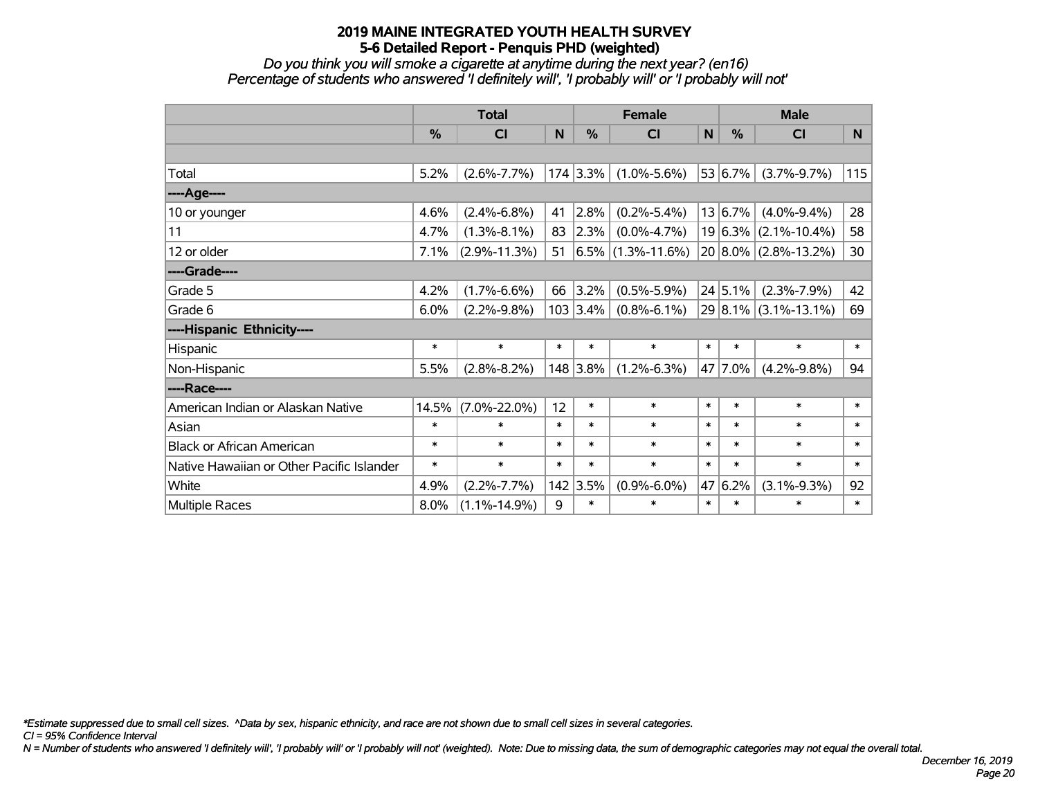# 2019 MAINE INTEGRATED YOUTH HEALTH SURVEY
## 5-6 Detailed Report - Penquis PHD (weighted)
*Do you think you will smoke a cigarette at anytime during the next year? (en16)*
*Percentage of students who answered 'I definitely will', 'I probably will' or 'I probably will not'*

| | Total | | | Female | | | Male | | |
|---|---|---|---|---|---|---|---|---|---|
| | % | CI | N | % | CI | N | % | CI | N |
| Total | 5.2% | (2.6%-7.7%) | 174 | 3.3% | (1.0%-5.6%) | 53 | 6.7% | (3.7%-9.7%) | 115 |
| ----Age---- | | | | | | | | | |
| 10 or younger | 4.6% | (2.4%-6.8%) | 41 | 2.8% | (0.2%-5.4%) | 13 | 6.7% | (4.0%-9.4%) | 28 |
| 11 | 4.7% | (1.3%-8.1%) | 83 | 2.3% | (0.0%-4.7%) | 19 | 6.3% | (2.1%-10.4%) | 58 |
| 12 or older | 7.1% | (2.9%-11.3%) | 51 | 6.5% | (1.3%-11.6%) | 20 | 8.0% | (2.8%-13.2%) | 30 |
| ----Grade---- | | | | | | | | | |
| Grade 5 | 4.2% | (1.7%-6.6%) | 66 | 3.2% | (0.5%-5.9%) | 24 | 5.1% | (2.3%-7.9%) | 42 |
| Grade 6 | 6.0% | (2.2%-9.8%) | 103 | 3.4% | (0.8%-6.1%) | 29 | 8.1% | (3.1%-13.1%) | 69 |
| ----Hispanic Ethnicity---- | | | | | | | | | |
| Hispanic | * | * | * | * | * | * | * | * | * |
| Non-Hispanic | 5.5% | (2.8%-8.2%) | 148 | 3.8% | (1.2%-6.3%) | 47 | 7.0% | (4.2%-9.8%) | 94 |
| ----Race---- | | | | | | | | | |
| American Indian or Alaskan Native | 14.5% | (7.0%-22.0%) | 12 | * | * | * | * | * | * |
| Asian | * | * | * | * | * | * | * | * | * |
| Black or African American | * | * | * | * | * | * | * | * | * |
| Native Hawaiian or Other Pacific Islander | * | * | * | * | * | * | * | * | * |
| White | 4.9% | (2.2%-7.7%) | 142 | 3.5% | (0.9%-6.0%) | 47 | 6.2% | (3.1%-9.3%) | 92 |
| Multiple Races | 8.0% | (1.1%-14.9%) | 9 | * | * | * | * | * | * |

*\*Estimate suppressed due to small cell sizes. ^Data by sex, hispanic ethnicity, and race are not shown due to small cell sizes in several categories.*
*CI = 95% Confidence Interval*
*N = Number of students who answered 'I definitely will', 'I probably will' or 'I probably will not' (weighted). Note: Due to missing data, the sum of demographic categories may not equal the overall total.*

*December 16, 2019*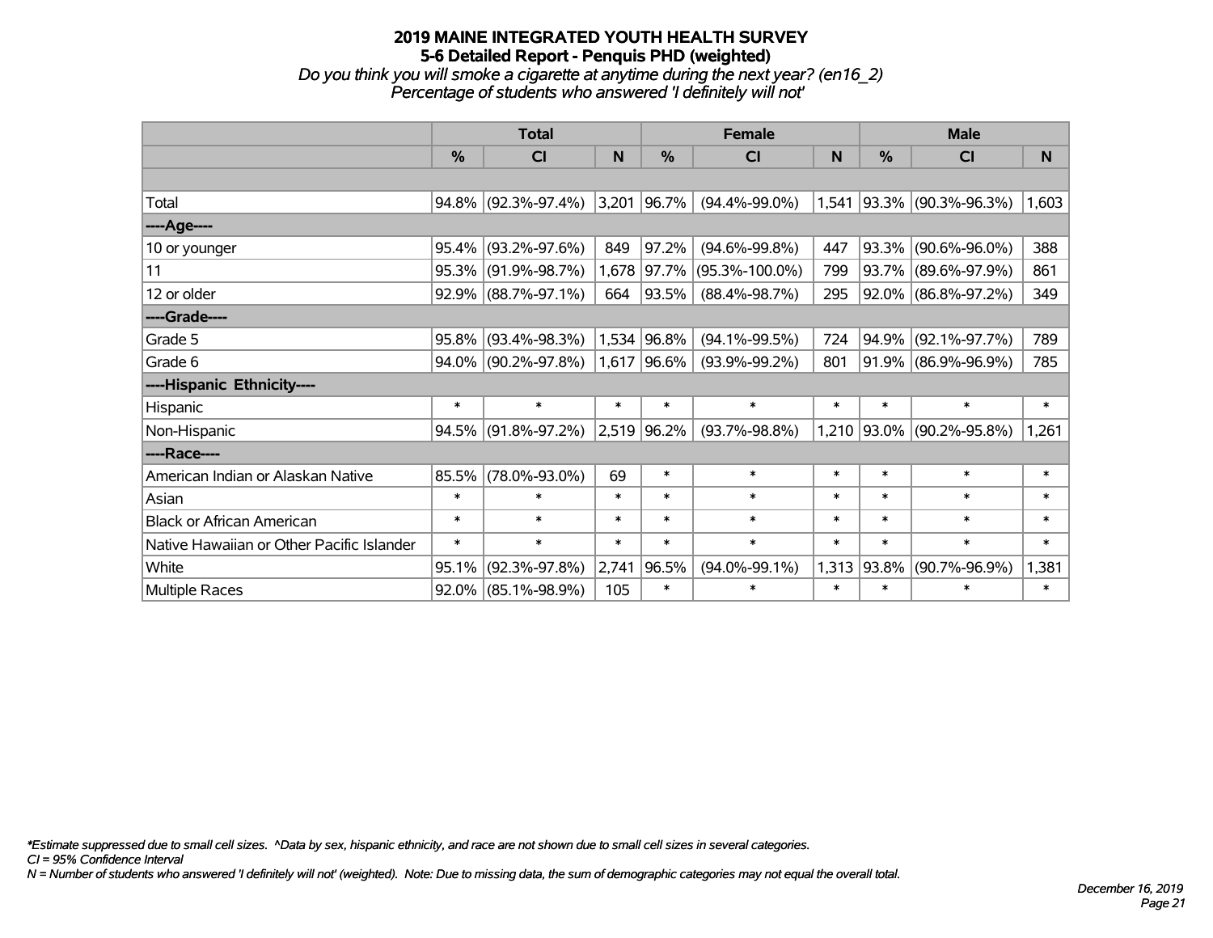# 2019 MAINE INTEGRATED YOUTH HEALTH SURVEY
## 5-6 Detailed Report - Penquis PHD (weighted)
### *Do you think you will smoke a cigarette at anytime during the next year? (en16_2)*
### *Percentage of students who answered 'I definitely will not'*

| | Total | | | Female | | | Male | | |
|---|---|---|---|---|---|---|---|---|---|
| | % | CI | N | % | CI | N | % | CI | N |
| | | | | | | | | | |
| Total | 94.8% | (92.3%-97.4%) | 3,201 | 96.7% | (94.4%-99.0%) | 1,541 | 93.3% | (90.3%-96.3%) | 1,603 |
| ----Age---- | | | | | | | | | |
| 10 or younger | 95.4% | (93.2%-97.6%) | 849 | 97.2% | (94.6%-99.8%) | 447 | 93.3% | (90.6%-96.0%) | 388 |
| 11 | 95.3% | (91.9%-98.7%) | 1,678 | 97.7% | (95.3%-100.0%) | 799 | 93.7% | (89.6%-97.9%) | 861 |
| 12 or older | 92.9% | (88.7%-97.1%) | 664 | 93.5% | (88.4%-98.7%) | 295 | 92.0% | (86.8%-97.2%) | 349 |
| ----Grade---- | | | | | | | | | |
| Grade 5 | 95.8% | (93.4%-98.3%) | 1,534 | 96.8% | (94.1%-99.5%) | 724 | 94.9% | (92.1%-97.7%) | 789 |
| Grade 6 | 94.0% | (90.2%-97.8%) | 1,617 | 96.6% | (93.9%-99.2%) | 801 | 91.9% | (86.9%-96.9%) | 785 |
| ----Hispanic Ethnicity---- | | | | | | | | | |
| Hispanic | * | * | * | * | * | * | * | * | * |
| Non-Hispanic | 94.5% | (91.8%-97.2%) | 2,519 | 96.2% | (93.7%-98.8%) | 1,210 | 93.0% | (90.2%-95.8%) | 1,261 |
| ----Race---- | | | | | | | | | |
| American Indian or Alaskan Native | 85.5% | (78.0%-93.0%) | 69 | * | * | * | * | * | * |
| Asian | * | * | * | * | * | * | * | * | * |
| Black or African American | * | * | * | * | * | * | * | * | * |
| Native Hawaiian or Other Pacific Islander | * | * | * | * | * | * | * | * | * |
| White | 95.1% | (92.3%-97.8%) | 2,741 | 96.5% | (94.0%-99.1%) | 1,313 | 93.8% | (90.7%-96.9%) | 1,381 |
| Multiple Races | 92.0% | (85.1%-98.9%) | 105 | * | * | * | * | * | * |

*Estimate suppressed due to small cell sizes. ^Data by sex, hispanic ethnicity, and race are not shown due to small cell sizes in several categories.
*CI = 95% Confidence Interval*
*N = Number of students who answered 'I definitely will not' (weighted). Note: Due to missing data, the sum of demographic categories may not equal the overall total.*

*December 16, 2019*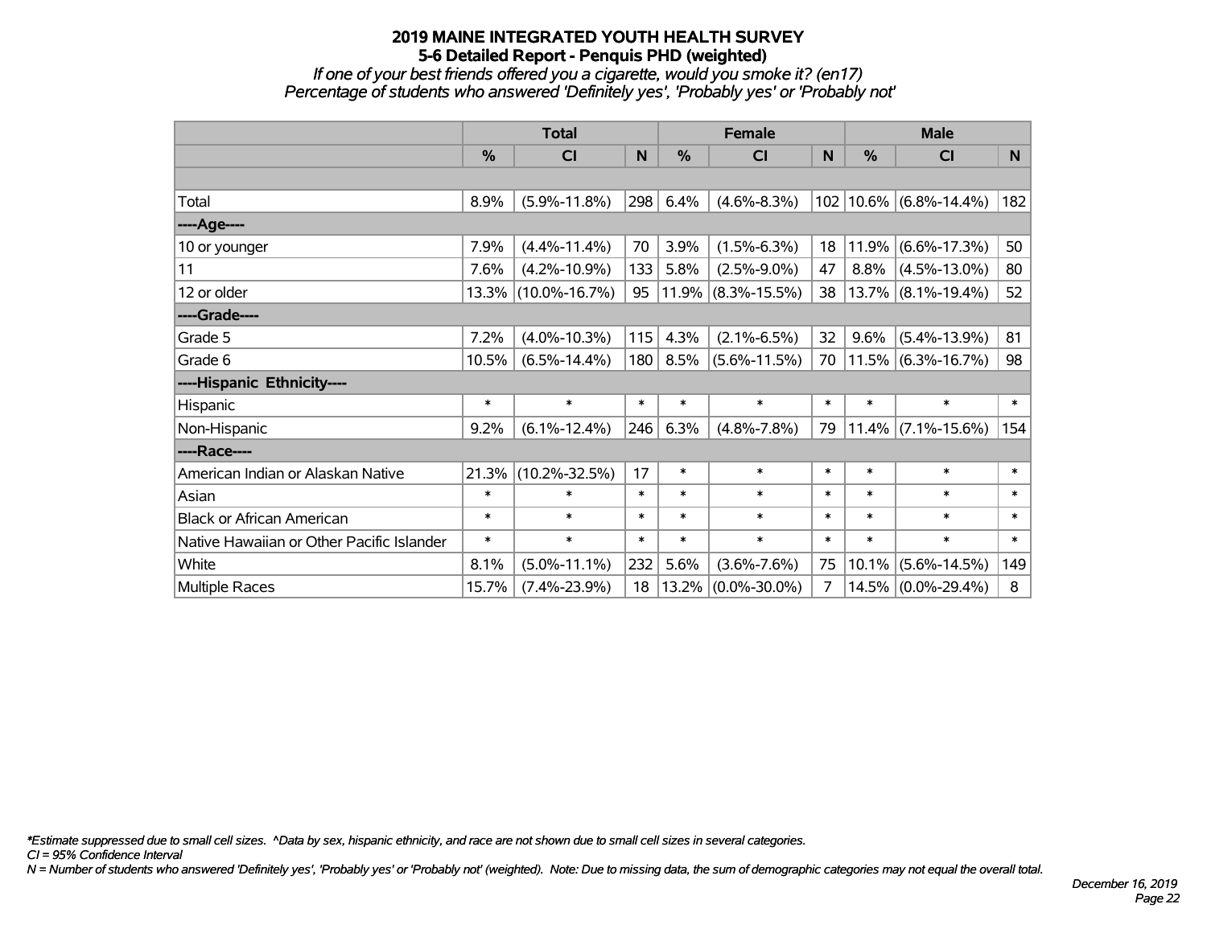# 2019 MAINE INTEGRATED YOUTH HEALTH SURVEY
## 5-6 Detailed Report - Penquis PHD (weighted)
### *If one of your best friends offered you a cigarette, would you smoke it? (en17)*
### *Percentage of students who answered 'Definitely yes', 'Probably yes' or 'Probably not'*

| | Total | | | Female | | | Male | | |
|---|---|---|---|---|---|---|---|---|---|
| | % | CI | N | % | CI | N | % | CI | N |
| | | | | | | | | | |
| Total | 8.9% | (5.9%-11.8%) | 298 | 6.4% | (4.6%-8.3%) | 102 | 10.6% | (6.8%-14.4%) | 182 |
| ----Age---- | | | | | | | | | |
| 10 or younger | 7.9% | (4.4%-11.4%) | 70 | 3.9% | (1.5%-6.3%) | 18 | 11.9% | (6.6%-17.3%) | 50 |
| 11 | 7.6% | (4.2%-10.9%) | 133 | 5.8% | (2.5%-9.0%) | 47 | 8.8% | (4.5%-13.0%) | 80 |
| 12 or older | 13.3% | (10.0%-16.7%) | 95 | 11.9% | (8.3%-15.5%) | 38 | 13.7% | (8.1%-19.4%) | 52 |
| ----Grade---- | | | | | | | | | |
| Grade 5 | 7.2% | (4.0%-10.3%) | 115 | 4.3% | (2.1%-6.5%) | 32 | 9.6% | (5.4%-13.9%) | 81 |
| Grade 6 | 10.5% | (6.5%-14.4%) | 180 | 8.5% | (5.6%-11.5%) | 70 | 11.5% | (6.3%-16.7%) | 98 |
| ----Hispanic Ethnicity---- | | | | | | | | | |
| Hispanic | * | * | * | * | * | * | * | * | * |
| Non-Hispanic | 9.2% | (6.1%-12.4%) | 246 | 6.3% | (4.8%-7.8%) | 79 | 11.4% | (7.1%-15.6%) | 154 |
| ----Race---- | | | | | | | | | |
| American Indian or Alaskan Native | 21.3% | (10.2%-32.5%) | 17 | * | * | * | * | * | * |
| Asian | * | * | * | * | * | * | * | * | * |
| Black or African American | * | * | * | * | * | * | * | * | * |
| Native Hawaiian or Other Pacific Islander | * | * | * | * | * | * | * | * | * |
| White | 8.1% | (5.0%-11.1%) | 232 | 5.6% | (3.6%-7.6%) | 75 | 10.1% | (5.6%-14.5%) | 149 |
| Multiple Races | 15.7% | (7.4%-23.9%) | 18 | 13.2% | (0.0%-30.0%) | 7 | 14.5% | (0.0%-29.4%) | 8 |

*\*Estimate suppressed due to small cell sizes. ^Data by sex, hispanic ethnicity, and race are not shown due to small cell sizes in several categories.*

*CI = 95% Confidence Interval*

*N = Number of students who answered 'Definitely yes', 'Probably yes' or 'Probably not' (weighted). Note: Due to missing data, the sum of demographic categories may not equal the overall total.*

*December 16, 2019*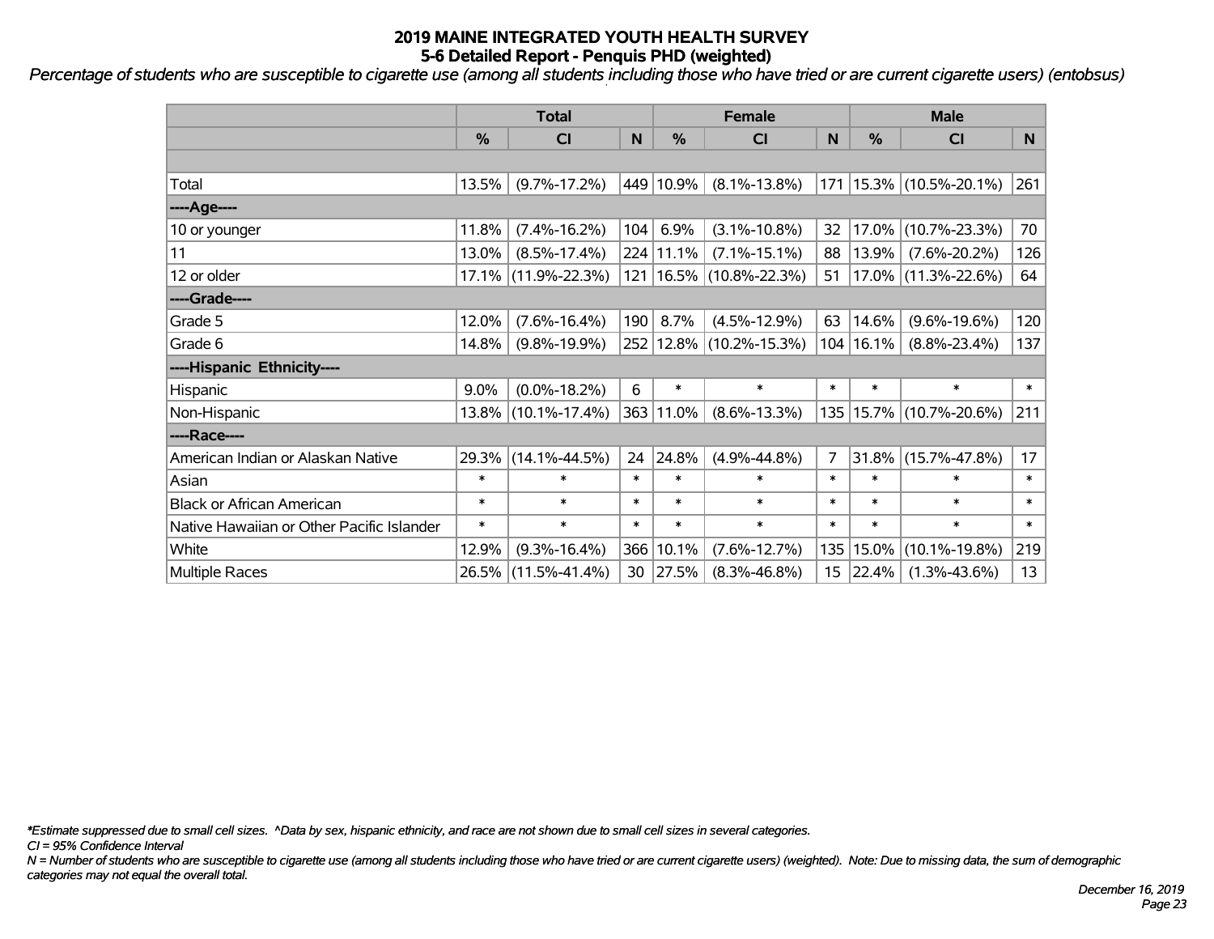# 2019 MAINE INTEGRATED YOUTH HEALTH SURVEY
## 5-6 Detailed Report - Penquis PHD (weighted)

*Percentage of students who are susceptible to cigarette use (among all students including those who have tried or are current cigarette users) (entobsus)*

| | Total | | | Female | | | Male | | |
|---|---|---|---|---|---|---|---|---|---|
| | % | CI | N | % | CI | N | % | CI | N |
| | | | | | | | | | |
| Total | 13.5% | (9.7%-17.2%) | 449 | 10.9% | (8.1%-13.8%) | 171 | 15.3% | (10.5%-20.1%) | 261 |
| ----Age---- | | | | | | | | | |
| 10 or younger | 11.8% | (7.4%-16.2%) | 104 | 6.9% | (3.1%-10.8%) | 32 | 17.0% | (10.7%-23.3%) | 70 |
| 11 | 13.0% | (8.5%-17.4%) | 224 | 11.1% | (7.1%-15.1%) | 88 | 13.9% | (7.6%-20.2%) | 126 |
| 12 or older | 17.1% | (11.9%-22.3%) | 121 | 16.5% | (10.8%-22.3%) | 51 | 17.0% | (11.3%-22.6%) | 64 |
| ----Grade---- | | | | | | | | | |
| Grade 5 | 12.0% | (7.6%-16.4%) | 190 | 8.7% | (4.5%-12.9%) | 63 | 14.6% | (9.6%-19.6%) | 120 |
| Grade 6 | 14.8% | (9.8%-19.9%) | 252 | 12.8% | (10.2%-15.3%) | 104 | 16.1% | (8.8%-23.4%) | 137 |
| ----Hispanic Ethnicity---- | | | | | | | | | |
| Hispanic | 9.0% | (0.0%-18.2%) | 6 | * | * | * | * | * | * |
| Non-Hispanic | 13.8% | (10.1%-17.4%) | 363 | 11.0% | (8.6%-13.3%) | 135 | 15.7% | (10.7%-20.6%) | 211 |
| ----Race---- | | | | | | | | | |
| American Indian or Alaskan Native | 29.3% | (14.1%-44.5%) | 24 | 24.8% | (4.9%-44.8%) | 7 | 31.8% | (15.7%-47.8%) | 17 |
| Asian | * | * | * | * | * | * | * | * | * |
| Black or African American | * | * | * | * | * | * | * | * | * |
| Native Hawaiian or Other Pacific Islander | * | * | * | * | * | * | * | * | * |
| White | 12.9% | (9.3%-16.4%) | 366 | 10.1% | (7.6%-12.7%) | 135 | 15.0% | (10.1%-19.8%) | 219 |
| Multiple Races | 26.5% | (11.5%-41.4%) | 30 | 27.5% | (8.3%-46.8%) | 15 | 22.4% | (1.3%-43.6%) | 13 |

*\*Estimate suppressed due to small cell sizes. ^Data by sex, hispanic ethnicity, and race are not shown due to small cell sizes in several categories.*

*CI = 95% Confidence Interval*

*N = Number of students who are susceptible to cigarette use (among all students including those who have tried or are current cigarette users) (weighted). Note: Due to missing data, the sum of demographic categories may not equal the overall total.*

*December 16, 2019*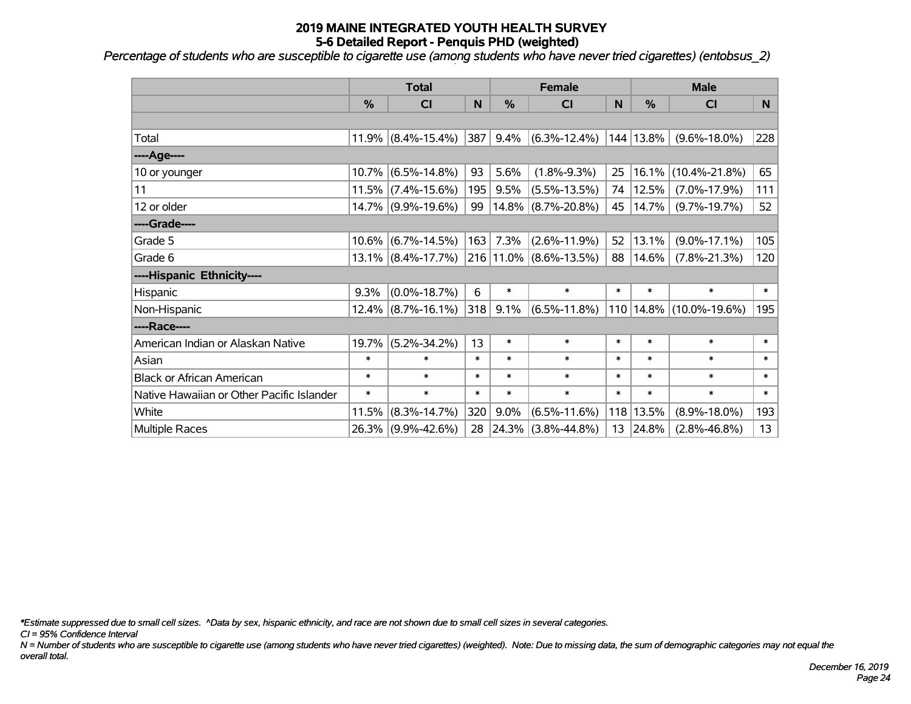# 2019 MAINE INTEGRATED YOUTH HEALTH SURVEY
## 5-6 Detailed Report - Penquis PHD (weighted)

*Percentage of students who are susceptible to cigarette use (among students who have never tried cigarettes) (entobsus_2)*

| | Total | | | Female | | | Male | | |
|---|---|---|---|---|---|---|---|---|---|
| | % | CI | N | % | CI | N | % | CI | N |
| | | | | | | | | | |
| Total | 11.9% | (8.4%-15.4%) | 387 | 9.4% | (6.3%-12.4%) | 144 | 13.8% | (9.6%-18.0%) | 228 |
| ----Age---- | | | | | | | | | |
| 10 or younger | 10.7% | (6.5%-14.8%) | 93 | 5.6% | (1.8%-9.3%) | 25 | 16.1% | (10.4%-21.8%) | 65 |
| 11 | 11.5% | (7.4%-15.6%) | 195 | 9.5% | (5.5%-13.5%) | 74 | 12.5% | (7.0%-17.9%) | 111 |
| 12 or older | 14.7% | (9.9%-19.6%) | 99 | 14.8% | (8.7%-20.8%) | 45 | 14.7% | (9.7%-19.7%) | 52 |
| ----Grade---- | | | | | | | | | |
| Grade 5 | 10.6% | (6.7%-14.5%) | 163 | 7.3% | (2.6%-11.9%) | 52 | 13.1% | (9.0%-17.1%) | 105 |
| Grade 6 | 13.1% | (8.4%-17.7%) | 216 | 11.0% | (8.6%-13.5%) | 88 | 14.6% | (7.8%-21.3%) | 120 |
| ----Hispanic Ethnicity---- | | | | | | | | | |
| Hispanic | 9.3% | (0.0%-18.7%) | 6 | * | * | * | * | * | * |
| Non-Hispanic | 12.4% | (8.7%-16.1%) | 318 | 9.1% | (6.5%-11.8%) | 110 | 14.8% | (10.0%-19.6%) | 195 |
| ----Race---- | | | | | | | | | |
| American Indian or Alaskan Native | 19.7% | (5.2%-34.2%) | 13 | * | * | * | * | * | * |
| Asian | * | * | * | * | * | * | * | * | * |
| Black or African American | * | * | * | * | * | * | * | * | * |
| Native Hawaiian or Other Pacific Islander | * | * | * | * | * | * | * | * | * |
| White | 11.5% | (8.3%-14.7%) | 320 | 9.0% | (6.5%-11.6%) | 118 | 13.5% | (8.9%-18.0%) | 193 |
| Multiple Races | 26.3% | (9.9%-42.6%) | 28 | 24.3% | (3.8%-44.8%) | 13 | 24.8% | (2.8%-46.8%) | 13 |

*\*Estimate suppressed due to small cell sizes. ^Data by sex, hispanic ethnicity, and race are not shown due to small cell sizes in several categories.*

*CI = 95% Confidence Interval*

*N = Number of students who are susceptible to cigarette use (among students who have never tried cigarettes) (weighted). Note: Due to missing data, the sum of demographic categories may not equal the overall total.*

*December 16, 2019*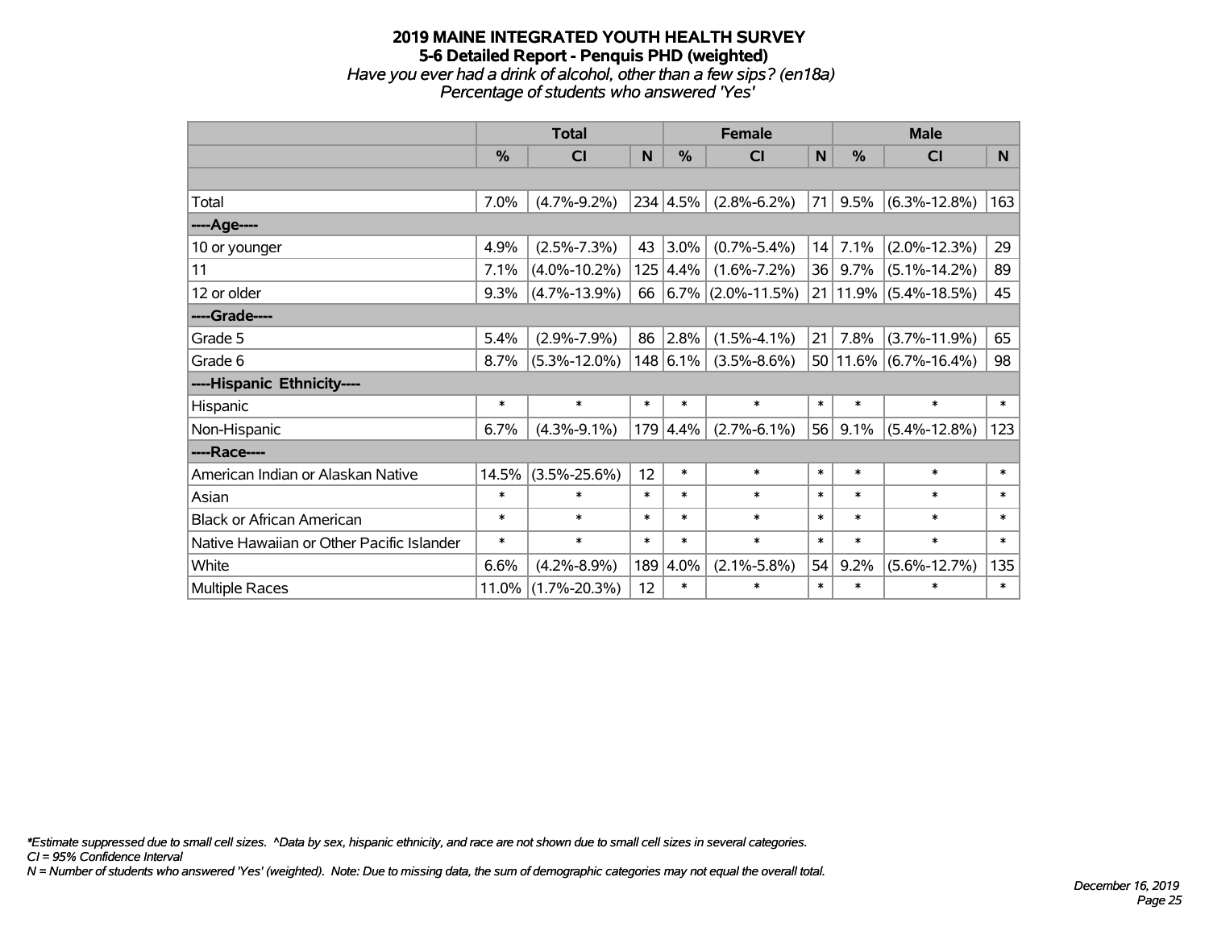# 2019 MAINE INTEGRATED YOUTH HEALTH SURVEY
## 5-6 Detailed Report - Penquis PHD (weighted)
*Have you ever had a drink of alcohol, other than a few sips? (en18a)*
*Percentage of students who answered 'Yes'*

| | Total | | | Female | | | Male | | |
|---|---|---|---|---|---|---|---|---|---|
| | % | CI | N | % | CI | N | % | CI | N |
| Total | 7.0% | (4.7%-9.2%) | 234 | 4.5% | (2.8%-6.2%) | 71 | 9.5% | (6.3%-12.8%) | 163 |
| ----Age---- | | | | | | | | | |
| 10 or younger | 4.9% | (2.5%-7.3%) | 43 | 3.0% | (0.7%-5.4%) | 14 | 7.1% | (2.0%-12.3%) | 29 |
| 11 | 7.1% | (4.0%-10.2%) | 125 | 4.4% | (1.6%-7.2%) | 36 | 9.7% | (5.1%-14.2%) | 89 |
| 12 or older | 9.3% | (4.7%-13.9%) | 66 | 6.7% | (2.0%-11.5%) | 21 | 11.9% | (5.4%-18.5%) | 45 |
| ----Grade---- | | | | | | | | | |
| Grade 5 | 5.4% | (2.9%-7.9%) | 86 | 2.8% | (1.5%-4.1%) | 21 | 7.8% | (3.7%-11.9%) | 65 |
| Grade 6 | 8.7% | (5.3%-12.0%) | 148 | 6.1% | (3.5%-8.6%) | 50 | 11.6% | (6.7%-16.4%) | 98 |
| ----Hispanic Ethnicity---- | | | | | | | | | |
| Hispanic | * | * | * | * | * | * | * | * | * |
| Non-Hispanic | 6.7% | (4.3%-9.1%) | 179 | 4.4% | (2.7%-6.1%) | 56 | 9.1% | (5.4%-12.8%) | 123 |
| ----Race---- | | | | | | | | | |
| American Indian or Alaskan Native | 14.5% | (3.5%-25.6%) | 12 | * | * | * | * | * | * |
| Asian | * | * | * | * | * | * | * | * | * |
| Black or African American | * | * | * | * | * | * | * | * | * |
| Native Hawaiian or Other Pacific Islander | * | * | * | * | * | * | * | * | * |
| White | 6.6% | (4.2%-8.9%) | 189 | 4.0% | (2.1%-5.8%) | 54 | 9.2% | (5.6%-12.7%) | 135 |
| Multiple Races | 11.0% | (1.7%-20.3%) | 12 | * | * | * | * | * | * |

*\*Estimate suppressed due to small cell sizes. ^Data by sex, hispanic ethnicity, and race are not shown due to small cell sizes in several categories.*
*CI = 95% Confidence Interval*
*N = Number of students who answered 'Yes' (weighted). Note: Due to missing data, the sum of demographic categories may not equal the overall total.*

*December 16, 2019*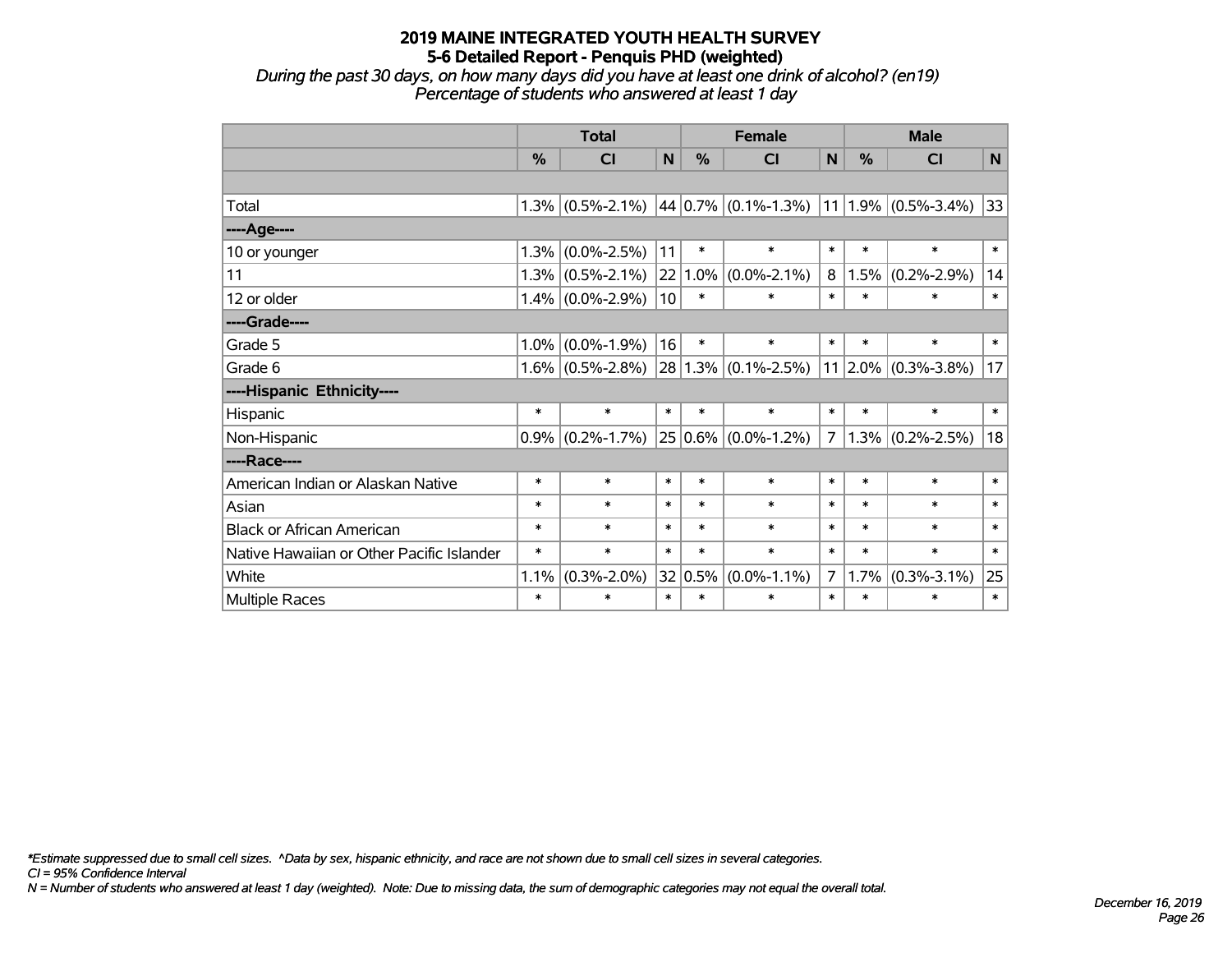# 2019 MAINE INTEGRATED YOUTH HEALTH SURVEY
## 5-6 Detailed Report - Penquis PHD (weighted)

*During the past 30 days, on how many days did you have at least one drink of alcohol? (en19)*
*Percentage of students who answered at least 1 day*

| | Total | | | Female | | | Male | | |
|---|---|---|---|---|---|---|---|---|---|
| | % | CI | N | % | CI | N | % | CI | N |
| | | | | | | | | | |
| Total | 1.3% | (0.5%-2.1%) | 44 | 0.7% | (0.1%-1.3%) | 11 | 1.9% | (0.5%-3.4%) | 33 |
| ----Age---- | | | | | | | | | |
| 10 or younger | 1.3% | (0.0%-2.5%) | 11 | * | * | * | * | * | * |
| 11 | 1.3% | (0.5%-2.1%) | 22 | 1.0% | (0.0%-2.1%) | 8 | 1.5% | (0.2%-2.9%) | 14 |
| 12 or older | 1.4% | (0.0%-2.9%) | 10 | * | * | * | * | * | * |
| ----Grade---- | | | | | | | | | |
| Grade 5 | 1.0% | (0.0%-1.9%) | 16 | * | * | * | * | * | * |
| Grade 6 | 1.6% | (0.5%-2.8%) | 28 | 1.3% | (0.1%-2.5%) | 11 | 2.0% | (0.3%-3.8%) | 17 |
| ----Hispanic Ethnicity---- | | | | | | | | | |
| Hispanic | * | * | * | * | * | * | * | * | * |
| Non-Hispanic | 0.9% | (0.2%-1.7%) | 25 | 0.6% | (0.0%-1.2%) | 7 | 1.3% | (0.2%-2.5%) | 18 |
| ----Race---- | | | | | | | | | |
| American Indian or Alaskan Native | * | * | * | * | * | * | * | * | * |
| Asian | * | * | * | * | * | * | * | * | * |
| Black or African American | * | * | * | * | * | * | * | * | * |
| Native Hawaiian or Other Pacific Islander | * | * | * | * | * | * | * | * | * |
| White | 1.1% | (0.3%-2.0%) | 32 | 0.5% | (0.0%-1.1%) | 7 | 1.7% | (0.3%-3.1%) | 25 |
| Multiple Races | * | * | * | * | * | * | * | * | * |

*\*Estimate suppressed due to small cell sizes. ^Data by sex, hispanic ethnicity, and race are not shown due to small cell sizes in several categories.*
*CI = 95% Confidence Interval*
*N = Number of students who answered at least 1 day (weighted). Note: Due to missing data, the sum of demographic categories may not equal the overall total.*

*December 16, 2019*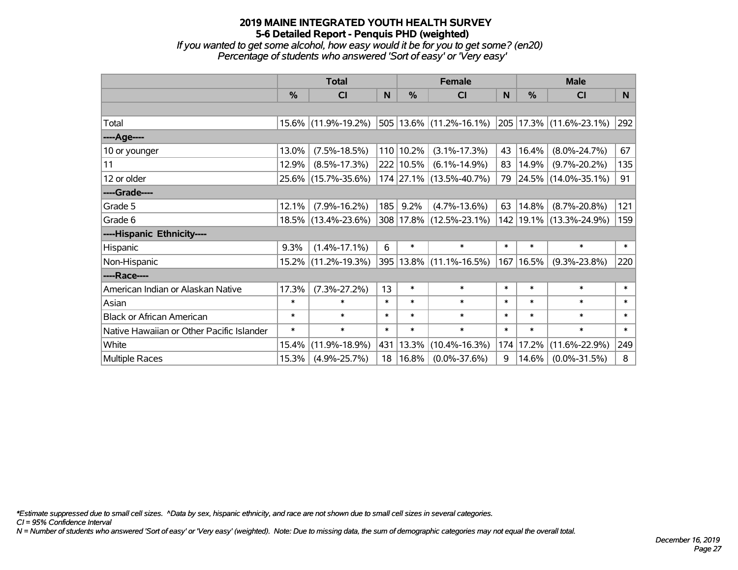# 2019 MAINE INTEGRATED YOUTH HEALTH SURVEY
## 5-6 Detailed Report - Penquis PHD (weighted)
### *If you wanted to get some alcohol, how easy would it be for you to get some? (en20)*
### *Percentage of students who answered 'Sort of easy' or 'Very easy'*

| | Total | | | Female | | | Male | | |
|---|---|---|---|---|---|---|---|---|---|
| | % | CI | N | % | CI | N | % | CI | N |
| Total | 15.6% | (11.9%-19.2%) | 505 | 13.6% | (11.2%-16.1%) | 205 | 17.3% | (11.6%-23.1%) | 292 |
| ----Age---- | | | | | | | | | |
| 10 or younger | 13.0% | (7.5%-18.5%) | 110 | 10.2% | (3.1%-17.3%) | 43 | 16.4% | (8.0%-24.7%) | 67 |
| 11 | 12.9% | (8.5%-17.3%) | 222 | 10.5% | (6.1%-14.9%) | 83 | 14.9% | (9.7%-20.2%) | 135 |
| 12 or older | 25.6% | (15.7%-35.6%) | 174 | 27.1% | (13.5%-40.7%) | 79 | 24.5% | (14.0%-35.1%) | 91 |
| ----Grade---- | | | | | | | | | |
| Grade 5 | 12.1% | (7.9%-16.2%) | 185 | 9.2% | (4.7%-13.6%) | 63 | 14.8% | (8.7%-20.8%) | 121 |
| Grade 6 | 18.5% | (13.4%-23.6%) | 308 | 17.8% | (12.5%-23.1%) | 142 | 19.1% | (13.3%-24.9%) | 159 |
| ----Hispanic Ethnicity---- | | | | | | | | | |
| Hispanic | 9.3% | (1.4%-17.1%) | 6 | * | * | * | * | * | * |
| Non-Hispanic | 15.2% | (11.2%-19.3%) | 395 | 13.8% | (11.1%-16.5%) | 167 | 16.5% | (9.3%-23.8%) | 220 |
| ----Race---- | | | | | | | | | |
| American Indian or Alaskan Native | 17.3% | (7.3%-27.2%) | 13 | * | * | * | * | * | * |
| Asian | * | * | * | * | * | * | * | * | * |
| Black or African American | * | * | * | * | * | * | * | * | * |
| Native Hawaiian or Other Pacific Islander | * | * | * | * | * | * | * | * | * |
| White | 15.4% | (11.9%-18.9%) | 431 | 13.3% | (10.4%-16.3%) | 174 | 17.2% | (11.6%-22.9%) | 249 |
| Multiple Races | 15.3% | (4.9%-25.7%) | 18 | 16.8% | (0.0%-37.6%) | 9 | 14.6% | (0.0%-31.5%) | 8 |

*\*Estimate suppressed due to small cell sizes. ^Data by sex, hispanic ethnicity, and race are not shown due to small cell sizes in several categories.*

*CI = 95% Confidence Interval*

*N = Number of students who answered 'Sort of easy' or 'Very easy' (weighted). Note: Due to missing data, the sum of demographic categories may not equal the overall total.*

*December 16, 2019*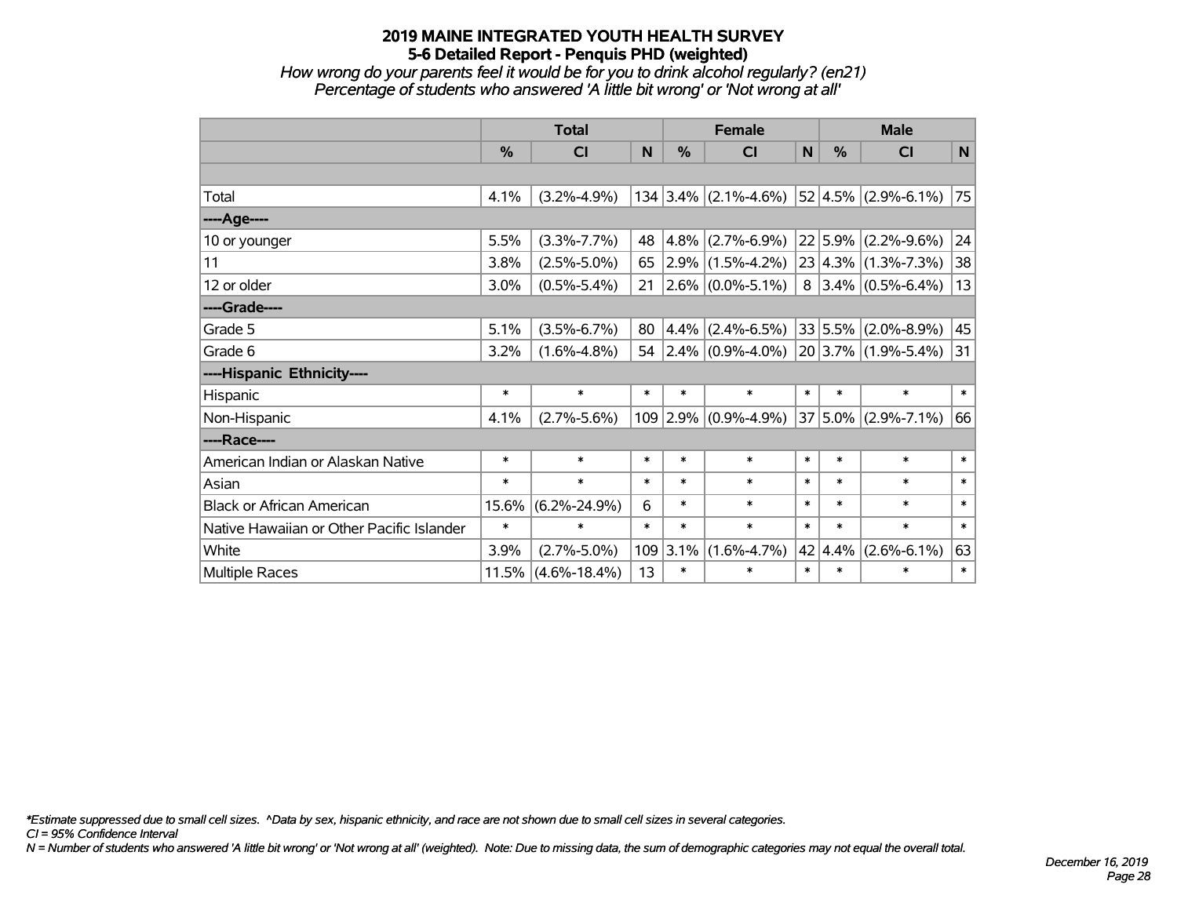# 2019 MAINE INTEGRATED YOUTH HEALTH SURVEY
## 5-6 Detailed Report - Penquis PHD (weighted)

*How wrong do your parents feel it would be for you to drink alcohol regularly? (en21)*
*Percentage of students who answered 'A little bit wrong' or 'Not wrong at all'*

| | Total | | | Female | | | Male | | |
|---|---|---|---|---|---|---|---|---|---|
| | % | CI | N | % | CI | N | % | CI | N |
| | | | | | | | | | |
| Total | 4.1% | (3.2%-4.9%) | 134 | 3.4% | (2.1%-4.6%) | 52 | 4.5% | (2.9%-6.1%) | 75 |
| ----Age---- | | | | | | | | | |
| 10 or younger | 5.5% | (3.3%-7.7%) | 48 | 4.8% | (2.7%-6.9%) | 22 | 5.9% | (2.2%-9.6%) | 24 |
| 11 | 3.8% | (2.5%-5.0%) | 65 | 2.9% | (1.5%-4.2%) | 23 | 4.3% | (1.3%-7.3%) | 38 |
| 12 or older | 3.0% | (0.5%-5.4%) | 21 | 2.6% | (0.0%-5.1%) | 8 | 3.4% | (0.5%-6.4%) | 13 |
| ----Grade---- | | | | | | | | | |
| Grade 5 | 5.1% | (3.5%-6.7%) | 80 | 4.4% | (2.4%-6.5%) | 33 | 5.5% | (2.0%-8.9%) | 45 |
| Grade 6 | 3.2% | (1.6%-4.8%) | 54 | 2.4% | (0.9%-4.0%) | 20 | 3.7% | (1.9%-5.4%) | 31 |
| ----Hispanic Ethnicity---- | | | | | | | | | |
| Hispanic | * | * | * | * | * | * | * | * | * |
| Non-Hispanic | 4.1% | (2.7%-5.6%) | 109 | 2.9% | (0.9%-4.9%) | 37 | 5.0% | (2.9%-7.1%) | 66 |
| ----Race---- | | | | | | | | | |
| American Indian or Alaskan Native | * | * | * | * | * | * | * | * | * |
| Asian | * | * | * | * | * | * | * | * | * |
| Black or African American | 15.6% | (6.2%-24.9%) | 6 | * | * | * | * | * | * |
| Native Hawaiian or Other Pacific Islander | * | * | * | * | * | * | * | * | * |
| White | 3.9% | (2.7%-5.0%) | 109 | 3.1% | (1.6%-4.7%) | 42 | 4.4% | (2.6%-6.1%) | 63 |
| Multiple Races | 11.5% | (4.6%-18.4%) | 13 | * | * | * | * | * | * |

*\*Estimate suppressed due to small cell sizes. ^Data by sex, hispanic ethnicity, and race are not shown due to small cell sizes in several categories.*
*CI = 95% Confidence Interval*
*N = Number of students who answered 'A little bit wrong' or 'Not wrong at all' (weighted). Note: Due to missing data, the sum of demographic categories may not equal the overall total.*

*December 16, 2019*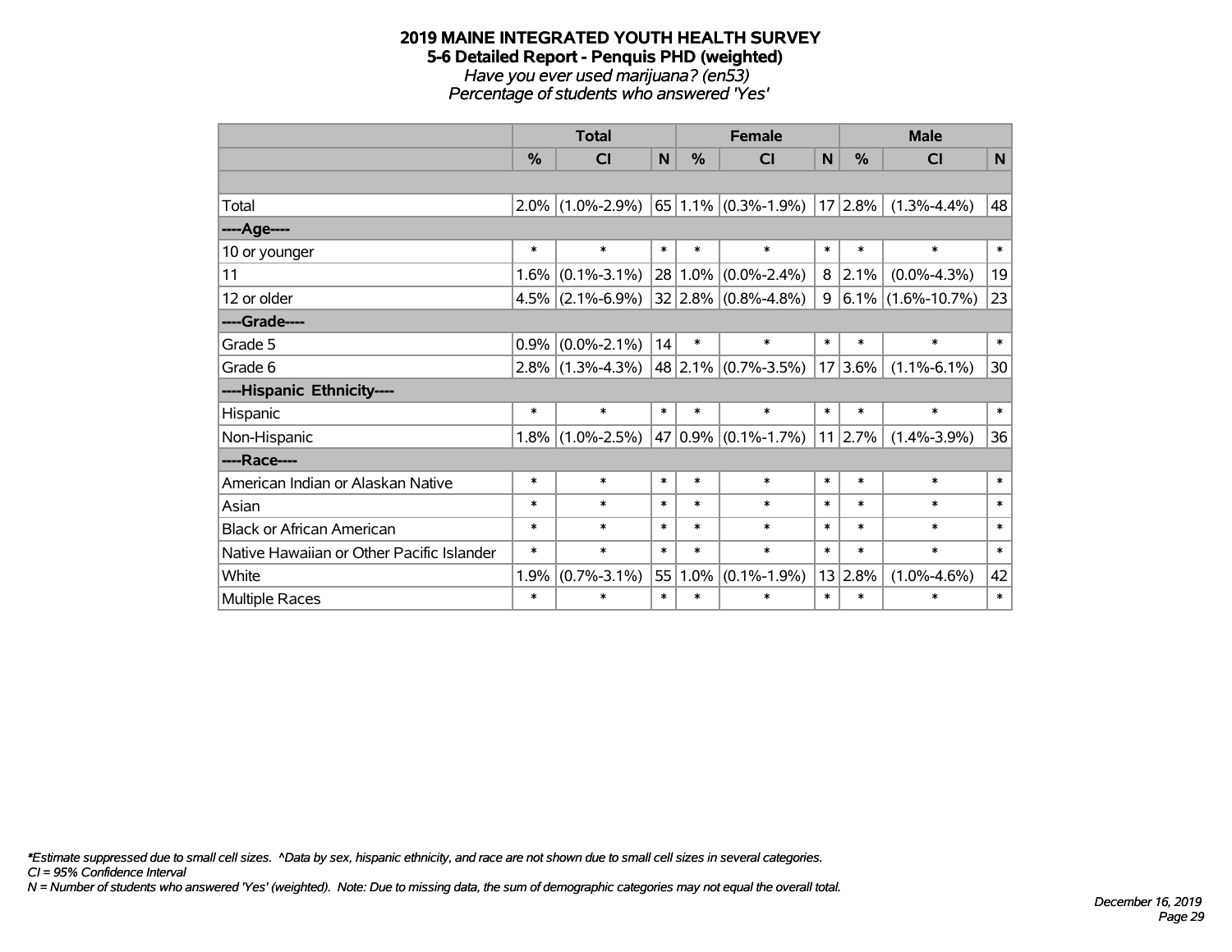# 2019 MAINE INTEGRATED YOUTH HEALTH SURVEY
## 5-6 Detailed Report - Penquis PHD (weighted)
*Have you ever used marijuana? (en53)*
*Percentage of students who answered 'Yes'*

| | Total | | | Female | | | Male | | |
|---|---|---|---|---|---|---|---|---|---|
| | % | CI | N | % | CI | N | % | CI | N |
| | | | | | | | | | |
| Total | 2.0% | (1.0%-2.9%) | 65 | 1.1% | (0.3%-1.9%) | 17 | 2.8% | (1.3%-4.4%) | 48 |
| ----Age---- | | | | | | | | | |
| 10 or younger | * | * | * | * | * | * | * | * | * |
| 11 | 1.6% | (0.1%-3.1%) | 28 | 1.0% | (0.0%-2.4%) | 8 | 2.1% | (0.0%-4.3%) | 19 |
| 12 or older | 4.5% | (2.1%-6.9%) | 32 | 2.8% | (0.8%-4.8%) | 9 | 6.1% | (1.6%-10.7%) | 23 |
| ----Grade---- | | | | | | | | | |
| Grade 5 | 0.9% | (0.0%-2.1%) | 14 | * | * | * | * | * | * |
| Grade 6 | 2.8% | (1.3%-4.3%) | 48 | 2.1% | (0.7%-3.5%) | 17 | 3.6% | (1.1%-6.1%) | 30 |
| ----Hispanic Ethnicity---- | | | | | | | | | |
| Hispanic | * | * | * | * | * | * | * | * | * |
| Non-Hispanic | 1.8% | (1.0%-2.5%) | 47 | 0.9% | (0.1%-1.7%) | 11 | 2.7% | (1.4%-3.9%) | 36 |
| ----Race---- | | | | | | | | | |
| American Indian or Alaskan Native | * | * | * | * | * | * | * | * | * |
| Asian | * | * | * | * | * | * | * | * | * |
| Black or African American | * | * | * | * | * | * | * | * | * |
| Native Hawaiian or Other Pacific Islander | * | * | * | * | * | * | * | * | * |
| White | 1.9% | (0.7%-3.1%) | 55 | 1.0% | (0.1%-1.9%) | 13 | 2.8% | (1.0%-4.6%) | 42 |
| Multiple Races | * | * | * | * | * | * | * | * | * |

*\*Estimate suppressed due to small cell sizes. ^Data by sex, hispanic ethnicity, and race are not shown due to small cell sizes in several categories.*
*CI = 95% Confidence Interval*
*N = Number of students who answered 'Yes' (weighted). Note: Due to missing data, the sum of demographic categories may not equal the overall total.*

*December 16, 2019*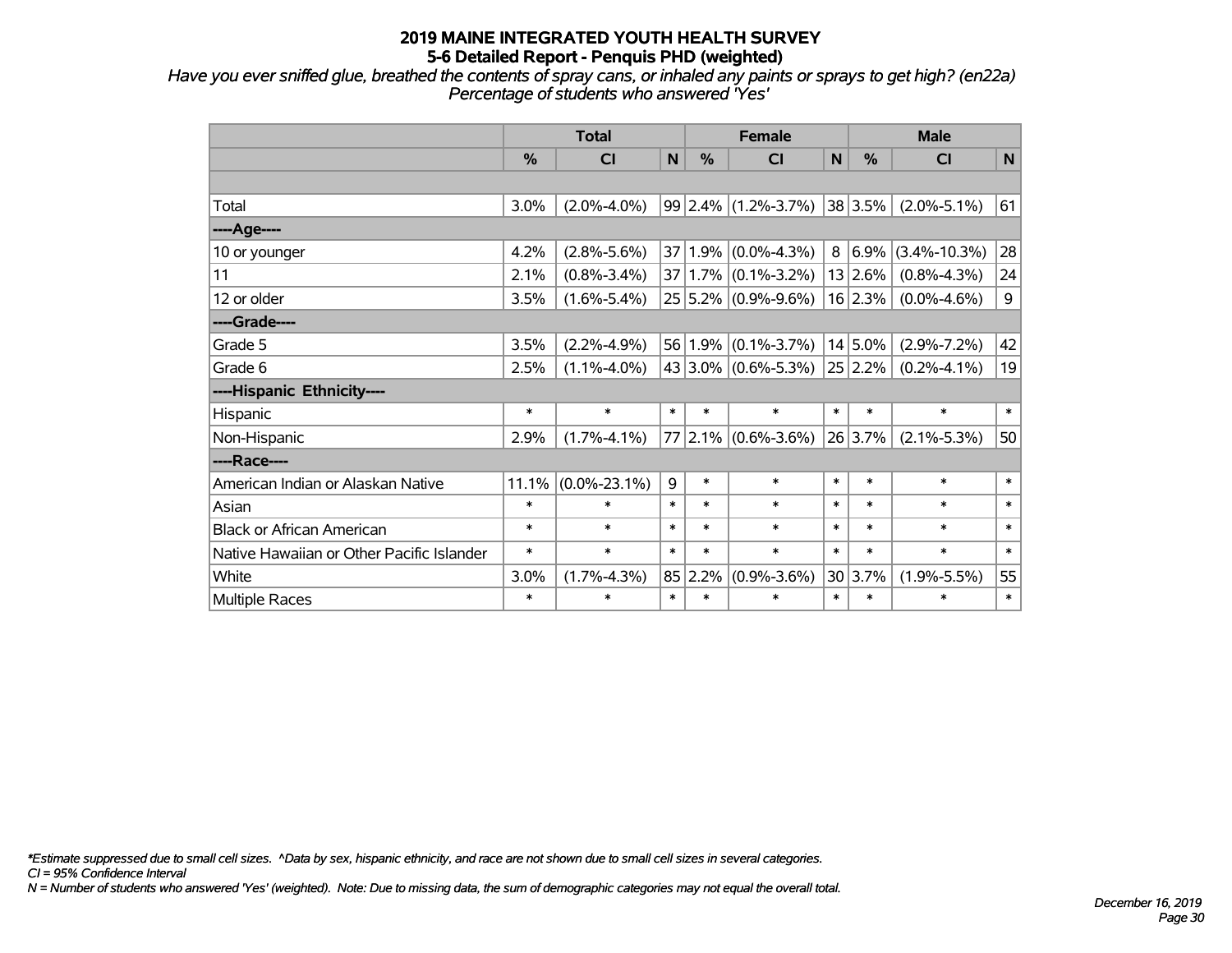# 2019 MAINE INTEGRATED YOUTH HEALTH SURVEY
## 5-6 Detailed Report - Penquis PHD (weighted)

*Have you ever sniffed glue, breathed the contents of spray cans, or inhaled any paints or sprays to get high? (en22a)*
*Percentage of students who answered 'Yes'*

| | Total | | | Female | | | Male | | |
|---|---|---|---|---|---|---|---|---|---|
| | % | CI | N | % | CI | N | % | CI | N |
| | | | | | | | | | |
| Total | 3.0% | (2.0%-4.0%) | 99 | 2.4% | (1.2%-3.7%) | 38 | 3.5% | (2.0%-5.1%) | 61 |
| **----Age----** | | | | | | | | | |
| 10 or younger | 4.2% | (2.8%-5.6%) | 37 | 1.9% | (0.0%-4.3%) | 8 | 6.9% | (3.4%-10.3%) | 28 |
| 11 | 2.1% | (0.8%-3.4%) | 37 | 1.7% | (0.1%-3.2%) | 13 | 2.6% | (0.8%-4.3%) | 24 |
| 12 or older | 3.5% | (1.6%-5.4%) | 25 | 5.2% | (0.9%-9.6%) | 16 | 2.3% | (0.0%-4.6%) | 9 |
| **----Grade----** | | | | | | | | | |
| Grade 5 | 3.5% | (2.2%-4.9%) | 56 | 1.9% | (0.1%-3.7%) | 14 | 5.0% | (2.9%-7.2%) | 42 |
| Grade 6 | 2.5% | (1.1%-4.0%) | 43 | 3.0% | (0.6%-5.3%) | 25 | 2.2% | (0.2%-4.1%) | 19 |
| **----Hispanic Ethnicity----** | | | | | | | | | |
| Hispanic | * | * | * | * | * | * | * | * | * |
| Non-Hispanic | 2.9% | (1.7%-4.1%) | 77 | 2.1% | (0.6%-3.6%) | 26 | 3.7% | (2.1%-5.3%) | 50 |
| **----Race----** | | | | | | | | | |
| American Indian or Alaskan Native | 11.1% | (0.0%-23.1%) | 9 | * | * | * | * | * | * |
| Asian | * | * | * | * | * | * | * | * | * |
| Black or African American | * | * | * | * | * | * | * | * | * |
| Native Hawaiian or Other Pacific Islander | * | * | * | * | * | * | * | * | * |
| White | 3.0% | (1.7%-4.3%) | 85 | 2.2% | (0.9%-3.6%) | 30 | 3.7% | (1.9%-5.5%) | 55 |
| Multiple Races | * | * | * | * | * | * | * | * | * |

*\*Estimate suppressed due to small cell sizes. ^Data by sex, hispanic ethnicity, and race are not shown due to small cell sizes in several categories.*
*CI = 95% Confidence Interval*
*N = Number of students who answered 'Yes' (weighted). Note: Due to missing data, the sum of demographic categories may not equal the overall total.*

*December 16, 2019*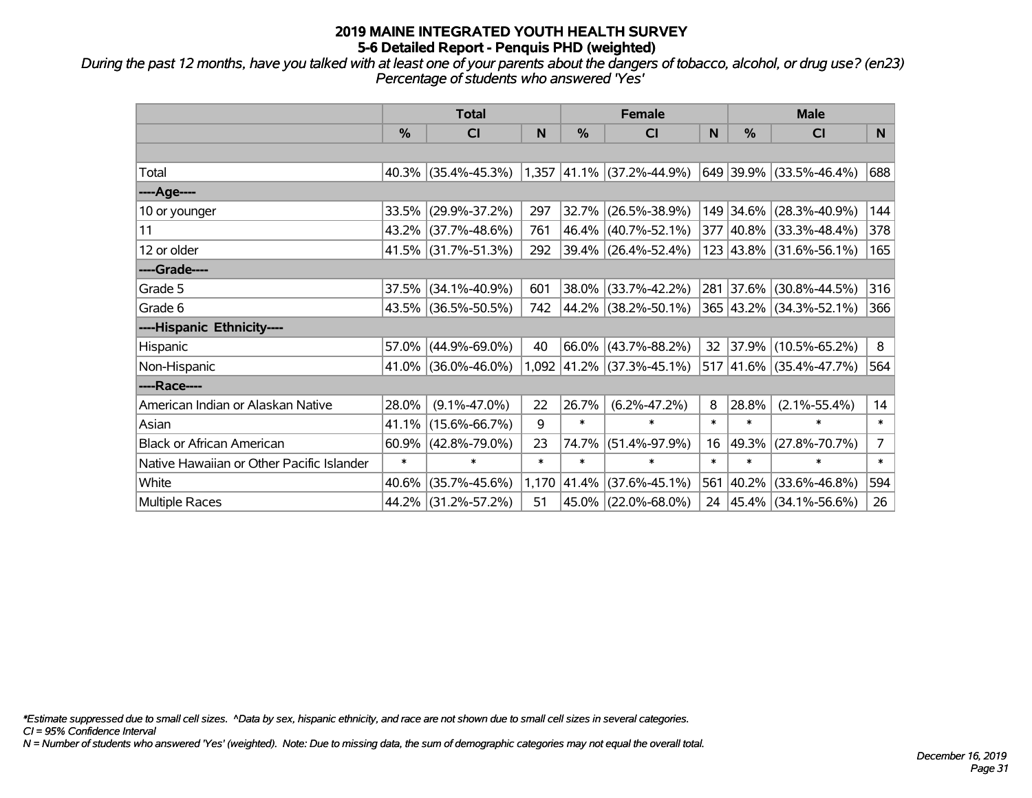# 2019 MAINE INTEGRATED YOUTH HEALTH SURVEY
## 5-6 Detailed Report - Penquis PHD (weighted)

*During the past 12 months, have you talked with at least one of your parents about the dangers of tobacco, alcohol, or drug use? (en23)*
*Percentage of students who answered 'Yes'*

| | Total | | | Female | | | Male | | |
|---|---|---|---|---|---|---|---|---|---|
| | % | CI | N | % | CI | N | % | CI | N |
| | | | | | | | | | |
| Total | 40.3% | (35.4%-45.3%) | 1,357 | 41.1% | (37.2%-44.9%) | 649 | 39.9% | (33.5%-46.4%) | 688 |
| ----Age---- | | | | | | | | | |
| 10 or younger | 33.5% | (29.9%-37.2%) | 297 | 32.7% | (26.5%-38.9%) | 149 | 34.6% | (28.3%-40.9%) | 144 |
| 11 | 43.2% | (37.7%-48.6%) | 761 | 46.4% | (40.7%-52.1%) | 377 | 40.8% | (33.3%-48.4%) | 378 |
| 12 or older | 41.5% | (31.7%-51.3%) | 292 | 39.4% | (26.4%-52.4%) | 123 | 43.8% | (31.6%-56.1%) | 165 |
| ----Grade---- | | | | | | | | | |
| Grade 5 | 37.5% | (34.1%-40.9%) | 601 | 38.0% | (33.7%-42.2%) | 281 | 37.6% | (30.8%-44.5%) | 316 |
| Grade 6 | 43.5% | (36.5%-50.5%) | 742 | 44.2% | (38.2%-50.1%) | 365 | 43.2% | (34.3%-52.1%) | 366 |
| ----Hispanic Ethnicity---- | | | | | | | | | |
| Hispanic | 57.0% | (44.9%-69.0%) | 40 | 66.0% | (43.7%-88.2%) | 32 | 37.9% | (10.5%-65.2%) | 8 |
| Non-Hispanic | 41.0% | (36.0%-46.0%) | 1,092 | 41.2% | (37.3%-45.1%) | 517 | 41.6% | (35.4%-47.7%) | 564 |
| ----Race---- | | | | | | | | | |
| American Indian or Alaskan Native | 28.0% | (9.1%-47.0%) | 22 | 26.7% | (6.2%-47.2%) | 8 | 28.8% | (2.1%-55.4%) | 14 |
| Asian | 41.1% | (15.6%-66.7%) | 9 | * | * | * | * | * | * |
| Black or African American | 60.9% | (42.8%-79.0%) | 23 | 74.7% | (51.4%-97.9%) | 16 | 49.3% | (27.8%-70.7%) | 7 |
| Native Hawaiian or Other Pacific Islander | * | * | * | * | * | * | * | * | * |
| White | 40.6% | (35.7%-45.6%) | 1,170 | 41.4% | (37.6%-45.1%) | 561 | 40.2% | (33.6%-46.8%) | 594 |
| Multiple Races | 44.2% | (31.2%-57.2%) | 51 | 45.0% | (22.0%-68.0%) | 24 | 45.4% | (34.1%-56.6%) | 26 |

*\*Estimate suppressed due to small cell sizes. ^Data by sex, hispanic ethnicity, and race are not shown due to small cell sizes in several categories.*
*CI = 95% Confidence Interval*
*N = Number of students who answered 'Yes' (weighted). Note: Due to missing data, the sum of demographic categories may not equal the overall total.*

*December 16, 2019*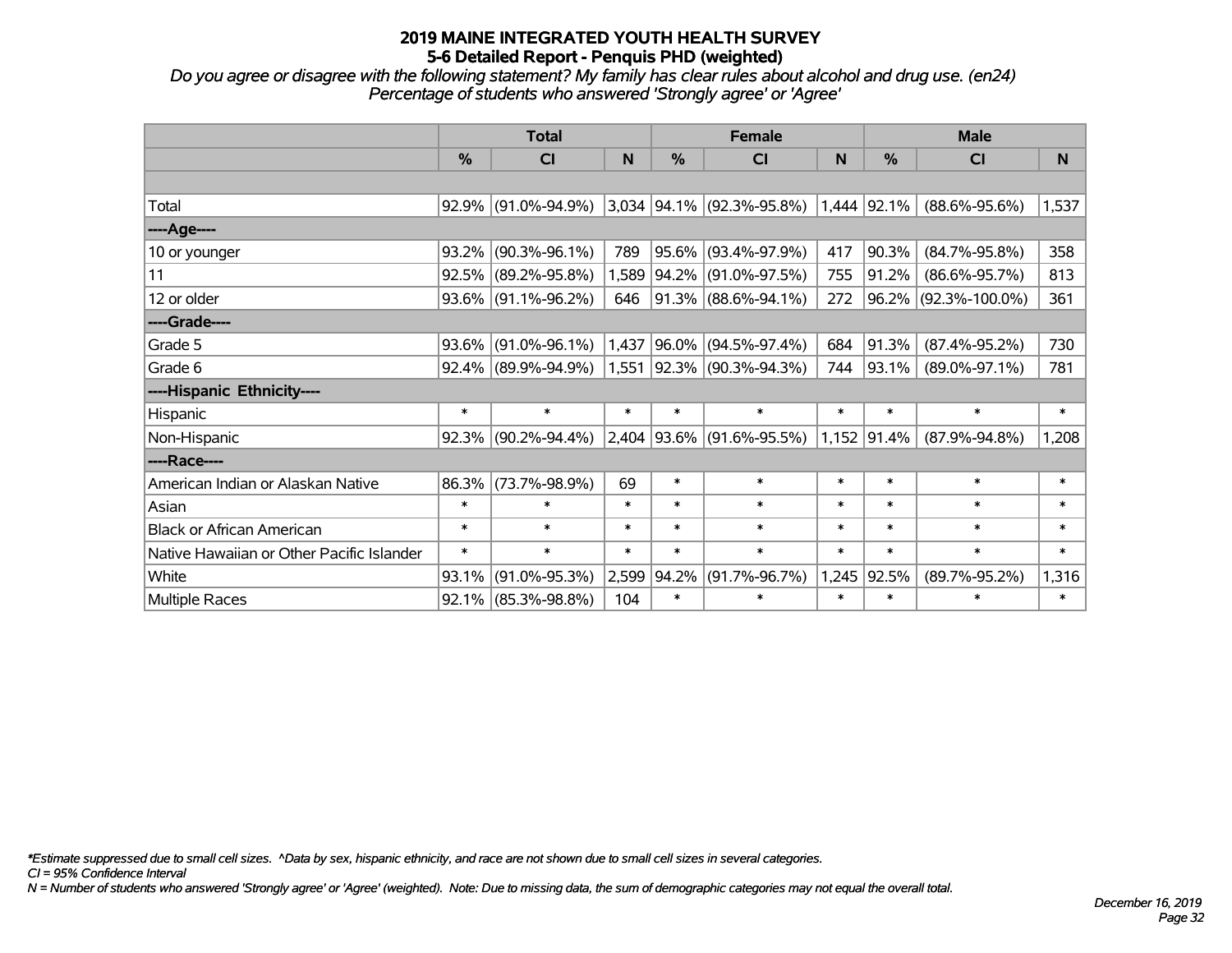# 2019 MAINE INTEGRATED YOUTH HEALTH SURVEY
## 5-6 Detailed Report - Penquis PHD (weighted)

*Do you agree or disagree with the following statement? My family has clear rules about alcohol and drug use. (en24)*
*Percentage of students who answered 'Strongly agree' or 'Agree'*

| | Total | | | Female | | | Male | | |
|---|---|---|---|---|---|---|---|---|---|
| | % | CI | N | % | CI | N | % | CI | N |
| | | | | | | | | | |
| Total | 92.9% | (91.0%-94.9%) | 3,034 | 94.1% | (92.3%-95.8%) | 1,444 | 92.1% | (88.6%-95.6%) | 1,537 |
| ----Age---- | | | | | | | | | |
| 10 or younger | 93.2% | (90.3%-96.1%) | 789 | 95.6% | (93.4%-97.9%) | 417 | 90.3% | (84.7%-95.8%) | 358 |
| 11 | 92.5% | (89.2%-95.8%) | 1,589 | 94.2% | (91.0%-97.5%) | 755 | 91.2% | (86.6%-95.7%) | 813 |
| 12 or older | 93.6% | (91.1%-96.2%) | 646 | 91.3% | (88.6%-94.1%) | 272 | 96.2% | (92.3%-100.0%) | 361 |
| ----Grade---- | | | | | | | | | |
| Grade 5 | 93.6% | (91.0%-96.1%) | 1,437 | 96.0% | (94.5%-97.4%) | 684 | 91.3% | (87.4%-95.2%) | 730 |
| Grade 6 | 92.4% | (89.9%-94.9%) | 1,551 | 92.3% | (90.3%-94.3%) | 744 | 93.1% | (89.0%-97.1%) | 781 |
| ----Hispanic Ethnicity---- | | | | | | | | | |
| Hispanic | * | * | * | * | * | * | * | * | * |
| Non-Hispanic | 92.3% | (90.2%-94.4%) | 2,404 | 93.6% | (91.6%-95.5%) | 1,152 | 91.4% | (87.9%-94.8%) | 1,208 |
| ----Race---- | | | | | | | | | |
| American Indian or Alaskan Native | 86.3% | (73.7%-98.9%) | 69 | * | * | * | * | * | * |
| Asian | * | * | * | * | * | * | * | * | * |
| Black or African American | * | * | * | * | * | * | * | * | * |
| Native Hawaiian or Other Pacific Islander | * | * | * | * | * | * | * | * | * |
| White | 93.1% | (91.0%-95.3%) | 2,599 | 94.2% | (91.7%-96.7%) | 1,245 | 92.5% | (89.7%-95.2%) | 1,316 |
| Multiple Races | 92.1% | (85.3%-98.8%) | 104 | * | * | * | * | * | * |

*\*Estimate suppressed due to small cell sizes. ^Data by sex, hispanic ethnicity, and race are not shown due to small cell sizes in several categories.*
*CI = 95% Confidence Interval*
*N = Number of students who answered 'Strongly agree' or 'Agree' (weighted). Note: Due to missing data, the sum of demographic categories may not equal the overall total.*

*December 16, 2019*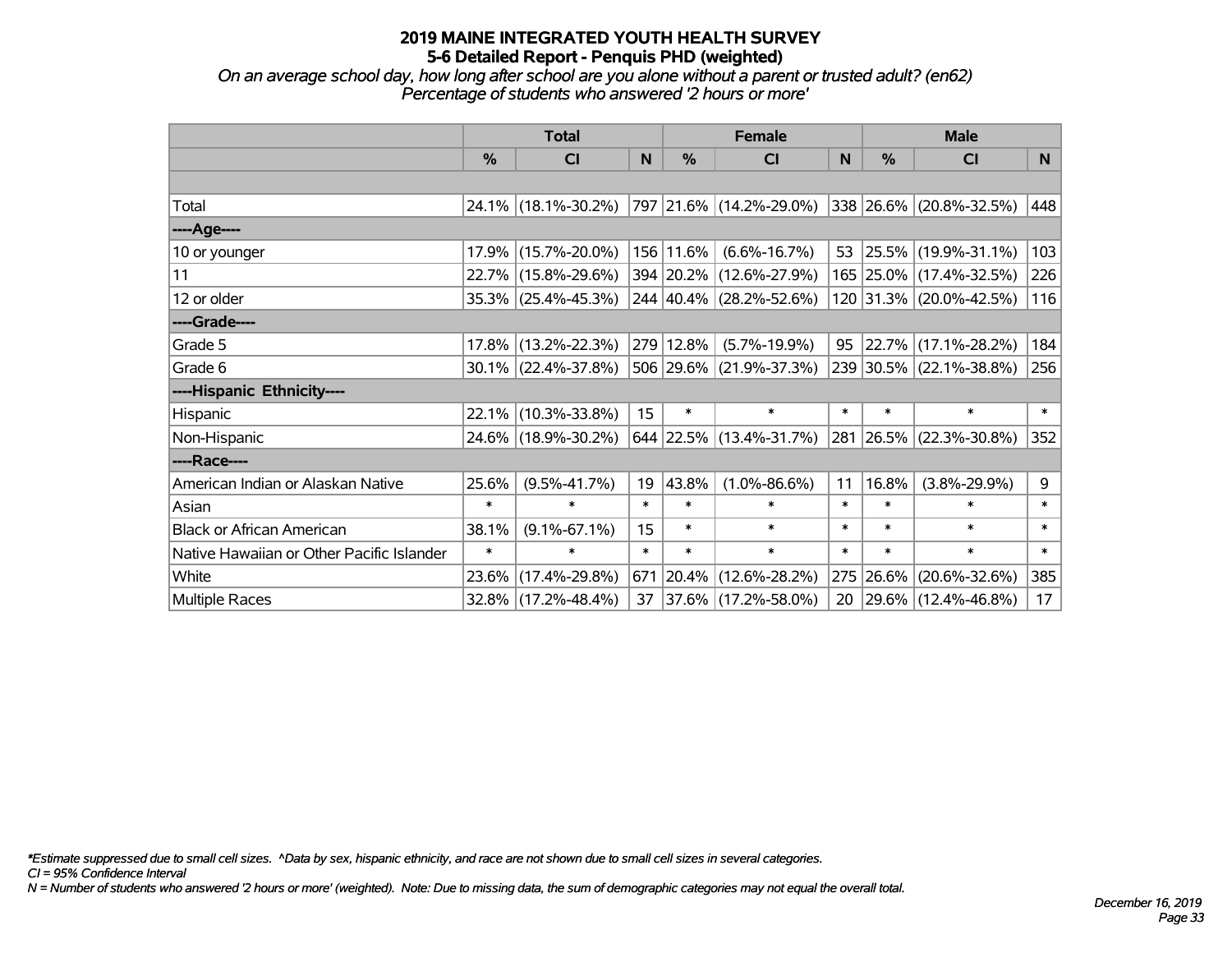# 2019 MAINE INTEGRATED YOUTH HEALTH SURVEY

## 5-6 Detailed Report - Penquis PHD (weighted)

*On an average school day, how long after school are you alone without a parent or trusted adult? (en62)*
*Percentage of students who answered '2 hours or more'*

| | Total | | | Female | | | Male | | |
|---|---|---|---|---|---|---|---|---|---|
| | % | CI | N | % | CI | N | % | CI | N |
| | | | | | | | | | |
| Total | 24.1% | (18.1%-30.2%) | 797 | 21.6% | (14.2%-29.0%) | 338 | 26.6% | (20.8%-32.5%) | 448 |
| ----Age---- | | | | | | | | | |
| 10 or younger | 17.9% | (15.7%-20.0%) | 156 | 11.6% | (6.6%-16.7%) | 53 | 25.5% | (19.9%-31.1%) | 103 |
| 11 | 22.7% | (15.8%-29.6%) | 394 | 20.2% | (12.6%-27.9%) | 165 | 25.0% | (17.4%-32.5%) | 226 |
| 12 or older | 35.3% | (25.4%-45.3%) | 244 | 40.4% | (28.2%-52.6%) | 120 | 31.3% | (20.0%-42.5%) | 116 |
| ----Grade---- | | | | | | | | | |
| Grade 5 | 17.8% | (13.2%-22.3%) | 279 | 12.8% | (5.7%-19.9%) | 95 | 22.7% | (17.1%-28.2%) | 184 |
| Grade 6 | 30.1% | (22.4%-37.8%) | 506 | 29.6% | (21.9%-37.3%) | 239 | 30.5% | (22.1%-38.8%) | 256 |
| ----Hispanic Ethnicity---- | | | | | | | | | |
| Hispanic | 22.1% | (10.3%-33.8%) | 15 | * | * | * | * | * | * |
| Non-Hispanic | 24.6% | (18.9%-30.2%) | 644 | 22.5% | (13.4%-31.7%) | 281 | 26.5% | (22.3%-30.8%) | 352 |
| ----Race---- | | | | | | | | | |
| American Indian or Alaskan Native | 25.6% | (9.5%-41.7%) | 19 | 43.8% | (1.0%-86.6%) | 11 | 16.8% | (3.8%-29.9%) | 9 |
| Asian | * | * | * | * | * | * | * | * | * |
| Black or African American | 38.1% | (9.1%-67.1%) | 15 | * | * | * | * | * | * |
| Native Hawaiian or Other Pacific Islander | * | * | * | * | * | * | * | * | * |
| White | 23.6% | (17.4%-29.8%) | 671 | 20.4% | (12.6%-28.2%) | 275 | 26.6% | (20.6%-32.6%) | 385 |
| Multiple Races | 32.8% | (17.2%-48.4%) | 37 | 37.6% | (17.2%-58.0%) | 20 | 29.6% | (12.4%-46.8%) | 17 |

*\*Estimate suppressed due to small cell sizes. ^Data by sex, hispanic ethnicity, and race are not shown due to small cell sizes in several categories.*
*CI = 95% Confidence Interval*
*N = Number of students who answered '2 hours or more' (weighted). Note: Due to missing data, the sum of demographic categories may not equal the overall total.*

*December 16, 2019*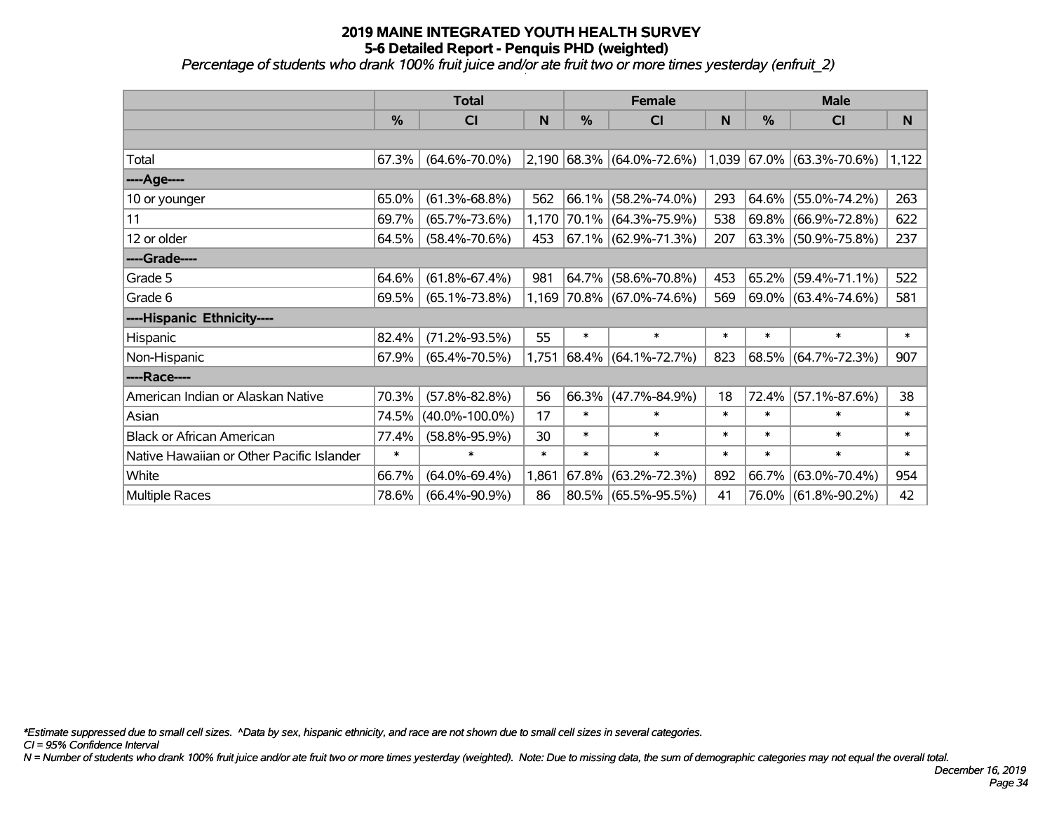# 2019 MAINE INTEGRATED YOUTH HEALTH SURVEY
## 5-6 Detailed Report - Penquis PHD (weighted)
*Percentage of students who drank 100% fruit juice and/or ate fruit two or more times yesterday (enfruit_2)*

| | Total | | | Female | | | Male | | |
|---|---|---|---|---|---|---|---|---|---|
| | % | CI | N | % | CI | N | % | CI | N |
| Total | 67.3% | (64.6%-70.0%) | 2,190 | 68.3% | (64.0%-72.6%) | 1,039 | 67.0% | (63.3%-70.6%) | 1,122 |
| ----Age---- | | | | | | | | | |
| 10 or younger | 65.0% | (61.3%-68.8%) | 562 | 66.1% | (58.2%-74.0%) | 293 | 64.6% | (55.0%-74.2%) | 263 |
| 11 | 69.7% | (65.7%-73.6%) | 1,170 | 70.1% | (64.3%-75.9%) | 538 | 69.8% | (66.9%-72.8%) | 622 |
| 12 or older | 64.5% | (58.4%-70.6%) | 453 | 67.1% | (62.9%-71.3%) | 207 | 63.3% | (50.9%-75.8%) | 237 |
| ----Grade---- | | | | | | | | | |
| Grade 5 | 64.6% | (61.8%-67.4%) | 981 | 64.7% | (58.6%-70.8%) | 453 | 65.2% | (59.4%-71.1%) | 522 |
| Grade 6 | 69.5% | (65.1%-73.8%) | 1,169 | 70.8% | (67.0%-74.6%) | 569 | 69.0% | (63.4%-74.6%) | 581 |
| ----Hispanic Ethnicity---- | | | | | | | | | |
| Hispanic | 82.4% | (71.2%-93.5%) | 55 | * | * | * | * | * | * |
| Non-Hispanic | 67.9% | (65.4%-70.5%) | 1,751 | 68.4% | (64.1%-72.7%) | 823 | 68.5% | (64.7%-72.3%) | 907 |
| ----Race---- | | | | | | | | | |
| American Indian or Alaskan Native | 70.3% | (57.8%-82.8%) | 56 | 66.3% | (47.7%-84.9%) | 18 | 72.4% | (57.1%-87.6%) | 38 |
| Asian | 74.5% | (40.0%-100.0%) | 17 | * | * | * | * | * | * |
| Black or African American | 77.4% | (58.8%-95.9%) | 30 | * | * | * | * | * | * |
| Native Hawaiian or Other Pacific Islander | * | * | * | * | * | * | * | * | * |
| White | 66.7% | (64.0%-69.4%) | 1,861 | 67.8% | (63.2%-72.3%) | 892 | 66.7% | (63.0%-70.4%) | 954 |
| Multiple Races | 78.6% | (66.4%-90.9%) | 86 | 80.5% | (65.5%-95.5%) | 41 | 76.0% | (61.8%-90.2%) | 42 |

*\*Estimate suppressed due to small cell sizes. ^Data by sex, hispanic ethnicity, and race are not shown due to small cell sizes in several categories.*

*CI = 95% Confidence Interval*

*N = Number of students who drank 100% fruit juice and/or ate fruit two or more times yesterday (weighted). Note: Due to missing data, the sum of demographic categories may not equal the overall total.*

*December 16, 2019*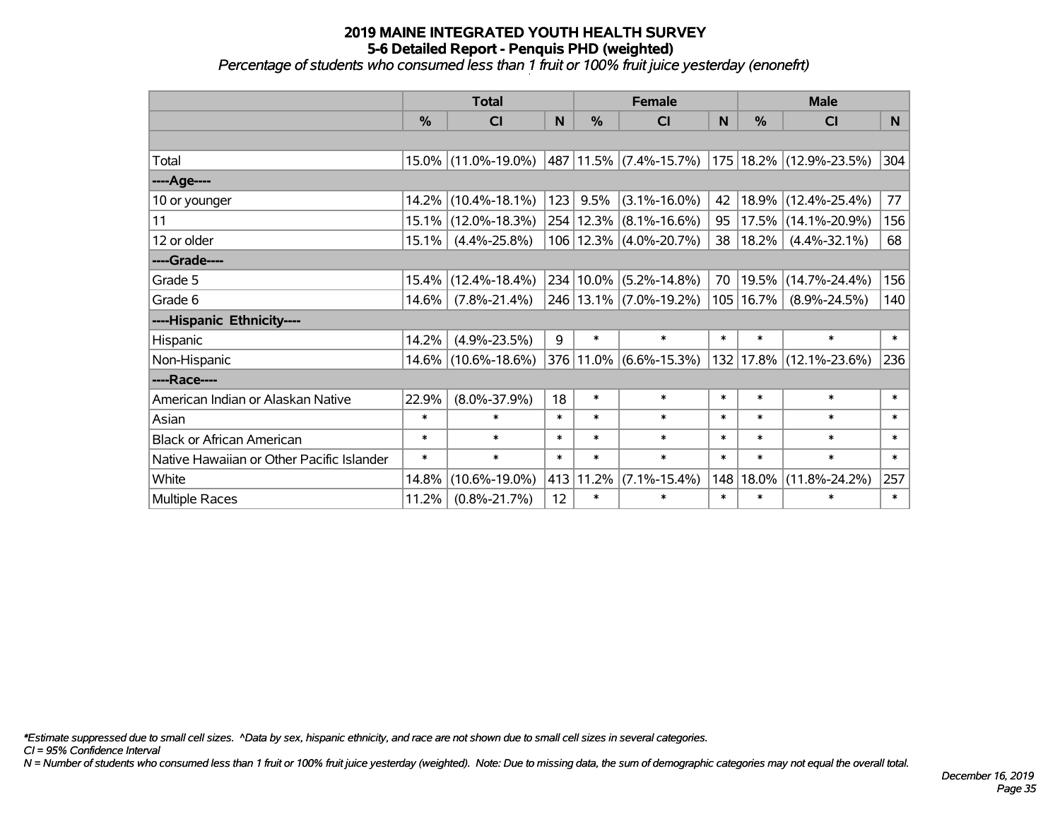# 2019 MAINE INTEGRATED YOUTH HEALTH SURVEY
## 5-6 Detailed Report - Penquis PHD (weighted)
*Percentage of students who consumed less than 1 fruit or 100% fruit juice yesterday (enonefrt)*

| | Total | | | Female | | | Male | | |
|---|---|---|---|---|---|---|---|---|---|
| | % | CI | N | % | CI | N | % | CI | N |
| | | | | | | | | | |
| Total | 15.0% | (11.0%-19.0%) | 487 | 11.5% | (7.4%-15.7%) | 175 | 18.2% | (12.9%-23.5%) | 304 |
| ----Age---- | | | | | | | | | |
| 10 or younger | 14.2% | (10.4%-18.1%) | 123 | 9.5% | (3.1%-16.0%) | 42 | 18.9% | (12.4%-25.4%) | 77 |
| 11 | 15.1% | (12.0%-18.3%) | 254 | 12.3% | (8.1%-16.6%) | 95 | 17.5% | (14.1%-20.9%) | 156 |
| 12 or older | 15.1% | (4.4%-25.8%) | 106 | 12.3% | (4.0%-20.7%) | 38 | 18.2% | (4.4%-32.1%) | 68 |
| ----Grade---- | | | | | | | | | |
| Grade 5 | 15.4% | (12.4%-18.4%) | 234 | 10.0% | (5.2%-14.8%) | 70 | 19.5% | (14.7%-24.4%) | 156 |
| Grade 6 | 14.6% | (7.8%-21.4%) | 246 | 13.1% | (7.0%-19.2%) | 105 | 16.7% | (8.9%-24.5%) | 140 |
| ----Hispanic Ethnicity---- | | | | | | | | | |
| Hispanic | 14.2% | (4.9%-23.5%) | 9 | * | * | * | * | * | * |
| Non-Hispanic | 14.6% | (10.6%-18.6%) | 376 | 11.0% | (6.6%-15.3%) | 132 | 17.8% | (12.1%-23.6%) | 236 |
| ----Race---- | | | | | | | | | |
| American Indian or Alaskan Native | 22.9% | (8.0%-37.9%) | 18 | * | * | * | * | * | * |
| Asian | * | * | * | * | * | * | * | * | * |
| Black or African American | * | * | * | * | * | * | * | * | * |
| Native Hawaiian or Other Pacific Islander | * | * | * | * | * | * | * | * | * |
| White | 14.8% | (10.6%-19.0%) | 413 | 11.2% | (7.1%-15.4%) | 148 | 18.0% | (11.8%-24.2%) | 257 |
| Multiple Races | 11.2% | (0.8%-21.7%) | 12 | * | * | * | * | * | * |

*\*Estimate suppressed due to small cell sizes. ^Data by sex, hispanic ethnicity, and race are not shown due to small cell sizes in several categories.*

*CI = 95% Confidence Interval*

*N = Number of students who consumed less than 1 fruit or 100% fruit juice yesterday (weighted). Note: Due to missing data, the sum of demographic categories may not equal the overall total.*

*December 16, 2019*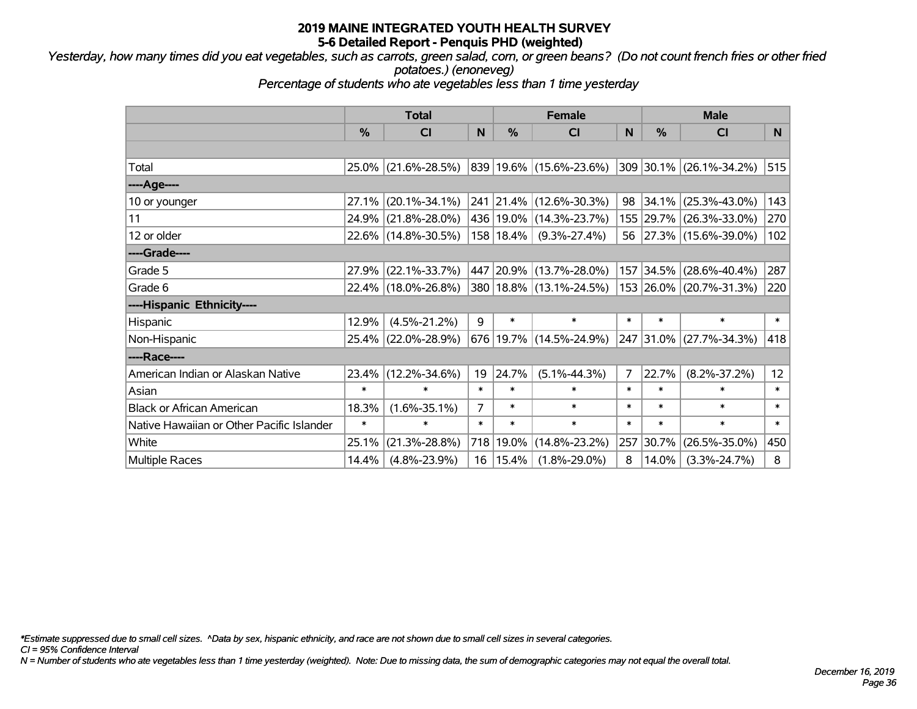# 2019 MAINE INTEGRATED YOUTH HEALTH SURVEY
## 5-6 Detailed Report - Penquis PHD (weighted)

*Yesterday, how many times did you eat vegetables, such as carrots, green salad, corn, or green beans? (Do not count french fries or other fried potatoes.) (enoneveg)*

*Percentage of students who ate vegetables less than 1 time yesterday*

| | Total | | | Female | | | Male | | |
|---|---|---|---|---|---|---|---|---|---|
| | % | CI | N | % | CI | N | % | CI | N |
| | | | | | | | | | |
| Total | 25.0% | (21.6%-28.5%) | 839 | 19.6% | (15.6%-23.6%) | 309 | 30.1% | (26.1%-34.2%) | 515 |
| ----Age---- | | | | | | | | | |
| 10 or younger | 27.1% | (20.1%-34.1%) | 241 | 21.4% | (12.6%-30.3%) | 98 | 34.1% | (25.3%-43.0%) | 143 |
| 11 | 24.9% | (21.8%-28.0%) | 436 | 19.0% | (14.3%-23.7%) | 155 | 29.7% | (26.3%-33.0%) | 270 |
| 12 or older | 22.6% | (14.8%-30.5%) | 158 | 18.4% | (9.3%-27.4%) | 56 | 27.3% | (15.6%-39.0%) | 102 |
| ----Grade---- | | | | | | | | | |
| Grade 5 | 27.9% | (22.1%-33.7%) | 447 | 20.9% | (13.7%-28.0%) | 157 | 34.5% | (28.6%-40.4%) | 287 |
| Grade 6 | 22.4% | (18.0%-26.8%) | 380 | 18.8% | (13.1%-24.5%) | 153 | 26.0% | (20.7%-31.3%) | 220 |
| ----Hispanic Ethnicity---- | | | | | | | | | |
| Hispanic | 12.9% | (4.5%-21.2%) | 9 | * | * | * | * | * | * |
| Non-Hispanic | 25.4% | (22.0%-28.9%) | 676 | 19.7% | (14.5%-24.9%) | 247 | 31.0% | (27.7%-34.3%) | 418 |
| ----Race---- | | | | | | | | | |
| American Indian or Alaskan Native | 23.4% | (12.2%-34.6%) | 19 | 24.7% | (5.1%-44.3%) | 7 | 22.7% | (8.2%-37.2%) | 12 |
| Asian | * | * | * | * | * | * | * | * | * |
| Black or African American | 18.3% | (1.6%-35.1%) | 7 | * | * | * | * | * | * |
| Native Hawaiian or Other Pacific Islander | * | * | * | * | * | * | * | * | * |
| White | 25.1% | (21.3%-28.8%) | 718 | 19.0% | (14.8%-23.2%) | 257 | 30.7% | (26.5%-35.0%) | 450 |
| Multiple Races | 14.4% | (4.8%-23.9%) | 16 | 15.4% | (1.8%-29.0%) | 8 | 14.0% | (3.3%-24.7%) | 8 |

*\*Estimate suppressed due to small cell sizes. ^Data by sex, hispanic ethnicity, and race are not shown due to small cell sizes in several categories.*

*CI = 95% Confidence Interval*

*N = Number of students who ate vegetables less than 1 time yesterday (weighted). Note: Due to missing data, the sum of demographic categories may not equal the overall total.*

*December 16, 2019*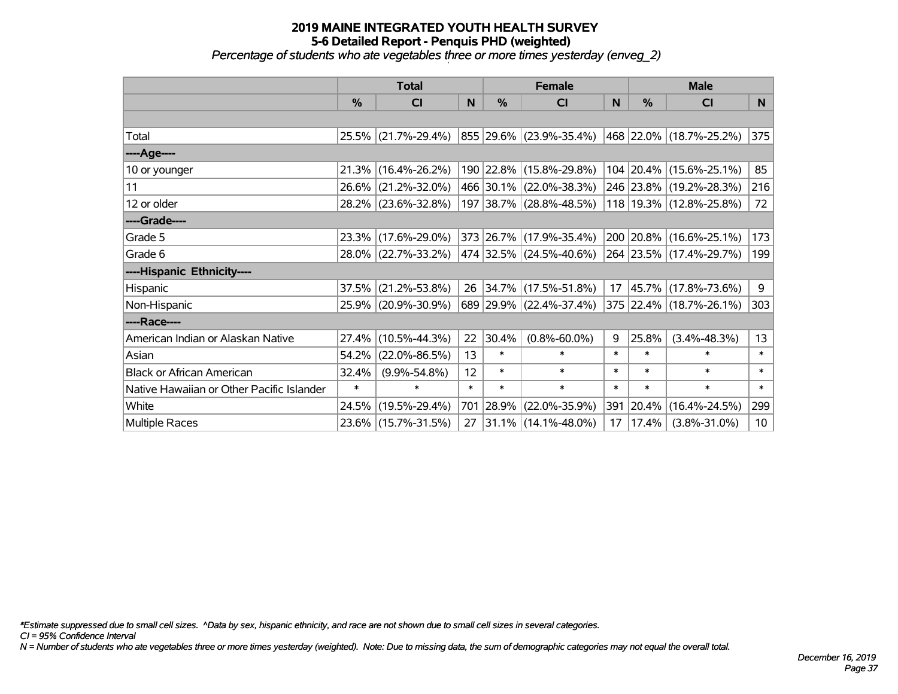# 2019 MAINE INTEGRATED YOUTH HEALTH SURVEY
## 5-6 Detailed Report - Penquis PHD (weighted)
*Percentage of students who ate vegetables three or more times yesterday (enveg_2)*

| | Total | | | Female | | | Male | | |
|---|---|---|---|---|---|---|---|---|---|
| | % | CI | N | % | CI | N | % | CI | N |
| | | | | | | | | | |
| Total | 25.5% | (21.7%-29.4%) | 855 | 29.6% | (23.9%-35.4%) | 468 | 22.0% | (18.7%-25.2%) | 375 |
| ----Age---- | | | | | | | | | |
| 10 or younger | 21.3% | (16.4%-26.2%) | 190 | 22.8% | (15.8%-29.8%) | 104 | 20.4% | (15.6%-25.1%) | 85 |
| 11 | 26.6% | (21.2%-32.0%) | 466 | 30.1% | (22.0%-38.3%) | 246 | 23.8% | (19.2%-28.3%) | 216 |
| 12 or older | 28.2% | (23.6%-32.8%) | 197 | 38.7% | (28.8%-48.5%) | 118 | 19.3% | (12.8%-25.8%) | 72 |
| ----Grade---- | | | | | | | | | |
| Grade 5 | 23.3% | (17.6%-29.0%) | 373 | 26.7% | (17.9%-35.4%) | 200 | 20.8% | (16.6%-25.1%) | 173 |
| Grade 6 | 28.0% | (22.7%-33.2%) | 474 | 32.5% | (24.5%-40.6%) | 264 | 23.5% | (17.4%-29.7%) | 199 |
| ----Hispanic Ethnicity---- | | | | | | | | | |
| Hispanic | 37.5% | (21.2%-53.8%) | 26 | 34.7% | (17.5%-51.8%) | 17 | 45.7% | (17.8%-73.6%) | 9 |
| Non-Hispanic | 25.9% | (20.9%-30.9%) | 689 | 29.9% | (22.4%-37.4%) | 375 | 22.4% | (18.7%-26.1%) | 303 |
| ----Race---- | | | | | | | | | |
| American Indian or Alaskan Native | 27.4% | (10.5%-44.3%) | 22 | 30.4% | (0.8%-60.0%) | 9 | 25.8% | (3.4%-48.3%) | 13 |
| Asian | 54.2% | (22.0%-86.5%) | 13 | * | * | * | * | * | * |
| Black or African American | 32.4% | (9.9%-54.8%) | 12 | * | * | * | * | * | * |
| Native Hawaiian or Other Pacific Islander | * | * | * | * | * | * | * | * | * |
| White | 24.5% | (19.5%-29.4%) | 701 | 28.9% | (22.0%-35.9%) | 391 | 20.4% | (16.4%-24.5%) | 299 |
| Multiple Races | 23.6% | (15.7%-31.5%) | 27 | 31.1% | (14.1%-48.0%) | 17 | 17.4% | (3.8%-31.0%) | 10 |

*\*Estimate suppressed due to small cell sizes. ^Data by sex, hispanic ethnicity, and race are not shown due to small cell sizes in several categories.*

*CI = 95% Confidence Interval*

*N = Number of students who ate vegetables three or more times yesterday (weighted). Note: Due to missing data, the sum of demographic categories may not equal the overall total.*

*December 16, 2019*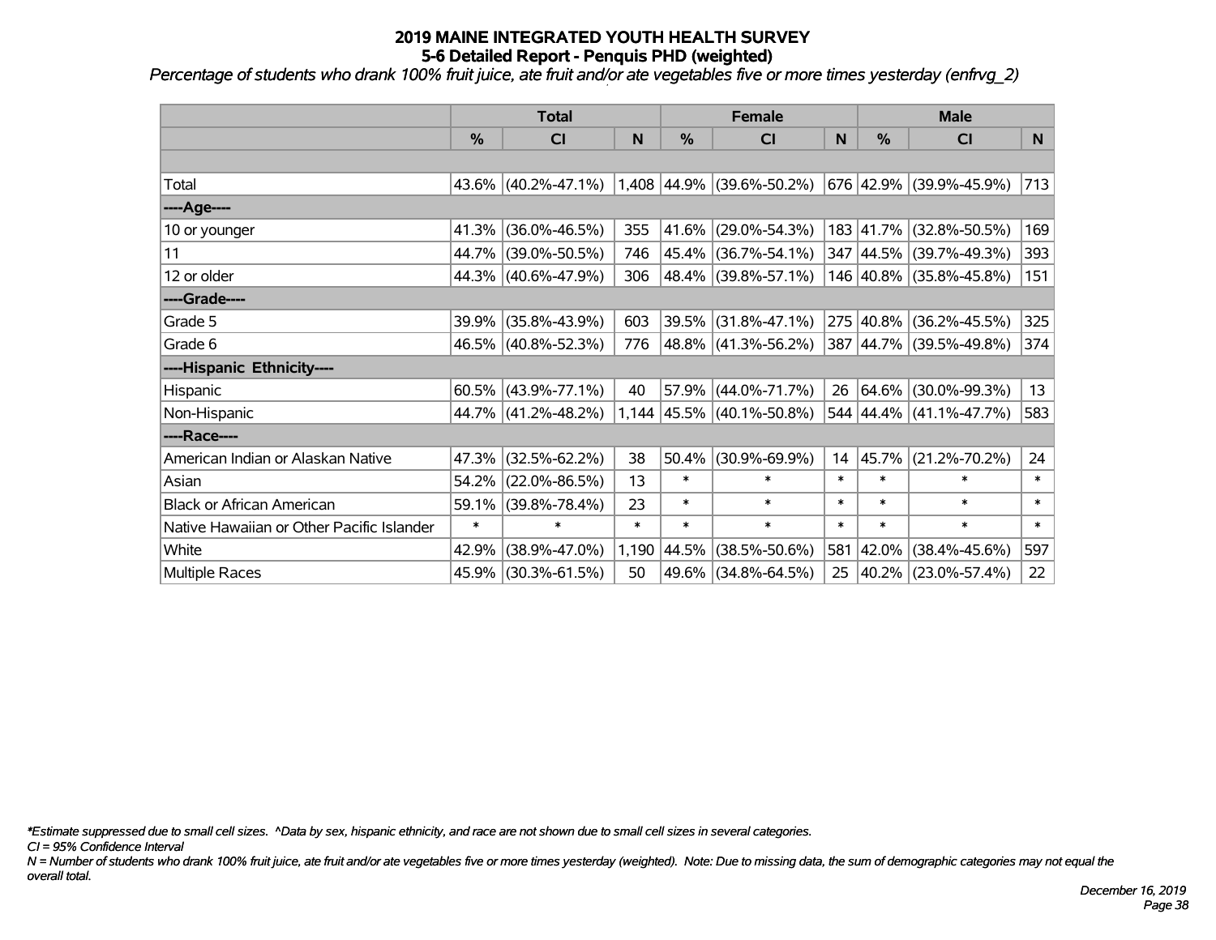# 2019 MAINE INTEGRATED YOUTH HEALTH SURVEY
## 5-6 Detailed Report - Penquis PHD (weighted)

*Percentage of students who drank 100% fruit juice, ate fruit and/or ate vegetables five or more times yesterday (enfrvg_2)*

| | Total | | | Female | | | Male | | |
|---|---|---|---|---|---|---|---|---|---|
| | % | CI | N | % | CI | N | % | CI | N |
| | | | | | | | | | |
| Total | 43.6% | (40.2%-47.1%) | 1,408 | 44.9% | (39.6%-50.2%) | 676 | 42.9% | (39.9%-45.9%) | 713 |
| ----Age---- | | | | | | | | | |
| 10 or younger | 41.3% | (36.0%-46.5%) | 355 | 41.6% | (29.0%-54.3%) | 183 | 41.7% | (32.8%-50.5%) | 169 |
| 11 | 44.7% | (39.0%-50.5%) | 746 | 45.4% | (36.7%-54.1%) | 347 | 44.5% | (39.7%-49.3%) | 393 |
| 12 or older | 44.3% | (40.6%-47.9%) | 306 | 48.4% | (39.8%-57.1%) | 146 | 40.8% | (35.8%-45.8%) | 151 |
| ----Grade---- | | | | | | | | | |
| Grade 5 | 39.9% | (35.8%-43.9%) | 603 | 39.5% | (31.8%-47.1%) | 275 | 40.8% | (36.2%-45.5%) | 325 |
| Grade 6 | 46.5% | (40.8%-52.3%) | 776 | 48.8% | (41.3%-56.2%) | 387 | 44.7% | (39.5%-49.8%) | 374 |
| ----Hispanic Ethnicity---- | | | | | | | | | |
| Hispanic | 60.5% | (43.9%-77.1%) | 40 | 57.9% | (44.0%-71.7%) | 26 | 64.6% | (30.0%-99.3%) | 13 |
| Non-Hispanic | 44.7% | (41.2%-48.2%) | 1,144 | 45.5% | (40.1%-50.8%) | 544 | 44.4% | (41.1%-47.7%) | 583 |
| ----Race---- | | | | | | | | | |
| American Indian or Alaskan Native | 47.3% | (32.5%-62.2%) | 38 | 50.4% | (30.9%-69.9%) | 14 | 45.7% | (21.2%-70.2%) | 24 |
| Asian | 54.2% | (22.0%-86.5%) | 13 | * | * | * | * | * | * |
| Black or African American | 59.1% | (39.8%-78.4%) | 23 | * | * | * | * | * | * |
| Native Hawaiian or Other Pacific Islander | * | * | * | * | * | * | * | * | * |
| White | 42.9% | (38.9%-47.0%) | 1,190 | 44.5% | (38.5%-50.6%) | 581 | 42.0% | (38.4%-45.6%) | 597 |
| Multiple Races | 45.9% | (30.3%-61.5%) | 50 | 49.6% | (34.8%-64.5%) | 25 | 40.2% | (23.0%-57.4%) | 22 |

*\*Estimate suppressed due to small cell sizes. ^Data by sex, hispanic ethnicity, and race are not shown due to small cell sizes in several categories.*

*CI = 95% Confidence Interval*

*N = Number of students who drank 100% fruit juice, ate fruit and/or ate vegetables five or more times yesterday (weighted). Note: Due to missing data, the sum of demographic categories may not equal the overall total.*

*December 16, 2019*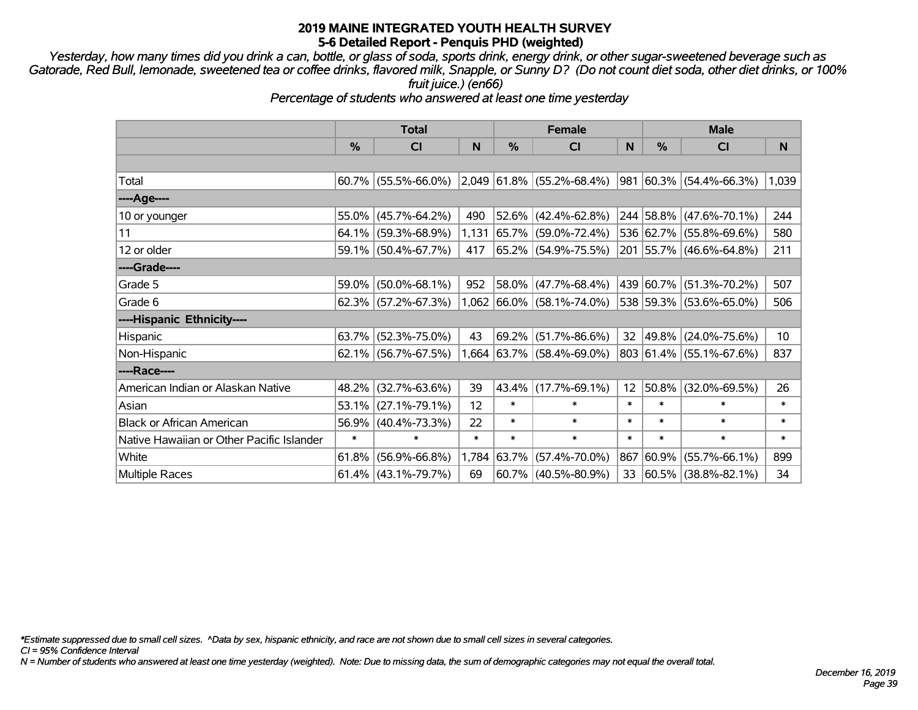# 2019 MAINE INTEGRATED YOUTH HEALTH SURVEY
## 5-6 Detailed Report - Penquis PHD (weighted)

*Yesterday, how many times did you drink a can, bottle, or glass of soda, sports drink, energy drink, or other sugar-sweetened beverage such as Gatorade, Red Bull, lemonade, sweetened tea or coffee drinks, flavored milk, Snapple, or Sunny D? (Do not count diet soda, other diet drinks, or 100% fruit juice.) (en66)*

*Percentage of students who answered at least one time yesterday*

| | Total | | | Female | | | Male | | |
|---|---|---|---|---|---|---|---|---|---|
| | % | CI | N | % | CI | N | % | CI | N |
| Total | 60.7% | (55.5%-66.0%) | 2,049 | 61.8% | (55.2%-68.4%) | 981 | 60.3% | (54.4%-66.3%) | 1,039 |
| ----Age---- | | | | | | | | | |
| 10 or younger | 55.0% | (45.7%-64.2%) | 490 | 52.6% | (42.4%-62.8%) | 244 | 58.8% | (47.6%-70.1%) | 244 |
| 11 | 64.1% | (59.3%-68.9%) | 1,131 | 65.7% | (59.0%-72.4%) | 536 | 62.7% | (55.8%-69.6%) | 580 |
| 12 or older | 59.1% | (50.4%-67.7%) | 417 | 65.2% | (54.9%-75.5%) | 201 | 55.7% | (46.6%-64.8%) | 211 |
| ----Grade---- | | | | | | | | | |
| Grade 5 | 59.0% | (50.0%-68.1%) | 952 | 58.0% | (47.7%-68.4%) | 439 | 60.7% | (51.3%-70.2%) | 507 |
| Grade 6 | 62.3% | (57.2%-67.3%) | 1,062 | 66.0% | (58.1%-74.0%) | 538 | 59.3% | (53.6%-65.0%) | 506 |
| ----Hispanic Ethnicity---- | | | | | | | | | |
| Hispanic | 63.7% | (52.3%-75.0%) | 43 | 69.2% | (51.7%-86.6%) | 32 | 49.8% | (24.0%-75.6%) | 10 |
| Non-Hispanic | 62.1% | (56.7%-67.5%) | 1,664 | 63.7% | (58.4%-69.0%) | 803 | 61.4% | (55.1%-67.6%) | 837 |
| ----Race---- | | | | | | | | | |
| American Indian or Alaskan Native | 48.2% | (32.7%-63.6%) | 39 | 43.4% | (17.7%-69.1%) | 12 | 50.8% | (32.0%-69.5%) | 26 |
| Asian | 53.1% | (27.1%-79.1%) | 12 | * | * | * | * | * | * |
| Black or African American | 56.9% | (40.4%-73.3%) | 22 | * | * | * | * | * | * |
| Native Hawaiian or Other Pacific Islander | * | * | * | * | * | * | * | * | * |
| White | 61.8% | (56.9%-66.8%) | 1,784 | 63.7% | (57.4%-70.0%) | 867 | 60.9% | (55.7%-66.1%) | 899 |
| Multiple Races | 61.4% | (43.1%-79.7%) | 69 | 60.7% | (40.5%-80.9%) | 33 | 60.5% | (38.8%-82.1%) | 34 |

*\*Estimate suppressed due to small cell sizes. ^Data by sex, hispanic ethnicity, and race are not shown due to small cell sizes in several categories.*

*CI = 95% Confidence Interval*

*N = Number of students who answered at least one time yesterday (weighted). Note: Due to missing data, the sum of demographic categories may not equal the overall total.*

*December 16, 2019*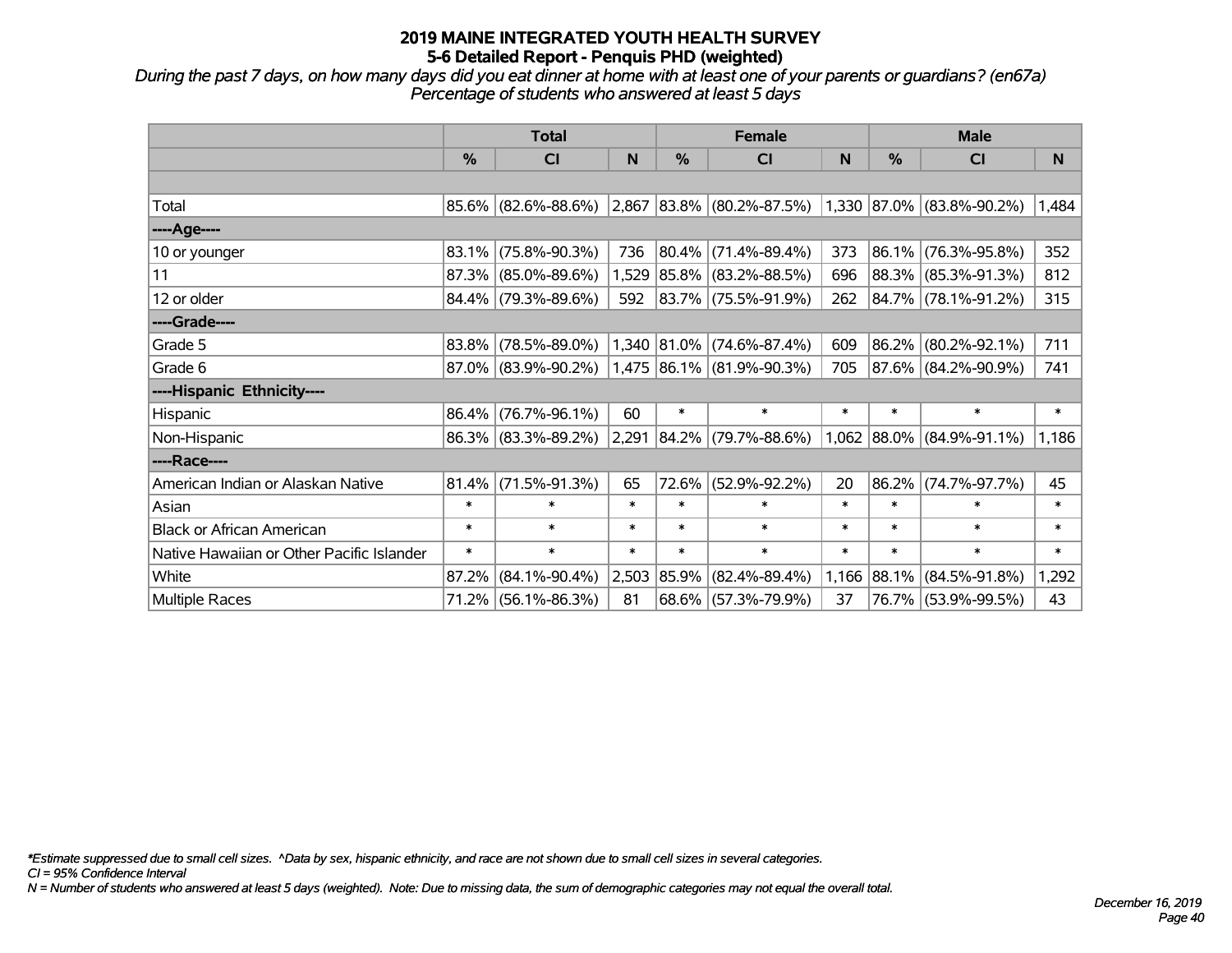# 2019 MAINE INTEGRATED YOUTH HEALTH SURVEY
## 5-6 Detailed Report - Penquis PHD (weighted)

*During the past 7 days, on how many days did you eat dinner at home with at least one of your parents or guardians? (en67a)*
*Percentage of students who answered at least 5 days*

| | Total | | | Female | | | Male | | |
|---|---|---|---|---|---|---|---|---|---|
| | % | CI | N | % | CI | N | % | CI | N |
| | | | | | | | | | |
| Total | 85.6% | (82.6%-88.6%) | 2,867 | 83.8% | (80.2%-87.5%) | 1,330 | 87.0% | (83.8%-90.2%) | 1,484 |
| ----Age---- | | | | | | | | | |
| 10 or younger | 83.1% | (75.8%-90.3%) | 736 | 80.4% | (71.4%-89.4%) | 373 | 86.1% | (76.3%-95.8%) | 352 |
| 11 | 87.3% | (85.0%-89.6%) | 1,529 | 85.8% | (83.2%-88.5%) | 696 | 88.3% | (85.3%-91.3%) | 812 |
| 12 or older | 84.4% | (79.3%-89.6%) | 592 | 83.7% | (75.5%-91.9%) | 262 | 84.7% | (78.1%-91.2%) | 315 |
| ----Grade---- | | | | | | | | | |
| Grade 5 | 83.8% | (78.5%-89.0%) | 1,340 | 81.0% | (74.6%-87.4%) | 609 | 86.2% | (80.2%-92.1%) | 711 |
| Grade 6 | 87.0% | (83.9%-90.2%) | 1,475 | 86.1% | (81.9%-90.3%) | 705 | 87.6% | (84.2%-90.9%) | 741 |
| ----Hispanic Ethnicity---- | | | | | | | | | |
| Hispanic | 86.4% | (76.7%-96.1%) | 60 | * | * | * | * | * | * |
| Non-Hispanic | 86.3% | (83.3%-89.2%) | 2,291 | 84.2% | (79.7%-88.6%) | 1,062 | 88.0% | (84.9%-91.1%) | 1,186 |
| ----Race---- | | | | | | | | | |
| American Indian or Alaskan Native | 81.4% | (71.5%-91.3%) | 65 | 72.6% | (52.9%-92.2%) | 20 | 86.2% | (74.7%-97.7%) | 45 |
| Asian | * | * | * | * | * | * | * | * | * |
| Black or African American | * | * | * | * | * | * | * | * | * |
| Native Hawaiian or Other Pacific Islander | * | * | * | * | * | * | * | * | * |
| White | 87.2% | (84.1%-90.4%) | 2,503 | 85.9% | (82.4%-89.4%) | 1,166 | 88.1% | (84.5%-91.8%) | 1,292 |
| Multiple Races | 71.2% | (56.1%-86.3%) | 81 | 68.6% | (57.3%-79.9%) | 37 | 76.7% | (53.9%-99.5%) | 43 |

*\*Estimate suppressed due to small cell sizes. ^Data by sex, hispanic ethnicity, and race are not shown due to small cell sizes in several categories.*
*CI = 95% Confidence Interval*
*N = Number of students who answered at least 5 days (weighted). Note: Due to missing data, the sum of demographic categories may not equal the overall total.*

*December 16, 2019*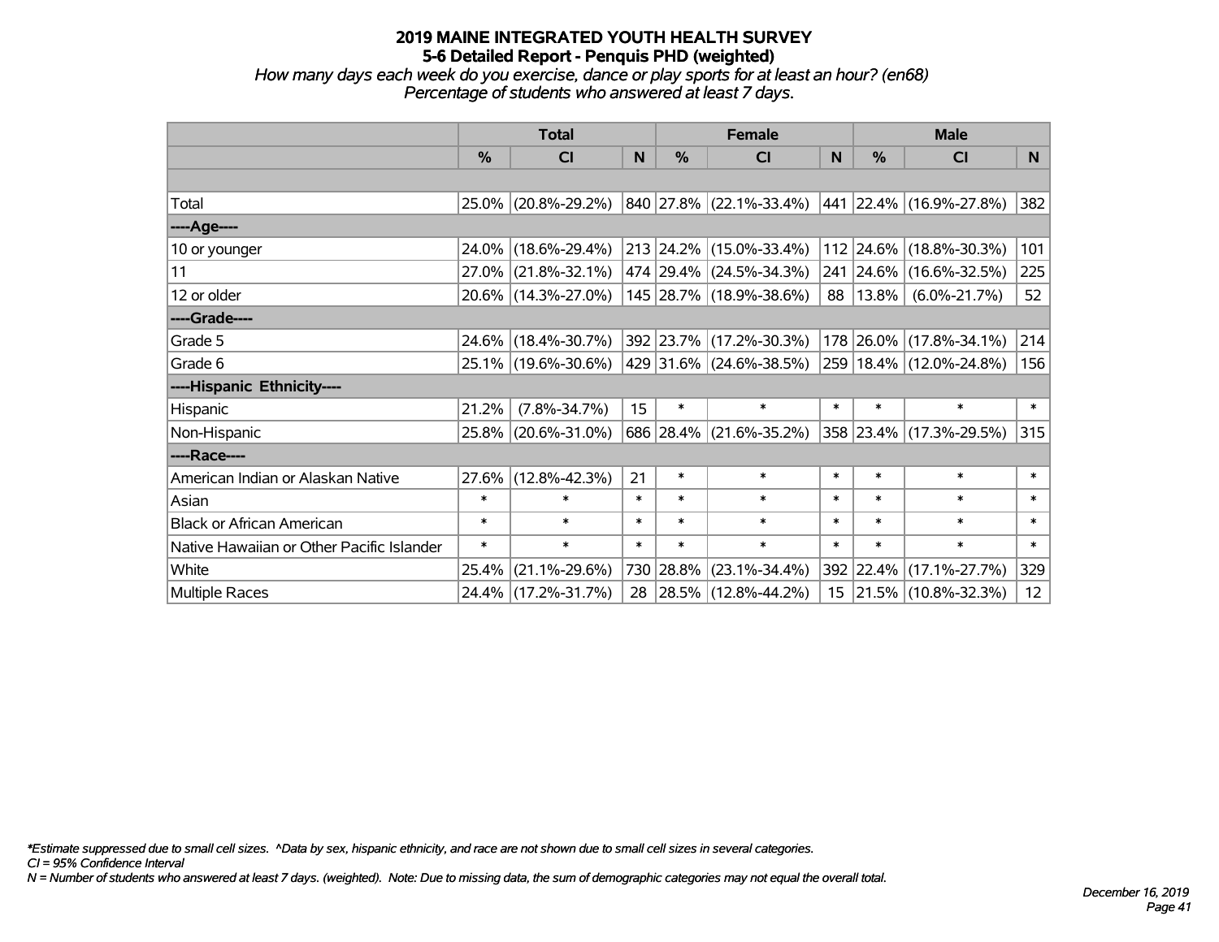# 2019 MAINE INTEGRATED YOUTH HEALTH SURVEY
## 5-6 Detailed Report - Penquis PHD (weighted)

*How many days each week do you exercise, dance or play sports for at least an hour? (en68)*
*Percentage of students who answered at least 7 days.*

| | Total | | | Female | | | Male | | |
|---|---|---|---|---|---|---|---|---|---|
| | % | CI | N | % | CI | N | % | CI | N |
| | | | | | | | | | |
| Total | 25.0% | (20.8%-29.2%) | 840 | 27.8% | (22.1%-33.4%) | 441 | 22.4% | (16.9%-27.8%) | 382 |
| ----Age---- | | | | | | | | | |
| 10 or younger | 24.0% | (18.6%-29.4%) | 213 | 24.2% | (15.0%-33.4%) | 112 | 24.6% | (18.8%-30.3%) | 101 |
| 11 | 27.0% | (21.8%-32.1%) | 474 | 29.4% | (24.5%-34.3%) | 241 | 24.6% | (16.6%-32.5%) | 225 |
| 12 or older | 20.6% | (14.3%-27.0%) | 145 | 28.7% | (18.9%-38.6%) | 88 | 13.8% | (6.0%-21.7%) | 52 |
| ----Grade---- | | | | | | | | | |
| Grade 5 | 24.6% | (18.4%-30.7%) | 392 | 23.7% | (17.2%-30.3%) | 178 | 26.0% | (17.8%-34.1%) | 214 |
| Grade 6 | 25.1% | (19.6%-30.6%) | 429 | 31.6% | (24.6%-38.5%) | 259 | 18.4% | (12.0%-24.8%) | 156 |
| ----Hispanic Ethnicity---- | | | | | | | | | |
| Hispanic | 21.2% | (7.8%-34.7%) | 15 | * | * | * | * | * | * |
| Non-Hispanic | 25.8% | (20.6%-31.0%) | 686 | 28.4% | (21.6%-35.2%) | 358 | 23.4% | (17.3%-29.5%) | 315 |
| ----Race---- | | | | | | | | | |
| American Indian or Alaskan Native | 27.6% | (12.8%-42.3%) | 21 | * | * | * | * | * | * |
| Asian | * | * | * | * | * | * | * | * | * |
| Black or African American | * | * | * | * | * | * | * | * | * |
| Native Hawaiian or Other Pacific Islander | * | * | * | * | * | * | * | * | * |
| White | 25.4% | (21.1%-29.6%) | 730 | 28.8% | (23.1%-34.4%) | 392 | 22.4% | (17.1%-27.7%) | 329 |
| Multiple Races | 24.4% | (17.2%-31.7%) | 28 | 28.5% | (12.8%-44.2%) | 15 | 21.5% | (10.8%-32.3%) | 12 |

*\*Estimate suppressed due to small cell sizes. ^Data by sex, hispanic ethnicity, and race are not shown due to small cell sizes in several categories.*
*CI = 95% Confidence Interval*
*N = Number of students who answered at least 7 days. (weighted). Note: Due to missing data, the sum of demographic categories may not equal the overall total.*

*December 16, 2019*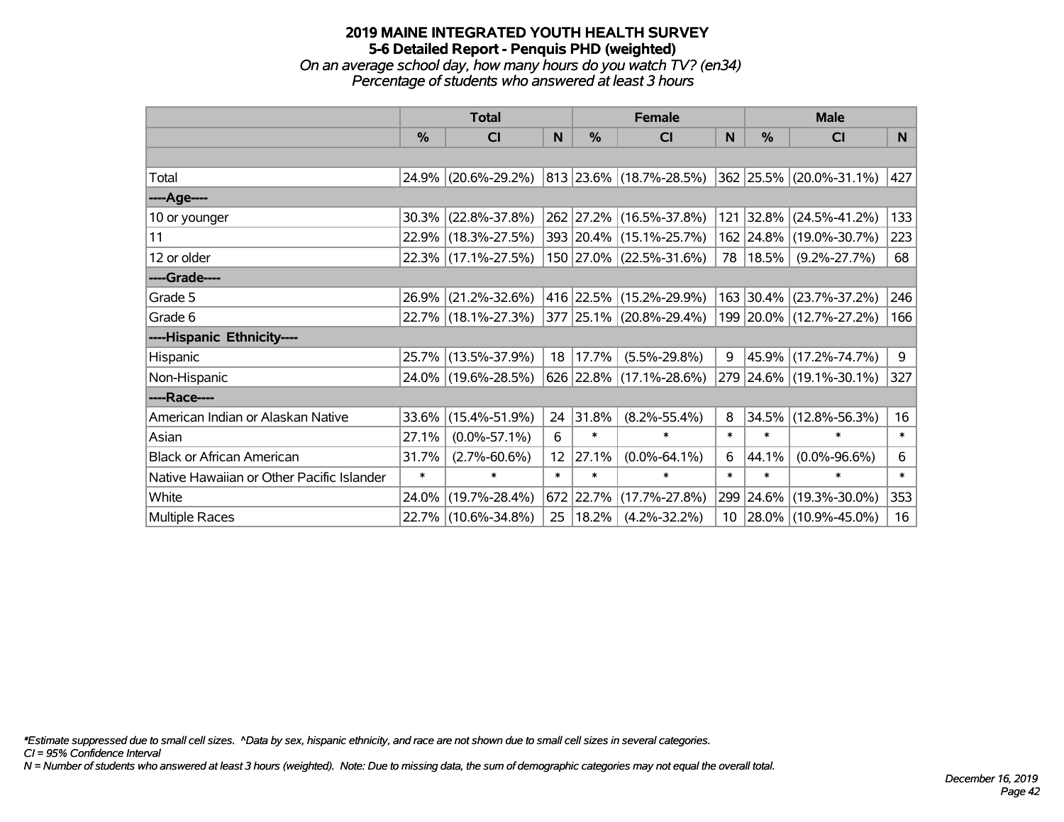# 2019 MAINE INTEGRATED YOUTH HEALTH SURVEY
## 5-6 Detailed Report - Penquis PHD (weighted)
### *On an average school day, how many hours do you watch TV? (en34)*
### *Percentage of students who answered at least 3 hours*

| | Total | | | Female | | | Male | | |
|---|---|---|---|---|---|---|---|---|---|
| | % | CI | N | % | CI | N | % | CI | N |
| Total | 24.9% | (20.6%-29.2%) | 813 | 23.6% | (18.7%-28.5%) | 362 | 25.5% | (20.0%-31.1%) | 427 |
| ----Age---- | | | | | | | | | |
| 10 or younger | 30.3% | (22.8%-37.8%) | 262 | 27.2% | (16.5%-37.8%) | 121 | 32.8% | (24.5%-41.2%) | 133 |
| 11 | 22.9% | (18.3%-27.5%) | 393 | 20.4% | (15.1%-25.7%) | 162 | 24.8% | (19.0%-30.7%) | 223 |
| 12 or older | 22.3% | (17.1%-27.5%) | 150 | 27.0% | (22.5%-31.6%) | 78 | 18.5% | (9.2%-27.7%) | 68 |
| ----Grade---- | | | | | | | | | |
| Grade 5 | 26.9% | (21.2%-32.6%) | 416 | 22.5% | (15.2%-29.9%) | 163 | 30.4% | (23.7%-37.2%) | 246 |
| Grade 6 | 22.7% | (18.1%-27.3%) | 377 | 25.1% | (20.8%-29.4%) | 199 | 20.0% | (12.7%-27.2%) | 166 |
| ----Hispanic Ethnicity---- | | | | | | | | | |
| Hispanic | 25.7% | (13.5%-37.9%) | 18 | 17.7% | (5.5%-29.8%) | 9 | 45.9% | (17.2%-74.7%) | 9 |
| Non-Hispanic | 24.0% | (19.6%-28.5%) | 626 | 22.8% | (17.1%-28.6%) | 279 | 24.6% | (19.1%-30.1%) | 327 |
| ----Race---- | | | | | | | | | |
| American Indian or Alaskan Native | 33.6% | (15.4%-51.9%) | 24 | 31.8% | (8.2%-55.4%) | 8 | 34.5% | (12.8%-56.3%) | 16 |
| Asian | 27.1% | (0.0%-57.1%) | 6 | * | * | * | * | * | * |
| Black or African American | 31.7% | (2.7%-60.6%) | 12 | 27.1% | (0.0%-64.1%) | 6 | 44.1% | (0.0%-96.6%) | 6 |
| Native Hawaiian or Other Pacific Islander | * | * | * | * | * | * | * | * | * |
| White | 24.0% | (19.7%-28.4%) | 672 | 22.7% | (17.7%-27.8%) | 299 | 24.6% | (19.3%-30.0%) | 353 |
| Multiple Races | 22.7% | (10.6%-34.8%) | 25 | 18.2% | (4.2%-32.2%) | 10 | 28.0% | (10.9%-45.0%) | 16 |

*\*Estimate suppressed due to small cell sizes. ^Data by sex, hispanic ethnicity, and race are not shown due to small cell sizes in several categories.*
*CI = 95% Confidence Interval*
*N = Number of students who answered at least 3 hours (weighted). Note: Due to missing data, the sum of demographic categories may not equal the overall total.*

*December 16, 2019*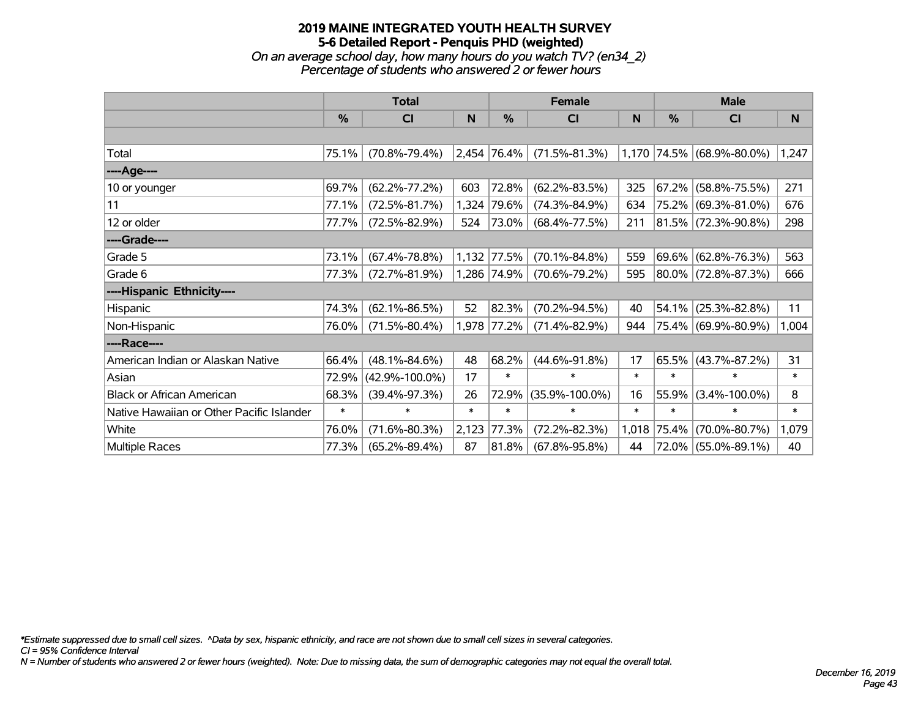# 2019 MAINE INTEGRATED YOUTH HEALTH SURVEY

## 5-6 Detailed Report - Penquis PHD (weighted)

*On an average school day, how many hours do you watch TV? (en34_2)*

*Percentage of students who answered 2 or fewer hours*

| | Total | | | Female | | | Male | | |
|---|---|---|---|---|---|---|---|---|---|
| | % | CI | N | % | CI | N | % | CI | N |
| Total | 75.1% | (70.8%-79.4%) | 2,454 | 76.4% | (71.5%-81.3%) | 1,170 | 74.5% | (68.9%-80.0%) | 1,247 |
| ----Age---- | | | | | | | | | |
| 10 or younger | 69.7% | (62.2%-77.2%) | 603 | 72.8% | (62.2%-83.5%) | 325 | 67.2% | (58.8%-75.5%) | 271 |
| 11 | 77.1% | (72.5%-81.7%) | 1,324 | 79.6% | (74.3%-84.9%) | 634 | 75.2% | (69.3%-81.0%) | 676 |
| 12 or older | 77.7% | (72.5%-82.9%) | 524 | 73.0% | (68.4%-77.5%) | 211 | 81.5% | (72.3%-90.8%) | 298 |
| ----Grade---- | | | | | | | | | |
| Grade 5 | 73.1% | (67.4%-78.8%) | 1,132 | 77.5% | (70.1%-84.8%) | 559 | 69.6% | (62.8%-76.3%) | 563 |
| Grade 6 | 77.3% | (72.7%-81.9%) | 1,286 | 74.9% | (70.6%-79.2%) | 595 | 80.0% | (72.8%-87.3%) | 666 |
| ----Hispanic Ethnicity---- | | | | | | | | | |
| Hispanic | 74.3% | (62.1%-86.5%) | 52 | 82.3% | (70.2%-94.5%) | 40 | 54.1% | (25.3%-82.8%) | 11 |
| Non-Hispanic | 76.0% | (71.5%-80.4%) | 1,978 | 77.2% | (71.4%-82.9%) | 944 | 75.4% | (69.9%-80.9%) | 1,004 |
| ----Race---- | | | | | | | | | |
| American Indian or Alaskan Native | 66.4% | (48.1%-84.6%) | 48 | 68.2% | (44.6%-91.8%) | 17 | 65.5% | (43.7%-87.2%) | 31 |
| Asian | 72.9% | (42.9%-100.0%) | 17 | * | * | * | * | * | * |
| Black or African American | 68.3% | (39.4%-97.3%) | 26 | 72.9% | (35.9%-100.0%) | 16 | 55.9% | (3.4%-100.0%) | 8 |
| Native Hawaiian or Other Pacific Islander | * | * | * | * | * | * | * | * | * |
| White | 76.0% | (71.6%-80.3%) | 2,123 | 77.3% | (72.2%-82.3%) | 1,018 | 75.4% | (70.0%-80.7%) | 1,079 |
| Multiple Races | 77.3% | (65.2%-89.4%) | 87 | 81.8% | (67.8%-95.8%) | 44 | 72.0% | (55.0%-89.1%) | 40 |

*Estimate suppressed due to small cell sizes. ^Data by sex, hispanic ethnicity, and race are not shown due to small cell sizes in several categories.

CI = 95% Confidence Interval

N = Number of students who answered 2 or fewer hours (weighted). Note: Due to missing data, the sum of demographic categories may not equal the overall total.

December 16, 2019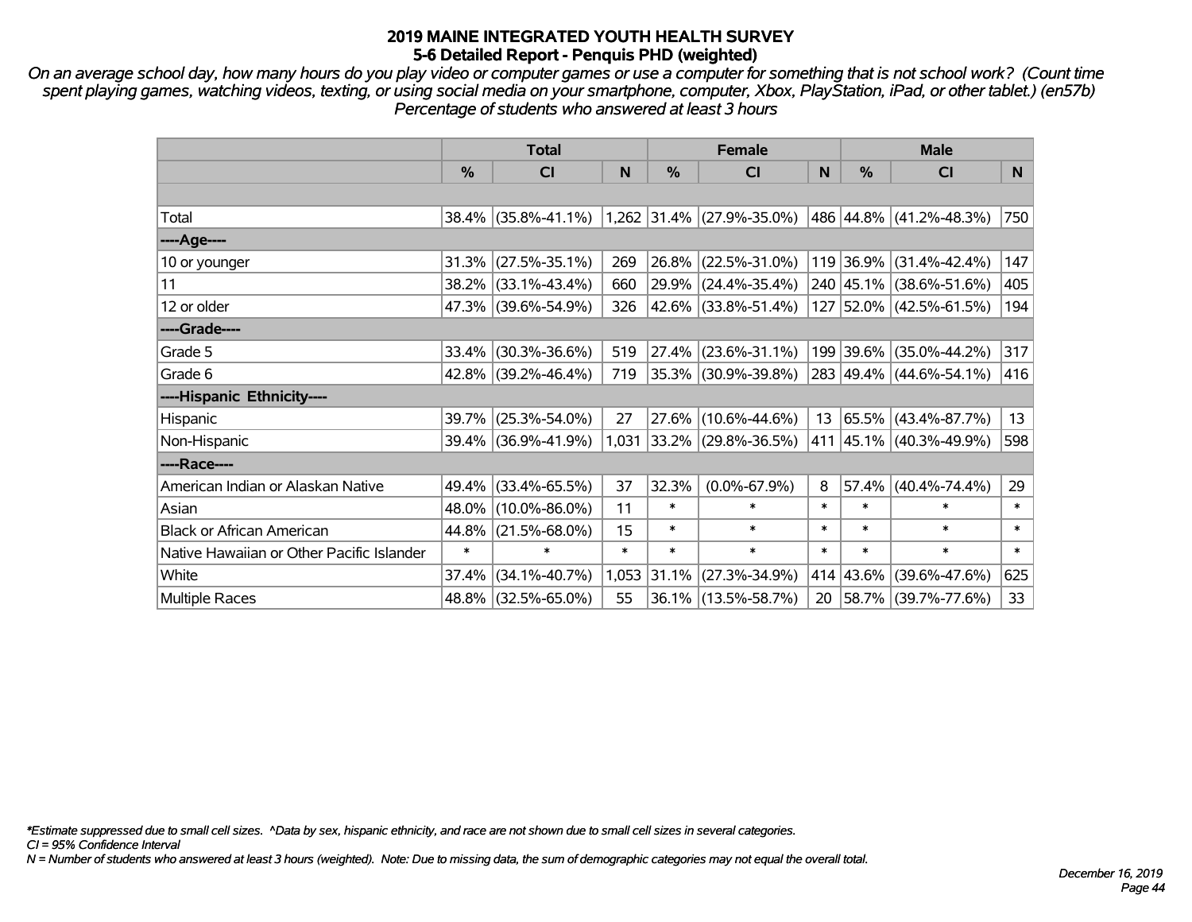# 2019 MAINE INTEGRATED YOUTH HEALTH SURVEY
## 5-6 Detailed Report - Penquis PHD (weighted)

*On an average school day, how many hours do you play video or computer games or use a computer for something that is not school work? (Count time spent playing games, watching videos, texting, or using social media on your smartphone, computer, Xbox, PlayStation, iPad, or other tablet.) (en57b) Percentage of students who answered at least 3 hours*

| | Total | | | Female | | | Male | | |
|---|---|---|---|---|---|---|---|---|---|
| | % | CI | N | % | CI | N | % | CI | N |
| | | | | | | | | | |
| Total | 38.4% | (35.8%-41.1%) | 1,262 | 31.4% | (27.9%-35.0%) | 486 | 44.8% | (41.2%-48.3%) | 750 |
| ----Age---- | | | | | | | | | |
| 10 or younger | 31.3% | (27.5%-35.1%) | 269 | 26.8% | (22.5%-31.0%) | 119 | 36.9% | (31.4%-42.4%) | 147 |
| 11 | 38.2% | (33.1%-43.4%) | 660 | 29.9% | (24.4%-35.4%) | 240 | 45.1% | (38.6%-51.6%) | 405 |
| 12 or older | 47.3% | (39.6%-54.9%) | 326 | 42.6% | (33.8%-51.4%) | 127 | 52.0% | (42.5%-61.5%) | 194 |
| ----Grade---- | | | | | | | | | |
| Grade 5 | 33.4% | (30.3%-36.6%) | 519 | 27.4% | (23.6%-31.1%) | 199 | 39.6% | (35.0%-44.2%) | 317 |
| Grade 6 | 42.8% | (39.2%-46.4%) | 719 | 35.3% | (30.9%-39.8%) | 283 | 49.4% | (44.6%-54.1%) | 416 |
| ----Hispanic Ethnicity---- | | | | | | | | | |
| Hispanic | 39.7% | (25.3%-54.0%) | 27 | 27.6% | (10.6%-44.6%) | 13 | 65.5% | (43.4%-87.7%) | 13 |
| Non-Hispanic | 39.4% | (36.9%-41.9%) | 1,031 | 33.2% | (29.8%-36.5%) | 411 | 45.1% | (40.3%-49.9%) | 598 |
| ----Race---- | | | | | | | | | |
| American Indian or Alaskan Native | 49.4% | (33.4%-65.5%) | 37 | 32.3% | (0.0%-67.9%) | 8 | 57.4% | (40.4%-74.4%) | 29 |
| Asian | 48.0% | (10.0%-86.0%) | 11 | * | * | * | * | * | * |
| Black or African American | 44.8% | (21.5%-68.0%) | 15 | * | * | * | * | * | * |
| Native Hawaiian or Other Pacific Islander | * | * | * | * | * | * | * | * | * |
| White | 37.4% | (34.1%-40.7%) | 1,053 | 31.1% | (27.3%-34.9%) | 414 | 43.6% | (39.6%-47.6%) | 625 |
| Multiple Races | 48.8% | (32.5%-65.0%) | 55 | 36.1% | (13.5%-58.7%) | 20 | 58.7% | (39.7%-77.6%) | 33 |

*\*Estimate suppressed due to small cell sizes. ^Data by sex, hispanic ethnicity, and race are not shown due to small cell sizes in several categories.*
*CI = 95% Confidence Interval*
*N = Number of students who answered at least 3 hours (weighted). Note: Due to missing data, the sum of demographic categories may not equal the overall total.*

*December 16, 2019*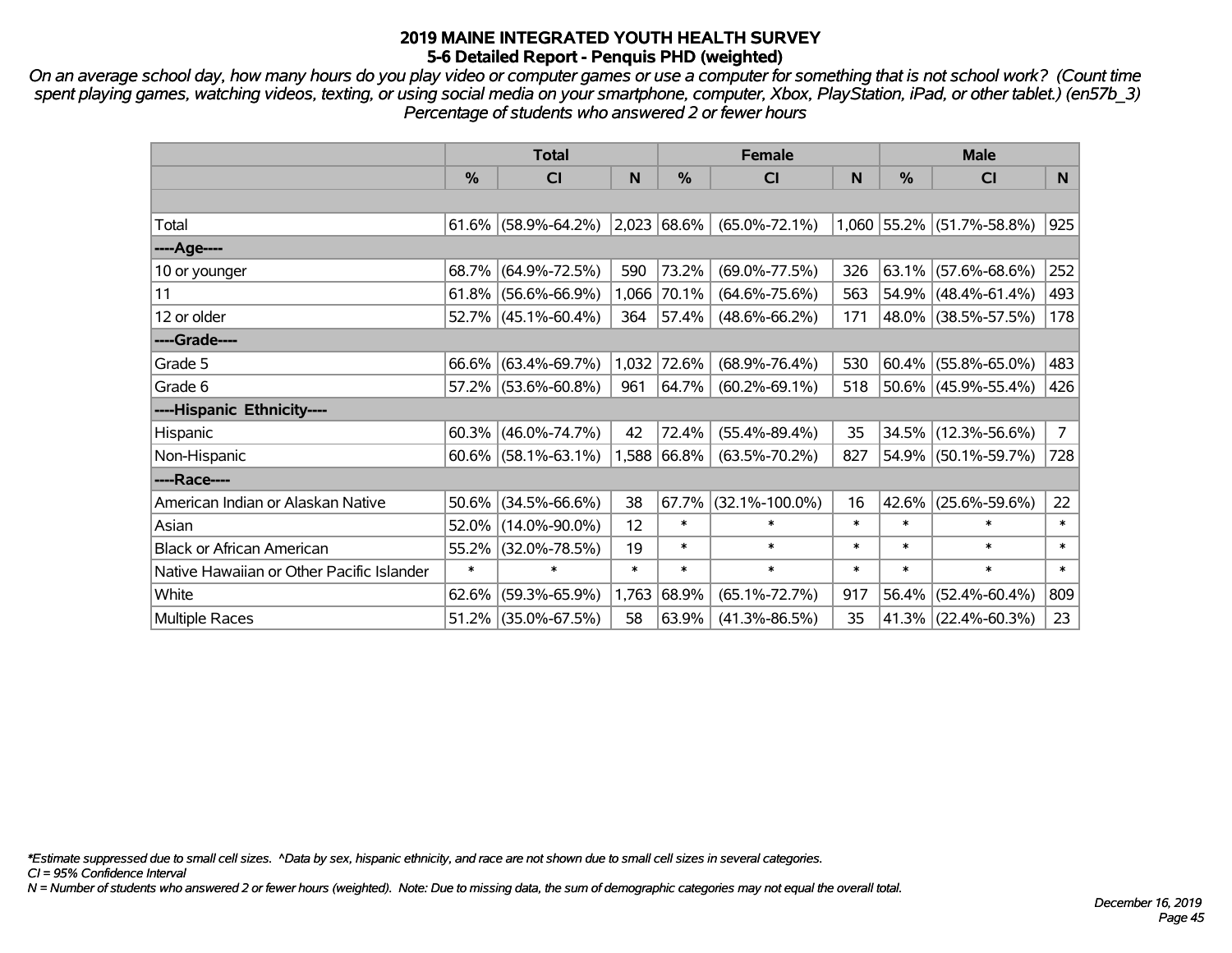# 2019 MAINE INTEGRATED YOUTH HEALTH SURVEY
## 5-6 Detailed Report - Penquis PHD (weighted)

*On an average school day, how many hours do you play video or computer games or use a computer for something that is not school work? (Count time spent playing games, watching videos, texting, or using social media on your smartphone, computer, Xbox, PlayStation, iPad, or other tablet.) (en57b_3) Percentage of students who answered 2 or fewer hours*

| | Total | | | Female | | | Male | | |
|---|---|---|---|---|---|---|---|---|---|
| | % | CI | N | % | CI | N | % | CI | N |
| | | | | | | | | | |
| Total | 61.6% | (58.9%-64.2%) | 2,023 | 68.6% | (65.0%-72.1%) | 1,060 | 55.2% | (51.7%-58.8%) | 925 |
| ----Age---- | | | | | | | | | |
| 10 or younger | 68.7% | (64.9%-72.5%) | 590 | 73.2% | (69.0%-77.5%) | 326 | 63.1% | (57.6%-68.6%) | 252 |
| 11 | 61.8% | (56.6%-66.9%) | 1,066 | 70.1% | (64.6%-75.6%) | 563 | 54.9% | (48.4%-61.4%) | 493 |
| 12 or older | 52.7% | (45.1%-60.4%) | 364 | 57.4% | (48.6%-66.2%) | 171 | 48.0% | (38.5%-57.5%) | 178 |
| ----Grade---- | | | | | | | | | |
| Grade 5 | 66.6% | (63.4%-69.7%) | 1,032 | 72.6% | (68.9%-76.4%) | 530 | 60.4% | (55.8%-65.0%) | 483 |
| Grade 6 | 57.2% | (53.6%-60.8%) | 961 | 64.7% | (60.2%-69.1%) | 518 | 50.6% | (45.9%-55.4%) | 426 |
| ----Hispanic Ethnicity---- | | | | | | | | | |
| Hispanic | 60.3% | (46.0%-74.7%) | 42 | 72.4% | (55.4%-89.4%) | 35 | 34.5% | (12.3%-56.6%) | 7 |
| Non-Hispanic | 60.6% | (58.1%-63.1%) | 1,588 | 66.8% | (63.5%-70.2%) | 827 | 54.9% | (50.1%-59.7%) | 728 |
| ----Race---- | | | | | | | | | |
| American Indian or Alaskan Native | 50.6% | (34.5%-66.6%) | 38 | 67.7% | (32.1%-100.0%) | 16 | 42.6% | (25.6%-59.6%) | 22 |
| Asian | 52.0% | (14.0%-90.0%) | 12 | * | * | * | * | * | * |
| Black or African American | 55.2% | (32.0%-78.5%) | 19 | * | * | * | * | * | * |
| Native Hawaiian or Other Pacific Islander | * | * | * | * | * | * | * | * | * |
| White | 62.6% | (59.3%-65.9%) | 1,763 | 68.9% | (65.1%-72.7%) | 917 | 56.4% | (52.4%-60.4%) | 809 |
| Multiple Races | 51.2% | (35.0%-67.5%) | 58 | 63.9% | (41.3%-86.5%) | 35 | 41.3% | (22.4%-60.3%) | 23 |

*\*Estimate suppressed due to small cell sizes. ^Data by sex, hispanic ethnicity, and race are not shown due to small cell sizes in several categories.*

*CI = 95% Confidence Interval*

*N = Number of students who answered 2 or fewer hours (weighted). Note: Due to missing data, the sum of demographic categories may not equal the overall total.*

*December 16, 2019*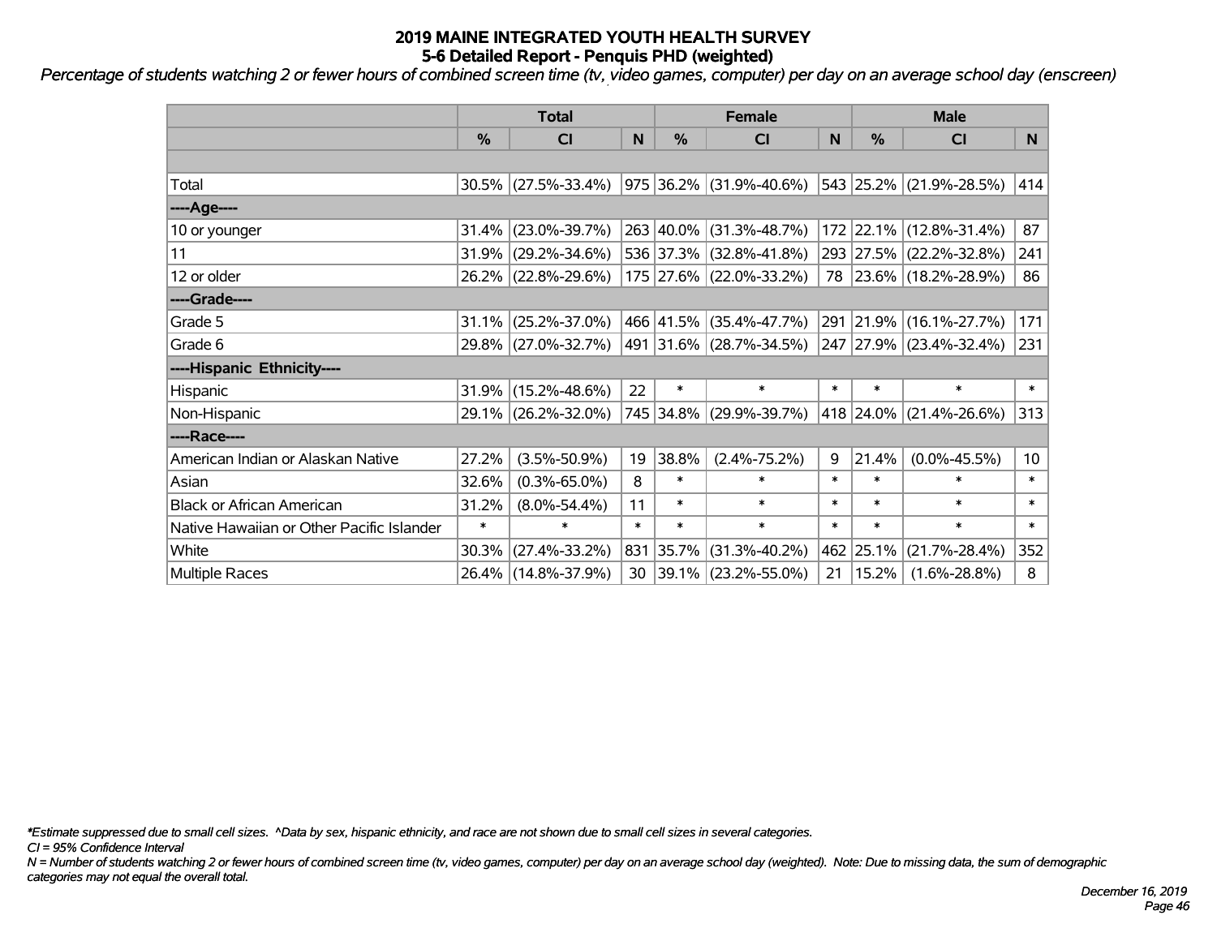# 2019 MAINE INTEGRATED YOUTH HEALTH SURVEY
## 5-6 Detailed Report - Penquis PHD (weighted)

*Percentage of students watching 2 or fewer hours of combined screen time (tv, video games, computer) per day on an average school day (enscreen)*

| | Total | | | Female | | | Male | | |
|---|---|---|---|---|---|---|---|---|---|
| | % | CI | N | % | CI | N | % | CI | N |
| | | | | | | | | | |
| Total | 30.5% | (27.5%-33.4%) | 975 | 36.2% | (31.9%-40.6%) | 543 | 25.2% | (21.9%-28.5%) | 414 |
| ----Age---- | | | | | | | | | |
| 10 or younger | 31.4% | (23.0%-39.7%) | 263 | 40.0% | (31.3%-48.7%) | 172 | 22.1% | (12.8%-31.4%) | 87 |
| 11 | 31.9% | (29.2%-34.6%) | 536 | 37.3% | (32.8%-41.8%) | 293 | 27.5% | (22.2%-32.8%) | 241 |
| 12 or older | 26.2% | (22.8%-29.6%) | 175 | 27.6% | (22.0%-33.2%) | 78 | 23.6% | (18.2%-28.9%) | 86 |
| ----Grade---- | | | | | | | | | |
| Grade 5 | 31.1% | (25.2%-37.0%) | 466 | 41.5% | (35.4%-47.7%) | 291 | 21.9% | (16.1%-27.7%) | 171 |
| Grade 6 | 29.8% | (27.0%-32.7%) | 491 | 31.6% | (28.7%-34.5%) | 247 | 27.9% | (23.4%-32.4%) | 231 |
| ----Hispanic Ethnicity---- | | | | | | | | | |
| Hispanic | 31.9% | (15.2%-48.6%) | 22 | * | * | * | * | * | * |
| Non-Hispanic | 29.1% | (26.2%-32.0%) | 745 | 34.8% | (29.9%-39.7%) | 418 | 24.0% | (21.4%-26.6%) | 313 |
| ----Race---- | | | | | | | | | |
| American Indian or Alaskan Native | 27.2% | (3.5%-50.9%) | 19 | 38.8% | (2.4%-75.2%) | 9 | 21.4% | (0.0%-45.5%) | 10 |
| Asian | 32.6% | (0.3%-65.0%) | 8 | * | * | * | * | * | * |
| Black or African American | 31.2% | (8.0%-54.4%) | 11 | * | * | * | * | * | * |
| Native Hawaiian or Other Pacific Islander | * | * | * | * | * | * | * | * | * |
| White | 30.3% | (27.4%-33.2%) | 831 | 35.7% | (31.3%-40.2%) | 462 | 25.1% | (21.7%-28.4%) | 352 |
| Multiple Races | 26.4% | (14.8%-37.9%) | 30 | 39.1% | (23.2%-55.0%) | 21 | 15.2% | (1.6%-28.8%) | 8 |

*\*Estimate suppressed due to small cell sizes. ^Data by sex, hispanic ethnicity, and race are not shown due to small cell sizes in several categories.*

*CI = 95% Confidence Interval*

*N = Number of students watching 2 or fewer hours of combined screen time (tv, video games, computer) per day on an average school day (weighted). Note: Due to missing data, the sum of demographic categories may not equal the overall total.*

*December 16, 2019*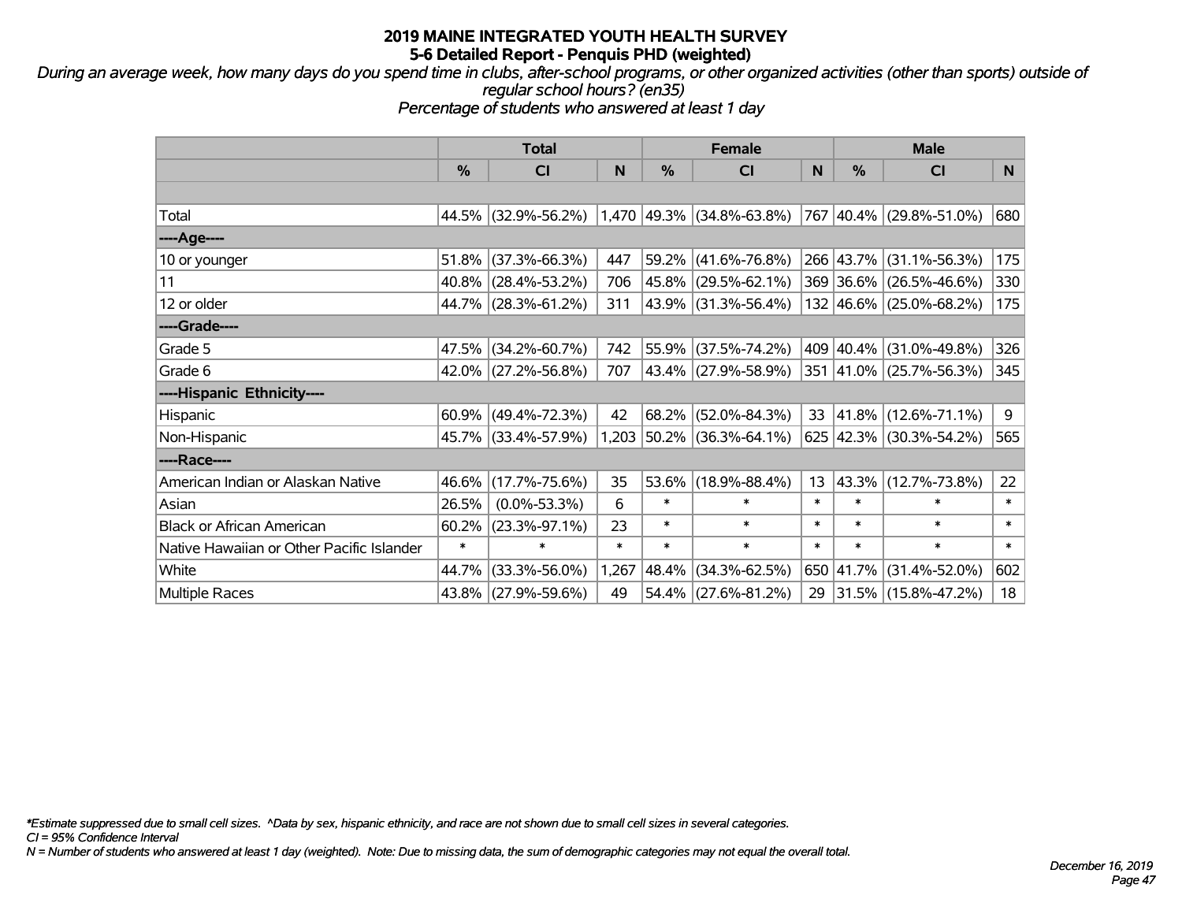# 2019 MAINE INTEGRATED YOUTH HEALTH SURVEY
## 5-6 Detailed Report - Penquis PHD (weighted)

*During an average week, how many days do you spend time in clubs, after-school programs, or other organized activities (other than sports) outside of regular school hours? (en35)*
*Percentage of students who answered at least 1 day*

| | Total | | | Female | | | Male | | |
|---|---|---|---|---|---|---|---|---|---|
| | % | CI | N | % | CI | N | % | CI | N |
| Total | 44.5% | (32.9%-56.2%) | 1,470 | 49.3% | (34.8%-63.8%) | 767 | 40.4% | (29.8%-51.0%) | 680 |
| ----Age---- | | | | | | | | | |
| 10 or younger | 51.8% | (37.3%-66.3%) | 447 | 59.2% | (41.6%-76.8%) | 266 | 43.7% | (31.1%-56.3%) | 175 |
| 11 | 40.8% | (28.4%-53.2%) | 706 | 45.8% | (29.5%-62.1%) | 369 | 36.6% | (26.5%-46.6%) | 330 |
| 12 or older | 44.7% | (28.3%-61.2%) | 311 | 43.9% | (31.3%-56.4%) | 132 | 46.6% | (25.0%-68.2%) | 175 |
| ----Grade---- | | | | | | | | | |
| Grade 5 | 47.5% | (34.2%-60.7%) | 742 | 55.9% | (37.5%-74.2%) | 409 | 40.4% | (31.0%-49.8%) | 326 |
| Grade 6 | 42.0% | (27.2%-56.8%) | 707 | 43.4% | (27.9%-58.9%) | 351 | 41.0% | (25.7%-56.3%) | 345 |
| ----Hispanic Ethnicity---- | | | | | | | | | |
| Hispanic | 60.9% | (49.4%-72.3%) | 42 | 68.2% | (52.0%-84.3%) | 33 | 41.8% | (12.6%-71.1%) | 9 |
| Non-Hispanic | 45.7% | (33.4%-57.9%) | 1,203 | 50.2% | (36.3%-64.1%) | 625 | 42.3% | (30.3%-54.2%) | 565 |
| ----Race---- | | | | | | | | | |
| American Indian or Alaskan Native | 46.6% | (17.7%-75.6%) | 35 | 53.6% | (18.9%-88.4%) | 13 | 43.3% | (12.7%-73.8%) | 22 |
| Asian | 26.5% | (0.0%-53.3%) | 6 | * | * | * | * | * | * |
| Black or African American | 60.2% | (23.3%-97.1%) | 23 | * | * | * | * | * | * |
| Native Hawaiian or Other Pacific Islander | * | * | * | * | * | * | * | * | * |
| White | 44.7% | (33.3%-56.0%) | 1,267 | 48.4% | (34.3%-62.5%) | 650 | 41.7% | (31.4%-52.0%) | 602 |
| Multiple Races | 43.8% | (27.9%-59.6%) | 49 | 54.4% | (27.6%-81.2%) | 29 | 31.5% | (15.8%-47.2%) | 18 |

*\*Estimate suppressed due to small cell sizes. ^Data by sex, hispanic ethnicity, and race are not shown due to small cell sizes in several categories.*
*CI = 95% Confidence Interval*
*N = Number of students who answered at least 1 day (weighted). Note: Due to missing data, the sum of demographic categories may not equal the overall total.*

*December 16, 2019*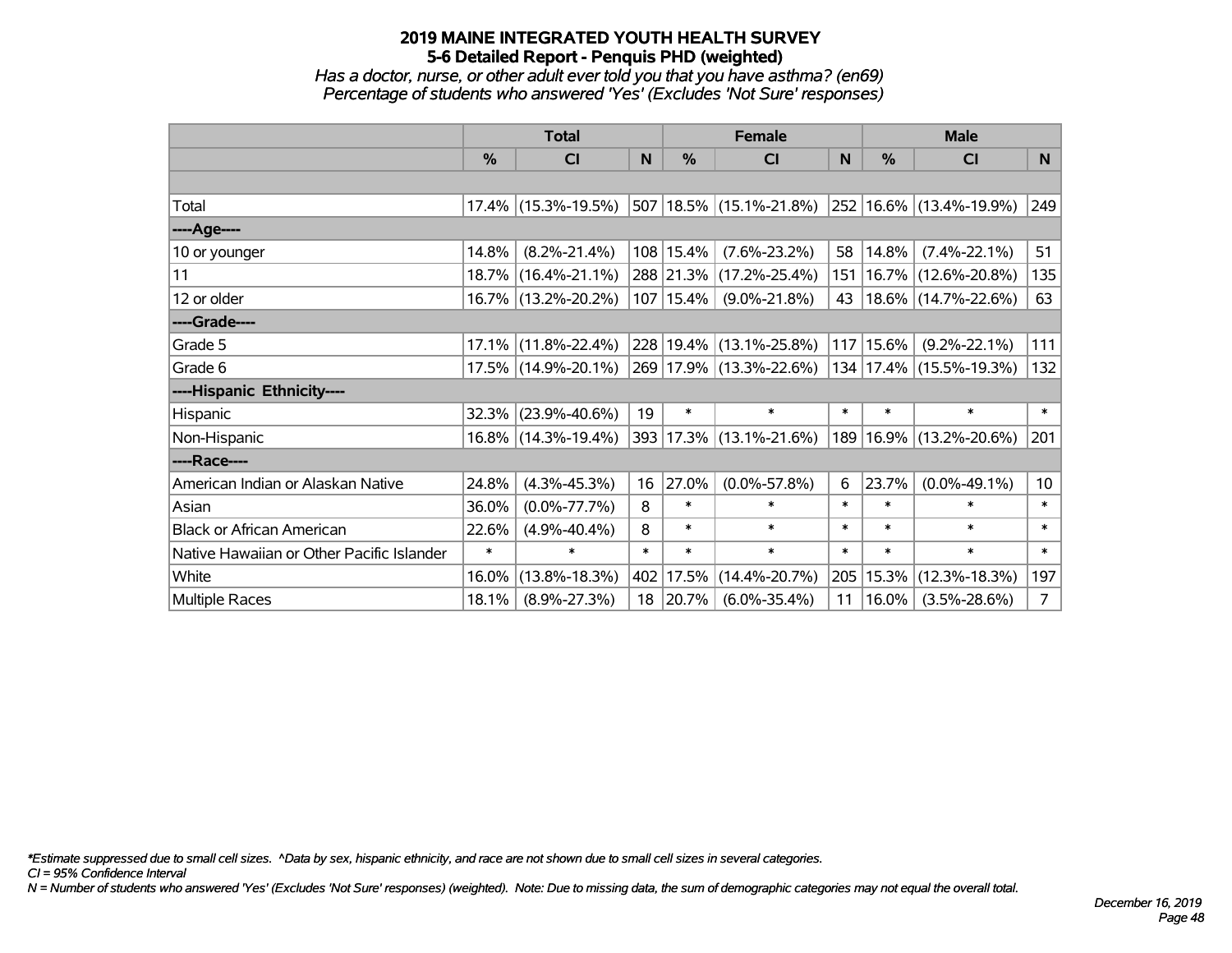# 2019 MAINE INTEGRATED YOUTH HEALTH SURVEY
## 5-6 Detailed Report - Penquis PHD (weighted)

*Has a doctor, nurse, or other adult ever told you that you have asthma? (en69)*
*Percentage of students who answered 'Yes' (Excludes 'Not Sure' responses)*

| | Total | | | Female | | | Male | | |
|---|---|---|---|---|---|---|---|---|---|
| | % | CI | N | % | CI | N | % | CI | N |
| Total | 17.4% | (15.3%-19.5%) | 507 | 18.5% | (15.1%-21.8%) | 252 | 16.6% | (13.4%-19.9%) | 249 |
| ----Age---- | | | | | | | | | |
| 10 or younger | 14.8% | (8.2%-21.4%) | 108 | 15.4% | (7.6%-23.2%) | 58 | 14.8% | (7.4%-22.1%) | 51 |
| 11 | 18.7% | (16.4%-21.1%) | 288 | 21.3% | (17.2%-25.4%) | 151 | 16.7% | (12.6%-20.8%) | 135 |
| 12 or older | 16.7% | (13.2%-20.2%) | 107 | 15.4% | (9.0%-21.8%) | 43 | 18.6% | (14.7%-22.6%) | 63 |
| ----Grade---- | | | | | | | | | |
| Grade 5 | 17.1% | (11.8%-22.4%) | 228 | 19.4% | (13.1%-25.8%) | 117 | 15.6% | (9.2%-22.1%) | 111 |
| Grade 6 | 17.5% | (14.9%-20.1%) | 269 | 17.9% | (13.3%-22.6%) | 134 | 17.4% | (15.5%-19.3%) | 132 |
| ----Hispanic Ethnicity---- | | | | | | | | | |
| Hispanic | 32.3% | (23.9%-40.6%) | 19 | * | * | * | * | * | * |
| Non-Hispanic | 16.8% | (14.3%-19.4%) | 393 | 17.3% | (13.1%-21.6%) | 189 | 16.9% | (13.2%-20.6%) | 201 |
| ----Race---- | | | | | | | | | |
| American Indian or Alaskan Native | 24.8% | (4.3%-45.3%) | 16 | 27.0% | (0.0%-57.8%) | 6 | 23.7% | (0.0%-49.1%) | 10 |
| Asian | 36.0% | (0.0%-77.7%) | 8 | * | * | * | * | * | * |
| Black or African American | 22.6% | (4.9%-40.4%) | 8 | * | * | * | * | * | * |
| Native Hawaiian or Other Pacific Islander | * | * | * | * | * | * | * | * | * |
| White | 16.0% | (13.8%-18.3%) | 402 | 17.5% | (14.4%-20.7%) | 205 | 15.3% | (12.3%-18.3%) | 197 |
| Multiple Races | 18.1% | (8.9%-27.3%) | 18 | 20.7% | (6.0%-35.4%) | 11 | 16.0% | (3.5%-28.6%) | 7 |

*\*Estimate suppressed due to small cell sizes. ^Data by sex, hispanic ethnicity, and race are not shown due to small cell sizes in several categories.*
*CI = 95% Confidence Interval*
*N = Number of students who answered 'Yes' (Excludes 'Not Sure' responses) (weighted). Note: Due to missing data, the sum of demographic categories may not equal the overall total.*

*December 16, 2019*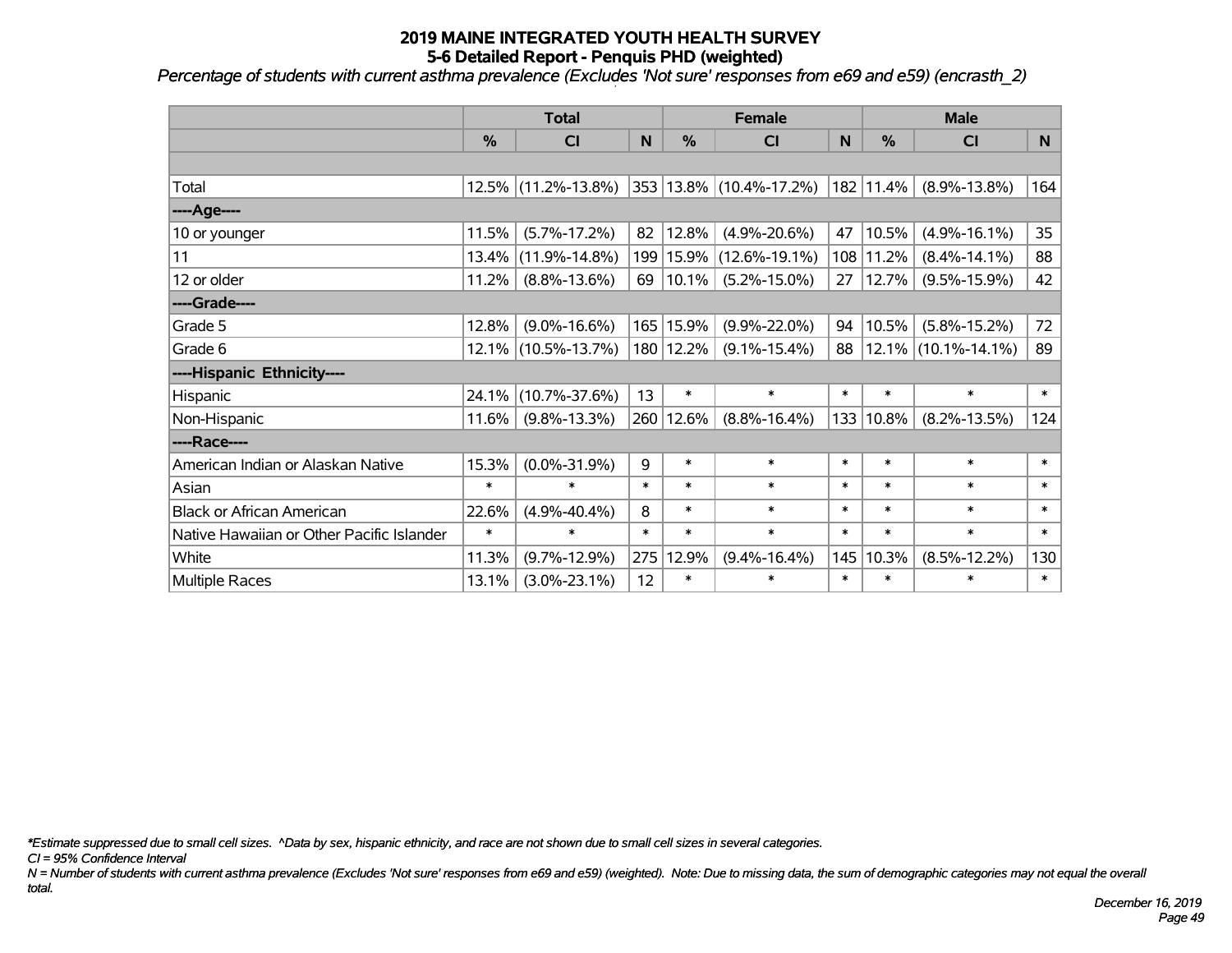# 2019 MAINE INTEGRATED YOUTH HEALTH SURVEY
## 5-6 Detailed Report - Penquis PHD (weighted)

*Percentage of students with current asthma prevalence (Excludes 'Not sure' responses from e69 and e59) (encrasth_2)*

| | Total | | | Female | | | Male | | |
|---|---|---|---|---|---|---|---|---|---|
| | % | CI | N | % | CI | N | % | CI | N |
| Total | 12.5% | (11.2%-13.8%) | 353 | 13.8% | (10.4%-17.2%) | 182 | 11.4% | (8.9%-13.8%) | 164 |
| ----Age---- | | | | | | | | | |
| 10 or younger | 11.5% | (5.7%-17.2%) | 82 | 12.8% | (4.9%-20.6%) | 47 | 10.5% | (4.9%-16.1%) | 35 |
| 11 | 13.4% | (11.9%-14.8%) | 199 | 15.9% | (12.6%-19.1%) | 108 | 11.2% | (8.4%-14.1%) | 88 |
| 12 or older | 11.2% | (8.8%-13.6%) | 69 | 10.1% | (5.2%-15.0%) | 27 | 12.7% | (9.5%-15.9%) | 42 |
| ----Grade---- | | | | | | | | | |
| Grade 5 | 12.8% | (9.0%-16.6%) | 165 | 15.9% | (9.9%-22.0%) | 94 | 10.5% | (5.8%-15.2%) | 72 |
| Grade 6 | 12.1% | (10.5%-13.7%) | 180 | 12.2% | (9.1%-15.4%) | 88 | 12.1% | (10.1%-14.1%) | 89 |
| ----Hispanic Ethnicity---- | | | | | | | | | |
| Hispanic | 24.1% | (10.7%-37.6%) | 13 | * | * | * | * | * | * |
| Non-Hispanic | 11.6% | (9.8%-13.3%) | 260 | 12.6% | (8.8%-16.4%) | 133 | 10.8% | (8.2%-13.5%) | 124 |
| ----Race---- | | | | | | | | | |
| American Indian or Alaskan Native | 15.3% | (0.0%-31.9%) | 9 | * | * | * | * | * | * |
| Asian | * | * | * | * | * | * | * | * | * |
| Black or African American | 22.6% | (4.9%-40.4%) | 8 | * | * | * | * | * | * |
| Native Hawaiian or Other Pacific Islander | * | * | * | * | * | * | * | * | * |
| White | 11.3% | (9.7%-12.9%) | 275 | 12.9% | (9.4%-16.4%) | 145 | 10.3% | (8.5%-12.2%) | 130 |
| Multiple Races | 13.1% | (3.0%-23.1%) | 12 | * | * | * | * | * | * |

*\*Estimate suppressed due to small cell sizes. ^Data by sex, hispanic ethnicity, and race are not shown due to small cell sizes in several categories.*

*CI = 95% Confidence Interval*

*N = Number of students with current asthma prevalence (Excludes 'Not sure' responses from e69 and e59) (weighted). Note: Due to missing data, the sum of demographic categories may not equal the overall total.*

*December 16, 2019*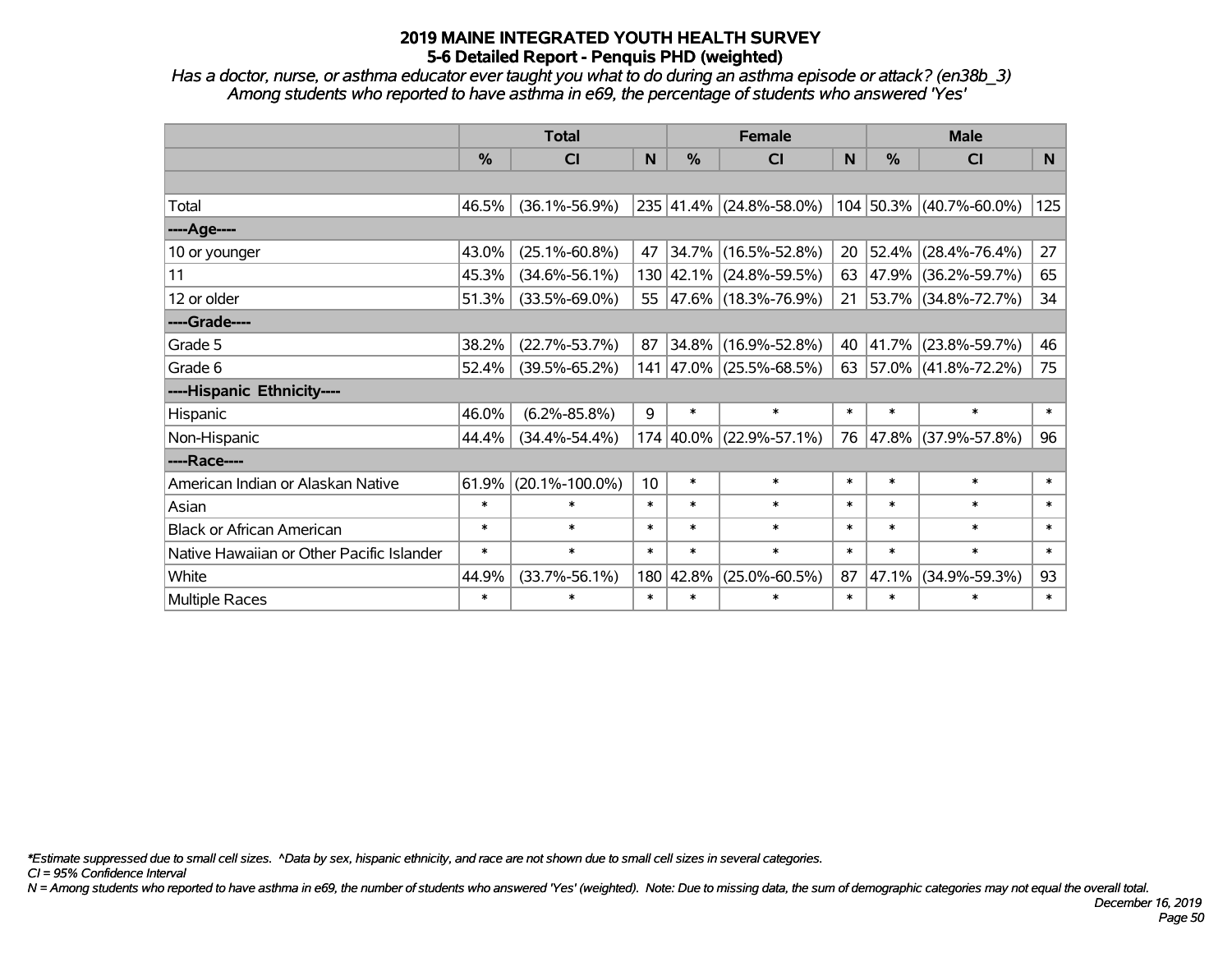# 2019 MAINE INTEGRATED YOUTH HEALTH SURVEY
## 5-6 Detailed Report - Penquis PHD (weighted)

*Has a doctor, nurse, or asthma educator ever taught you what to do during an asthma episode or attack? (en38b_3)*
*Among students who reported to have asthma in e69, the percentage of students who answered 'Yes'*

| | Total | | | Female | | | Male | | |
|---|---|---|---|---|---|---|---|---|---|
| | % | CI | N | % | CI | N | % | CI | N |
| Total | 46.5% | (36.1%-56.9%) | 235 | 41.4% | (24.8%-58.0%) | 104 | 50.3% | (40.7%-60.0%) | 125 |
| ----Age---- | | | | | | | | | |
| 10 or younger | 43.0% | (25.1%-60.8%) | 47 | 34.7% | (16.5%-52.8%) | 20 | 52.4% | (28.4%-76.4%) | 27 |
| 11 | 45.3% | (34.6%-56.1%) | 130 | 42.1% | (24.8%-59.5%) | 63 | 47.9% | (36.2%-59.7%) | 65 |
| 12 or older | 51.3% | (33.5%-69.0%) | 55 | 47.6% | (18.3%-76.9%) | 21 | 53.7% | (34.8%-72.7%) | 34 |
| ----Grade---- | | | | | | | | | |
| Grade 5 | 38.2% | (22.7%-53.7%) | 87 | 34.8% | (16.9%-52.8%) | 40 | 41.7% | (23.8%-59.7%) | 46 |
| Grade 6 | 52.4% | (39.5%-65.2%) | 141 | 47.0% | (25.5%-68.5%) | 63 | 57.0% | (41.8%-72.2%) | 75 |
| ----Hispanic Ethnicity---- | | | | | | | | | |
| Hispanic | 46.0% | (6.2%-85.8%) | 9 | * | * | * | * | * | * |
| Non-Hispanic | 44.4% | (34.4%-54.4%) | 174 | 40.0% | (22.9%-57.1%) | 76 | 47.8% | (37.9%-57.8%) | 96 |
| ----Race---- | | | | | | | | | |
| American Indian or Alaskan Native | 61.9% | (20.1%-100.0%) | 10 | * | * | * | * | * | * |
| Asian | * | * | * | * | * | * | * | * | * |
| Black or African American | * | * | * | * | * | * | * | * | * |
| Native Hawaiian or Other Pacific Islander | * | * | * | * | * | * | * | * | * |
| White | 44.9% | (33.7%-56.1%) | 180 | 42.8% | (25.0%-60.5%) | 87 | 47.1% | (34.9%-59.3%) | 93 |
| Multiple Races | * | * | * | * | * | * | * | * | * |

*\*Estimate suppressed due to small cell sizes. ^Data by sex, hispanic ethnicity, and race are not shown due to small cell sizes in several categories.*
*CI = 95% Confidence Interval*
*N = Among students who reported to have asthma in e69, the number of students who answered 'Yes' (weighted). Note: Due to missing data, the sum of demographic categories may not equal the overall total.*

*December 16, 2019*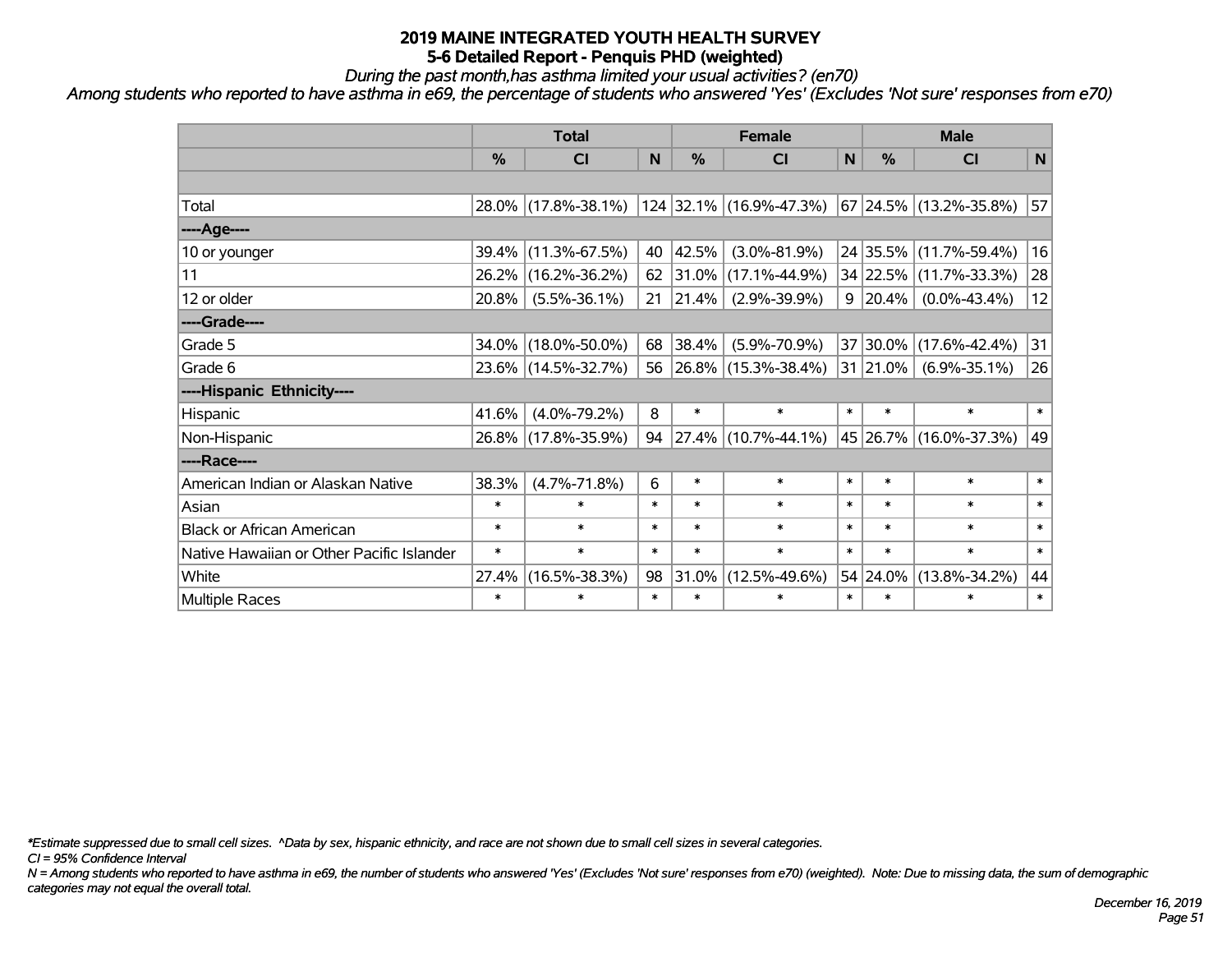# 2019 MAINE INTEGRATED YOUTH HEALTH SURVEY
## 5-6 Detailed Report - Penquis PHD (weighted)

*During the past month,has asthma limited your usual activities? (en70)*

*Among students who reported to have asthma in e69, the percentage of students who answered 'Yes' (Excludes 'Not sure' responses from e70)*

| | Total | | | Female | | | Male | | |
|---|---|---|---|---|---|---|---|---|---|
| | % | CI | N | % | CI | N | % | CI | N |
| Total | 28.0% | (17.8%-38.1%) | 124 | 32.1% | (16.9%-47.3%) | 67 | 24.5% | (13.2%-35.8%) | 57 |
| ----Age---- | | | | | | | | | |
| 10 or younger | 39.4% | (11.3%-67.5%) | 40 | 42.5% | (3.0%-81.9%) | 24 | 35.5% | (11.7%-59.4%) | 16 |
| 11 | 26.2% | (16.2%-36.2%) | 62 | 31.0% | (17.1%-44.9%) | 34 | 22.5% | (11.7%-33.3%) | 28 |
| 12 or older | 20.8% | (5.5%-36.1%) | 21 | 21.4% | (2.9%-39.9%) | 9 | 20.4% | (0.0%-43.4%) | 12 |
| ----Grade---- | | | | | | | | | |
| Grade 5 | 34.0% | (18.0%-50.0%) | 68 | 38.4% | (5.9%-70.9%) | 37 | 30.0% | (17.6%-42.4%) | 31 |
| Grade 6 | 23.6% | (14.5%-32.7%) | 56 | 26.8% | (15.3%-38.4%) | 31 | 21.0% | (6.9%-35.1%) | 26 |
| ----Hispanic Ethnicity---- | | | | | | | | | |
| Hispanic | 41.6% | (4.0%-79.2%) | 8 | * | * | * | * | * | * |
| Non-Hispanic | 26.8% | (17.8%-35.9%) | 94 | 27.4% | (10.7%-44.1%) | 45 | 26.7% | (16.0%-37.3%) | 49 |
| ----Race---- | | | | | | | | | |
| American Indian or Alaskan Native | 38.3% | (4.7%-71.8%) | 6 | * | * | * | * | * | * |
| Asian | * | * | * | * | * | * | * | * | * |
| Black or African American | * | * | * | * | * | * | * | * | * |
| Native Hawaiian or Other Pacific Islander | * | * | * | * | * | * | * | * | * |
| White | 27.4% | (16.5%-38.3%) | 98 | 31.0% | (12.5%-49.6%) | 54 | 24.0% | (13.8%-34.2%) | 44 |
| Multiple Races | * | * | * | * | * | * | * | * | * |

*\*Estimate suppressed due to small cell sizes. ^Data by sex, hispanic ethnicity, and race are not shown due to small cell sizes in several categories.*

*CI = 95% Confidence Interval*

*N = Among students who reported to have asthma in e69, the number of students who answered 'Yes' (Excludes 'Not sure' responses from e70) (weighted). Note: Due to missing data, the sum of demographic categories may not equal the overall total.*

*December 16, 2019*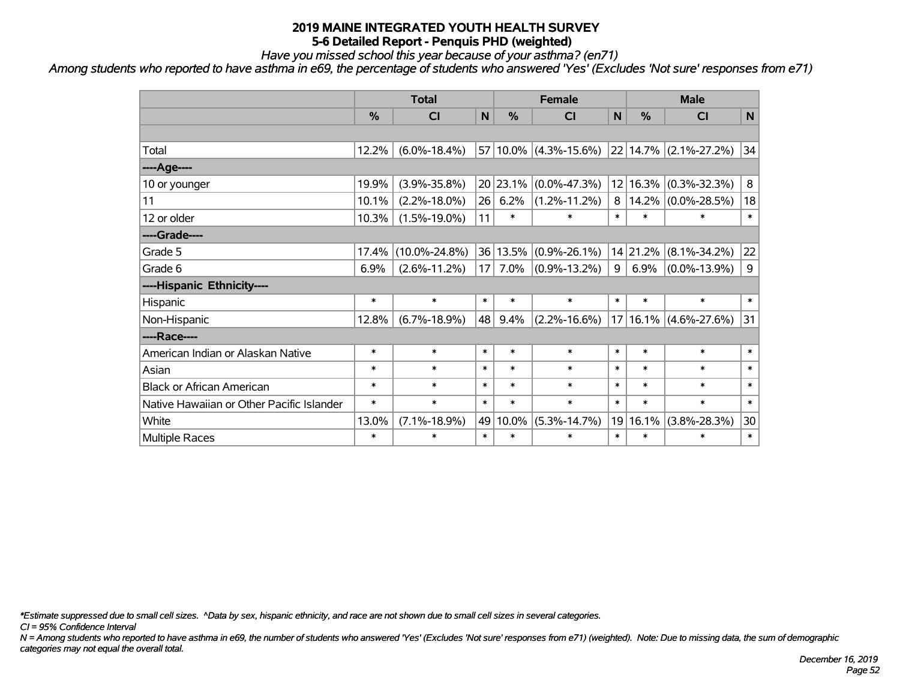# 2019 MAINE INTEGRATED YOUTH HEALTH SURVEY

## 5-6 Detailed Report - Penquis PHD (weighted)

*Have you missed school this year because of your asthma? (en71)*

*Among students who reported to have asthma in e69, the percentage of students who answered 'Yes' (Excludes 'Not sure' responses from e71)*

| | Total | | | Female | | | Male | | |
|---|---|---|---|---|---|---|---|---|---|
| | % | CI | N | % | CI | N | % | CI | N |
| Total | 12.2% | (6.0%-18.4%) | 57 | 10.0% | (4.3%-15.6%) | 22 | 14.7% | (2.1%-27.2%) | 34 |
| ----Age---- | | | | | | | | | |
| 10 or younger | 19.9% | (3.9%-35.8%) | 20 | 23.1% | (0.0%-47.3%) | 12 | 16.3% | (0.3%-32.3%) | 8 |
| 11 | 10.1% | (2.2%-18.0%) | 26 | 6.2% | (1.2%-11.2%) | 8 | 14.2% | (0.0%-28.5%) | 18 |
| 12 or older | 10.3% | (1.5%-19.0%) | 11 | * | * | * | * | * | * |
| ----Grade---- | | | | | | | | | |
| Grade 5 | 17.4% | (10.0%-24.8%) | 36 | 13.5% | (0.9%-26.1%) | 14 | 21.2% | (8.1%-34.2%) | 22 |
| Grade 6 | 6.9% | (2.6%-11.2%) | 17 | 7.0% | (0.9%-13.2%) | 9 | 6.9% | (0.0%-13.9%) | 9 |
| ----Hispanic Ethnicity---- | | | | | | | | | |
| Hispanic | * | * | * | * | * | * | * | * | * |
| Non-Hispanic | 12.8% | (6.7%-18.9%) | 48 | 9.4% | (2.2%-16.6%) | 17 | 16.1% | (4.6%-27.6%) | 31 |
| ----Race---- | | | | | | | | | |
| American Indian or Alaskan Native | * | * | * | * | * | * | * | * | * |
| Asian | * | * | * | * | * | * | * | * | * |
| Black or African American | * | * | * | * | * | * | * | * | * |
| Native Hawaiian or Other Pacific Islander | * | * | * | * | * | * | * | * | * |
| White | 13.0% | (7.1%-18.9%) | 49 | 10.0% | (5.3%-14.7%) | 19 | 16.1% | (3.8%-28.3%) | 30 |
| Multiple Races | * | * | * | * | * | * | * | * | * |

*\*Estimate suppressed due to small cell sizes. ^Data by sex, hispanic ethnicity, and race are not shown due to small cell sizes in several categories.*

*CI = 95% Confidence Interval*

*N = Among students who reported to have asthma in e69, the number of students who answered 'Yes' (Excludes 'Not sure' responses from e71) (weighted). Note: Due to missing data, the sum of demographic categories may not equal the overall total.*

*December 16, 2019*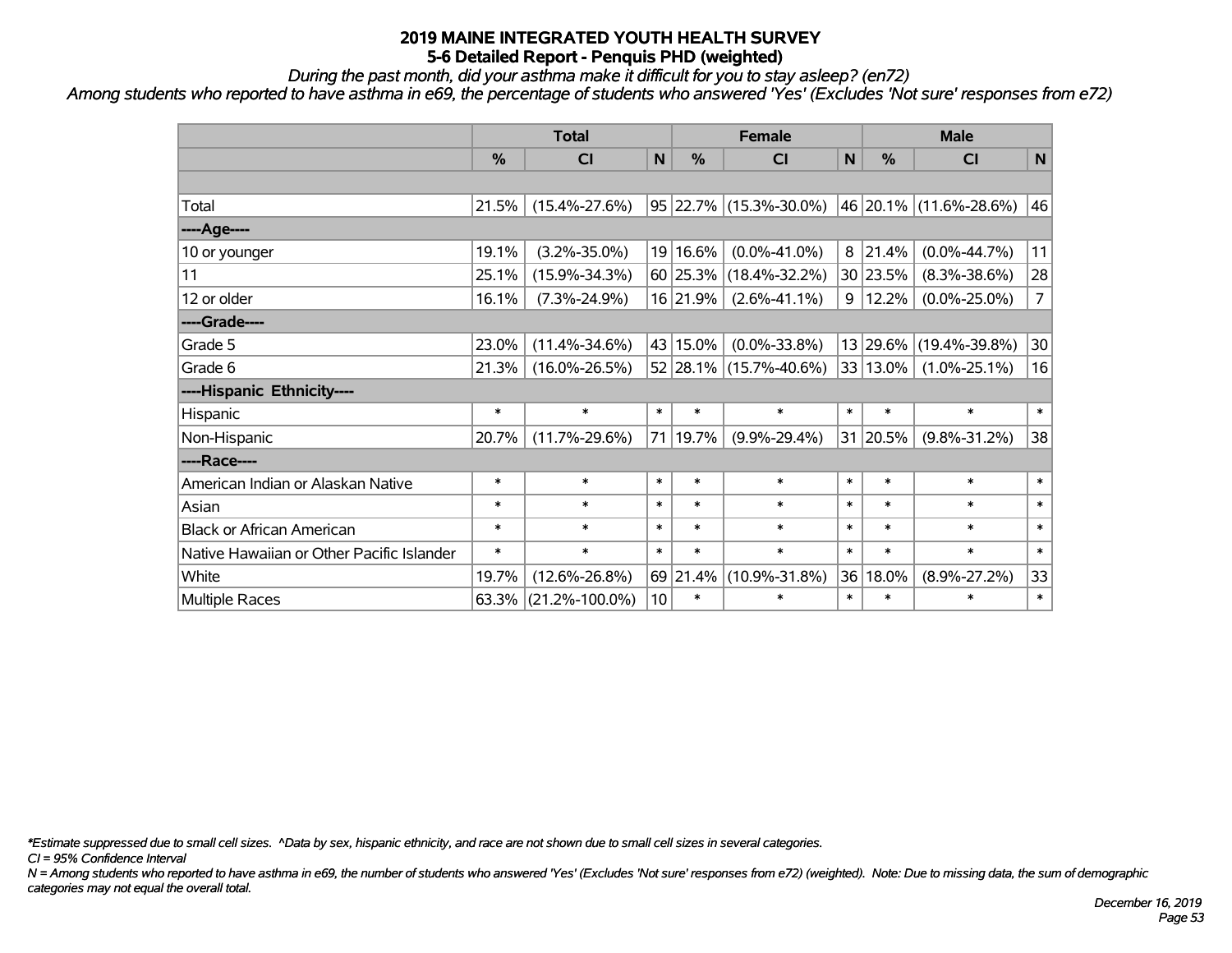# 2019 MAINE INTEGRATED YOUTH HEALTH SURVEY
## 5-6 Detailed Report - Penquis PHD (weighted)

*During the past month, did your asthma make it difficult for you to stay asleep? (en72)*

*Among students who reported to have asthma in e69, the percentage of students who answered 'Yes' (Excludes 'Not sure' responses from e72)*

| | Total | | | Female | | | Male | | |
|---|---|---|---|---|---|---|---|---|---|
| | % | CI | N | % | CI | N | % | CI | N |
| Total | 21.5% | (15.4%-27.6%) | 95 | 22.7% | (15.3%-30.0%) | 46 | 20.1% | (11.6%-28.6%) | 46 |
| ----Age---- | | | | | | | | | |
| 10 or younger | 19.1% | (3.2%-35.0%) | 19 | 16.6% | (0.0%-41.0%) | 8 | 21.4% | (0.0%-44.7%) | 11 |
| 11 | 25.1% | (15.9%-34.3%) | 60 | 25.3% | (18.4%-32.2%) | 30 | 23.5% | (8.3%-38.6%) | 28 |
| 12 or older | 16.1% | (7.3%-24.9%) | 16 | 21.9% | (2.6%-41.1%) | 9 | 12.2% | (0.0%-25.0%) | 7 |
| ----Grade---- | | | | | | | | | |
| Grade 5 | 23.0% | (11.4%-34.6%) | 43 | 15.0% | (0.0%-33.8%) | 13 | 29.6% | (19.4%-39.8%) | 30 |
| Grade 6 | 21.3% | (16.0%-26.5%) | 52 | 28.1% | (15.7%-40.6%) | 33 | 13.0% | (1.0%-25.1%) | 16 |
| ----Hispanic Ethnicity---- | | | | | | | | | |
| Hispanic | * | * | * | * | * | * | * | * | * |
| Non-Hispanic | 20.7% | (11.7%-29.6%) | 71 | 19.7% | (9.9%-29.4%) | 31 | 20.5% | (9.8%-31.2%) | 38 |
| ----Race---- | | | | | | | | | |
| American Indian or Alaskan Native | * | * | * | * | * | * | * | * | * |
| Asian | * | * | * | * | * | * | * | * | * |
| Black or African American | * | * | * | * | * | * | * | * | * |
| Native Hawaiian or Other Pacific Islander | * | * | * | * | * | * | * | * | * |
| White | 19.7% | (12.6%-26.8%) | 69 | 21.4% | (10.9%-31.8%) | 36 | 18.0% | (8.9%-27.2%) | 33 |
| Multiple Races | 63.3% | (21.2%-100.0%) | 10 | * | * | * | * | * | * |

*\*Estimate suppressed due to small cell sizes. ^Data by sex, hispanic ethnicity, and race are not shown due to small cell sizes in several categories.*

*CI = 95% Confidence Interval*

*N = Among students who reported to have asthma in e69, the number of students who answered 'Yes' (Excludes 'Not sure' responses from e72) (weighted). Note: Due to missing data, the sum of demographic categories may not equal the overall total.*

*December 16, 2019*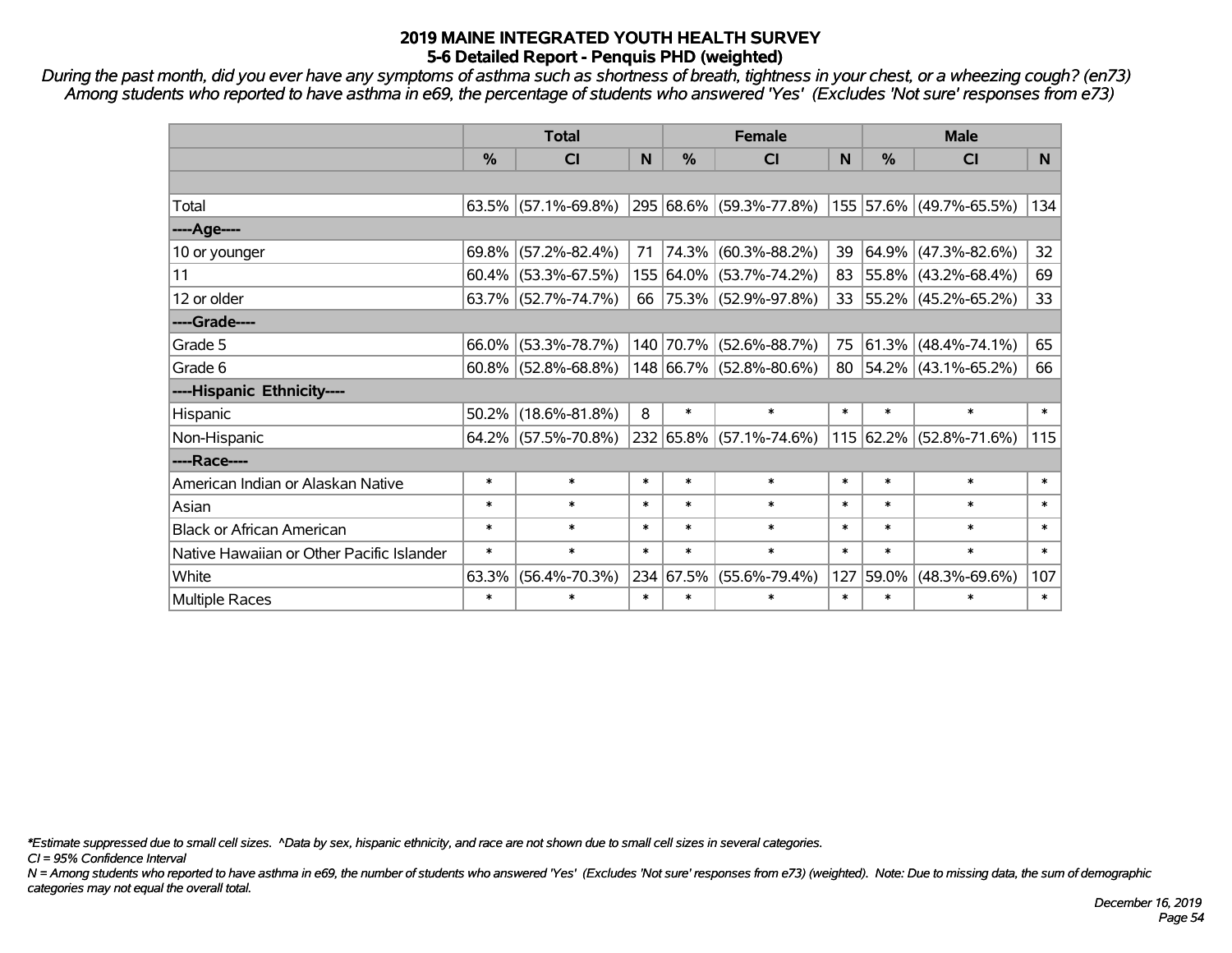# 2019 MAINE INTEGRATED YOUTH HEALTH SURVEY
## 5-6 Detailed Report - Penquis PHD (weighted)

*During the past month, did you ever have any symptoms of asthma such as shortness of breath, tightness in your chest, or a wheezing cough? (en73)*
*Among students who reported to have asthma in e69, the percentage of students who answered 'Yes' (Excludes 'Not sure' responses from e73)*

| | Total | | | Female | | | Male | | |
|---|---|---|---|---|---|---|---|---|---|
| | % | CI | N | % | CI | N | % | CI | N |
| Total | 63.5% | (57.1%-69.8%) | 295 | 68.6% | (59.3%-77.8%) | 155 | 57.6% | (49.7%-65.5%) | 134 |
| ----Age---- | | | | | | | | | |
| 10 or younger | 69.8% | (57.2%-82.4%) | 71 | 74.3% | (60.3%-88.2%) | 39 | 64.9% | (47.3%-82.6%) | 32 |
| 11 | 60.4% | (53.3%-67.5%) | 155 | 64.0% | (53.7%-74.2%) | 83 | 55.8% | (43.2%-68.4%) | 69 |
| 12 or older | 63.7% | (52.7%-74.7%) | 66 | 75.3% | (52.9%-97.8%) | 33 | 55.2% | (45.2%-65.2%) | 33 |
| ----Grade---- | | | | | | | | | |
| Grade 5 | 66.0% | (53.3%-78.7%) | 140 | 70.7% | (52.6%-88.7%) | 75 | 61.3% | (48.4%-74.1%) | 65 |
| Grade 6 | 60.8% | (52.8%-68.8%) | 148 | 66.7% | (52.8%-80.6%) | 80 | 54.2% | (43.1%-65.2%) | 66 |
| ----Hispanic Ethnicity---- | | | | | | | | | |
| Hispanic | 50.2% | (18.6%-81.8%) | 8 | * | * | * | * | * | * |
| Non-Hispanic | 64.2% | (57.5%-70.8%) | 232 | 65.8% | (57.1%-74.6%) | 115 | 62.2% | (52.8%-71.6%) | 115 |
| ----Race---- | | | | | | | | | |
| American Indian or Alaskan Native | * | * | * | * | * | * | * | * | * |
| Asian | * | * | * | * | * | * | * | * | * |
| Black or African American | * | * | * | * | * | * | * | * | * |
| Native Hawaiian or Other Pacific Islander | * | * | * | * | * | * | * | * | * |
| White | 63.3% | (56.4%-70.3%) | 234 | 67.5% | (55.6%-79.4%) | 127 | 59.0% | (48.3%-69.6%) | 107 |
| Multiple Races | * | * | * | * | * | * | * | * | * |

*\*Estimate suppressed due to small cell sizes. ^Data by sex, hispanic ethnicity, and race are not shown due to small cell sizes in several categories.*

*CI = 95% Confidence Interval*

*N = Among students who reported to have asthma in e69, the number of students who answered 'Yes' (Excludes 'Not sure' responses from e73) (weighted). Note: Due to missing data, the sum of demographic categories may not equal the overall total.*

*December 16, 2019*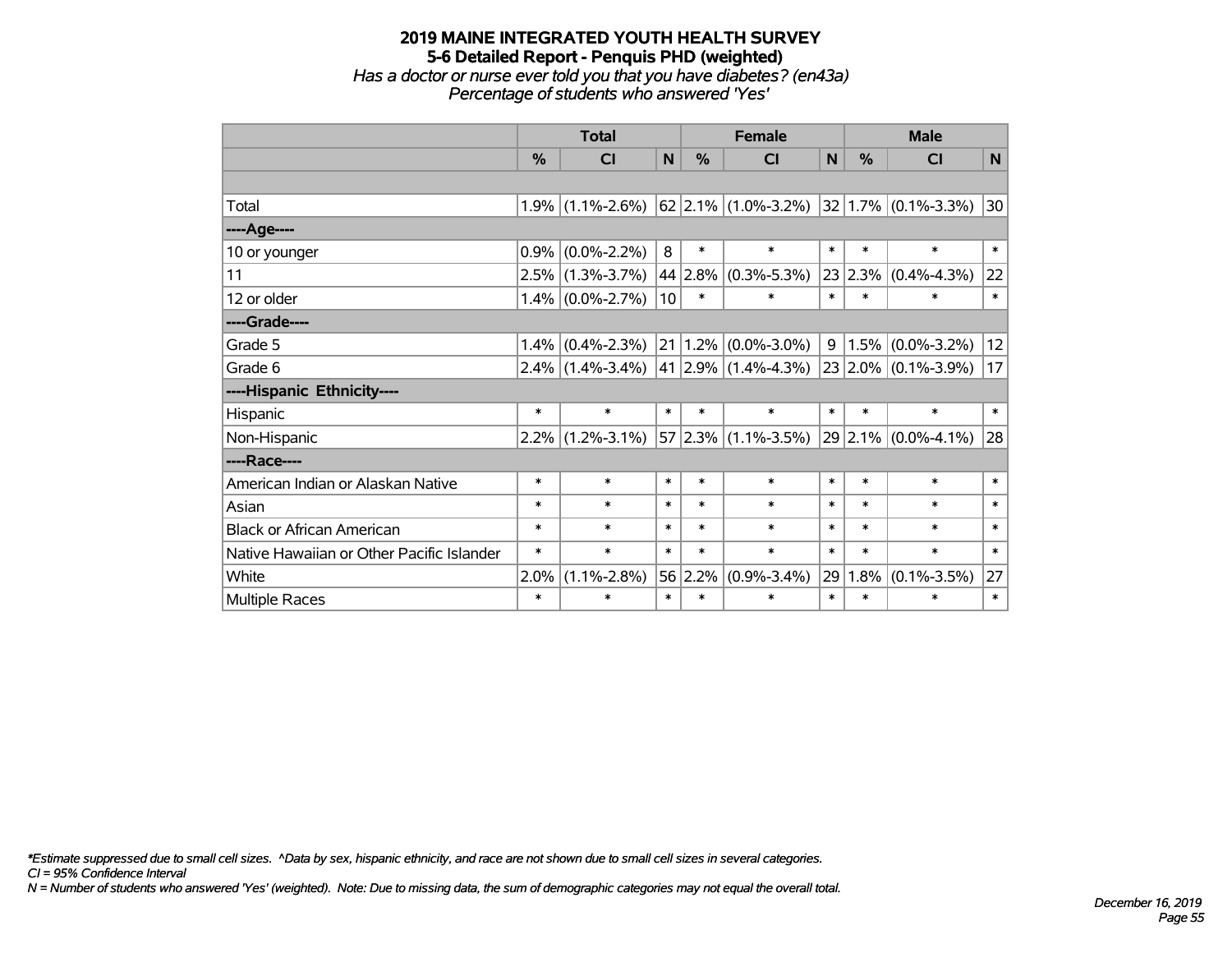# 2019 MAINE INTEGRATED YOUTH HEALTH SURVEY
## 5-6 Detailed Report - Penquis PHD (weighted)
*Has a doctor or nurse ever told you that you have diabetes? (en43a)*
*Percentage of students who answered 'Yes'*

| | Total | | | Female | | | Male | | |
|---|---|---|---|---|---|---|---|---|---|
| | % | CI | N | % | CI | N | % | CI | N |
| | | | | | | | | | |
| Total | 1.9% | (1.1%-2.6%) | 62 | 2.1% | (1.0%-3.2%) | 32 | 1.7% | (0.1%-3.3%) | 30 |
| ----Age---- | | | | | | | | | |
| 10 or younger | 0.9% | (0.0%-2.2%) | 8 | * | * | * | * | * | * |
| 11 | 2.5% | (1.3%-3.7%) | 44 | 2.8% | (0.3%-5.3%) | 23 | 2.3% | (0.4%-4.3%) | 22 |
| 12 or older | 1.4% | (0.0%-2.7%) | 10 | * | * | * | * | * | * |
| ----Grade---- | | | | | | | | | |
| Grade 5 | 1.4% | (0.4%-2.3%) | 21 | 1.2% | (0.0%-3.0%) | 9 | 1.5% | (0.0%-3.2%) | 12 |
| Grade 6 | 2.4% | (1.4%-3.4%) | 41 | 2.9% | (1.4%-4.3%) | 23 | 2.0% | (0.1%-3.9%) | 17 |
| ----Hispanic Ethnicity---- | | | | | | | | | |
| Hispanic | * | * | * | * | * | * | * | * | * |
| Non-Hispanic | 2.2% | (1.2%-3.1%) | 57 | 2.3% | (1.1%-3.5%) | 29 | 2.1% | (0.0%-4.1%) | 28 |
| ----Race---- | | | | | | | | | |
| American Indian or Alaskan Native | * | * | * | * | * | * | * | * | * |
| Asian | * | * | * | * | * | * | * | * | * |
| Black or African American | * | * | * | * | * | * | * | * | * |
| Native Hawaiian or Other Pacific Islander | * | * | * | * | * | * | * | * | * |
| White | 2.0% | (1.1%-2.8%) | 56 | 2.2% | (0.9%-3.4%) | 29 | 1.8% | (0.1%-3.5%) | 27 |
| Multiple Races | * | * | * | * | * | * | * | * | * |

*\*Estimate suppressed due to small cell sizes. ^Data by sex, hispanic ethnicity, and race are not shown due to small cell sizes in several categories.*
*CI = 95% Confidence Interval*
*N = Number of students who answered 'Yes' (weighted). Note: Due to missing data, the sum of demographic categories may not equal the overall total.*

*December 16, 2019*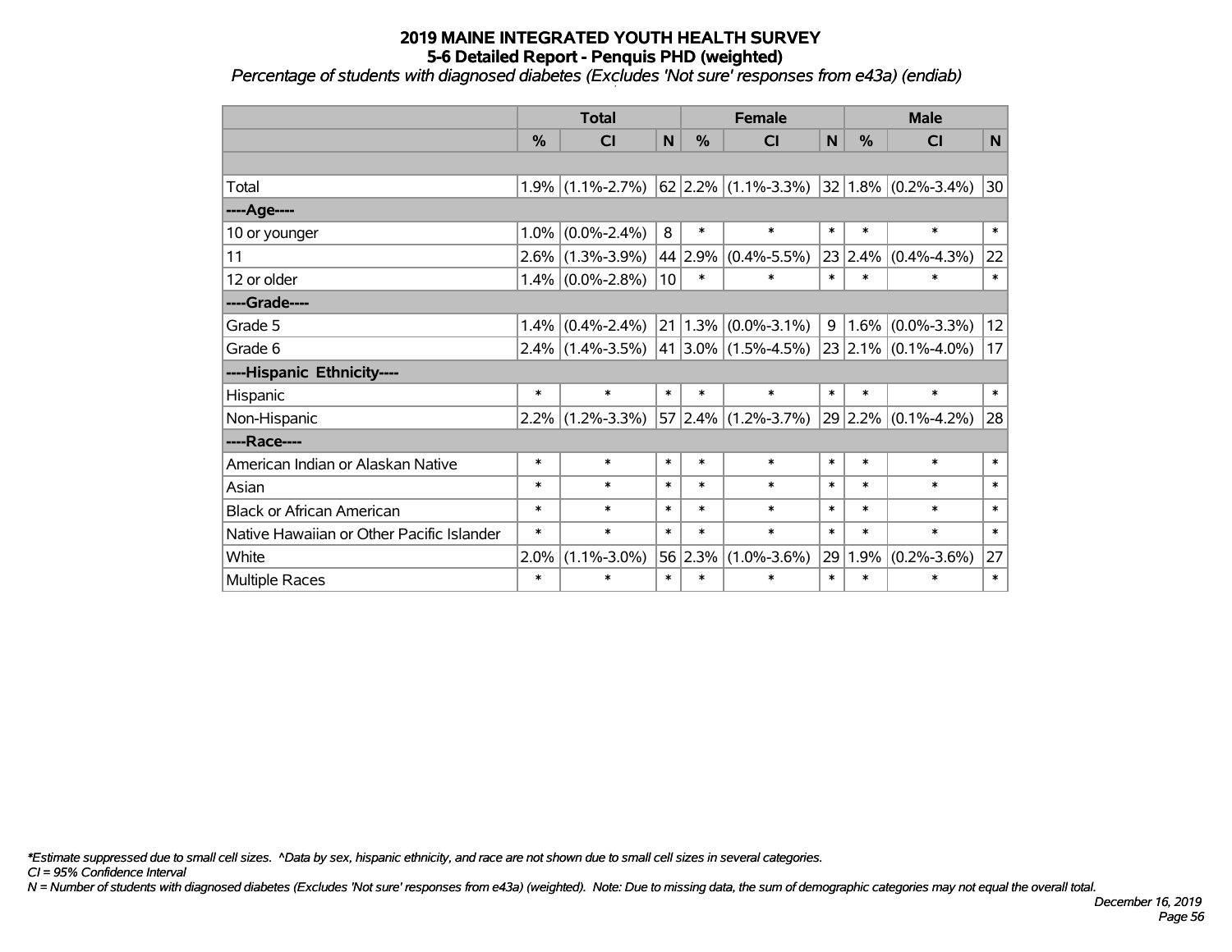# 2019 MAINE INTEGRATED YOUTH HEALTH SURVEY
## 5-6 Detailed Report - Penquis PHD (weighted)

*Percentage of students with diagnosed diabetes (Excludes 'Not sure' responses from e43a) (endiab)*

| | Total | | | Female | | | Male | | |
|---|---|---|---|---|---|---|---|---|---|
| | % | CI | N | % | CI | N | % | CI | N |
| | | | | | | | | | |
| Total | 1.9% | (1.1%-2.7%) | 62 | 2.2% | (1.1%-3.3%) | 32 | 1.8% | (0.2%-3.4%) | 30 |
| **----Age----** | | | | | | | | | |
| 10 or younger | 1.0% | (0.0%-2.4%) | 8 | * | * | * | * | * | * |
| 11 | 2.6% | (1.3%-3.9%) | 44 | 2.9% | (0.4%-5.5%) | 23 | 2.4% | (0.4%-4.3%) | 22 |
| 12 or older | 1.4% | (0.0%-2.8%) | 10 | * | * | * | * | * | * |
| **----Grade----** | | | | | | | | | |
| Grade 5 | 1.4% | (0.4%-2.4%) | 21 | 1.3% | (0.0%-3.1%) | 9 | 1.6% | (0.0%-3.3%) | 12 |
| Grade 6 | 2.4% | (1.4%-3.5%) | 41 | 3.0% | (1.5%-4.5%) | 23 | 2.1% | (0.1%-4.0%) | 17 |
| **----Hispanic Ethnicity----** | | | | | | | | | |
| Hispanic | * | * | * | * | * | * | * | * | * |
| Non-Hispanic | 2.2% | (1.2%-3.3%) | 57 | 2.4% | (1.2%-3.7%) | 29 | 2.2% | (0.1%-4.2%) | 28 |
| **----Race----** | | | | | | | | | |
| American Indian or Alaskan Native | * | * | * | * | * | * | * | * | * |
| Asian | * | * | * | * | * | * | * | * | * |
| Black or African American | * | * | * | * | * | * | * | * | * |
| Native Hawaiian or Other Pacific Islander | * | * | * | * | * | * | * | * | * |
| White | 2.0% | (1.1%-3.0%) | 56 | 2.3% | (1.0%-3.6%) | 29 | 1.9% | (0.2%-3.6%) | 27 |
| Multiple Races | * | * | * | * | * | * | * | * | * |

*\*Estimate suppressed due to small cell sizes. ^Data by sex, hispanic ethnicity, and race are not shown due to small cell sizes in several categories.*

*CI = 95% Confidence Interval*

*N = Number of students with diagnosed diabetes (Excludes 'Not sure' responses from e43a) (weighted). Note: Due to missing data, the sum of demographic categories may not equal the overall total.*

*December 16, 2019*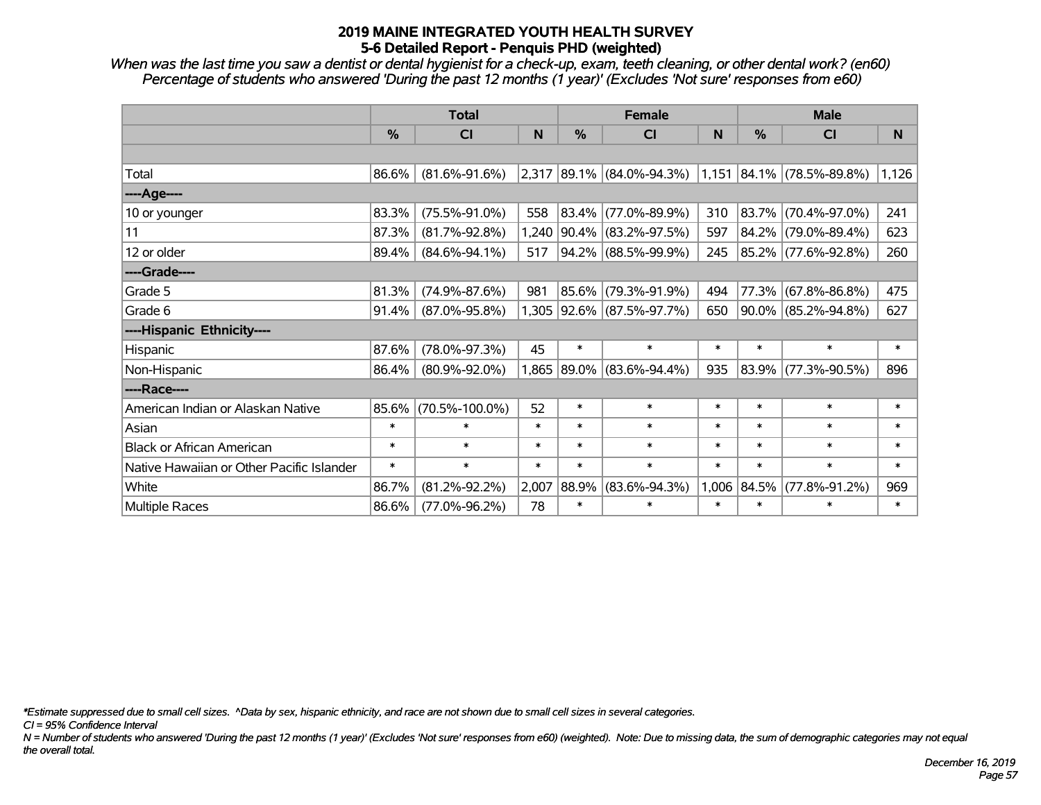# 2019 MAINE INTEGRATED YOUTH HEALTH SURVEY
## 5-6 Detailed Report - Penquis PHD (weighted)

*When was the last time you saw a dentist or dental hygienist for a check-up, exam, teeth cleaning, or other dental work? (en60)*
*Percentage of students who answered 'During the past 12 months (1 year)' (Excludes 'Not sure' responses from e60)*

| | Total | | | Female | | | Male | | |
|---|---|---|---|---|---|---|---|---|---|
| | % | CI | N | % | CI | N | % | CI | N |
| Total | 86.6% | (81.6%-91.6%) | 2,317 | 89.1% | (84.0%-94.3%) | 1,151 | 84.1% | (78.5%-89.8%) | 1,126 |
| ----Age---- | | | | | | | | | |
| 10 or younger | 83.3% | (75.5%-91.0%) | 558 | 83.4% | (77.0%-89.9%) | 310 | 83.7% | (70.4%-97.0%) | 241 |
| 11 | 87.3% | (81.7%-92.8%) | 1,240 | 90.4% | (83.2%-97.5%) | 597 | 84.2% | (79.0%-89.4%) | 623 |
| 12 or older | 89.4% | (84.6%-94.1%) | 517 | 94.2% | (88.5%-99.9%) | 245 | 85.2% | (77.6%-92.8%) | 260 |
| ----Grade---- | | | | | | | | | |
| Grade 5 | 81.3% | (74.9%-87.6%) | 981 | 85.6% | (79.3%-91.9%) | 494 | 77.3% | (67.8%-86.8%) | 475 |
| Grade 6 | 91.4% | (87.0%-95.8%) | 1,305 | 92.6% | (87.5%-97.7%) | 650 | 90.0% | (85.2%-94.8%) | 627 |
| ----Hispanic Ethnicity---- | | | | | | | | | |
| Hispanic | 87.6% | (78.0%-97.3%) | 45 | * | * | * | * | * | * |
| Non-Hispanic | 86.4% | (80.9%-92.0%) | 1,865 | 89.0% | (83.6%-94.4%) | 935 | 83.9% | (77.3%-90.5%) | 896 |
| ----Race---- | | | | | | | | | |
| American Indian or Alaskan Native | 85.6% | (70.5%-100.0%) | 52 | * | * | * | * | * | * |
| Asian | * | * | * | * | * | * | * | * | * |
| Black or African American | * | * | * | * | * | * | * | * | * |
| Native Hawaiian or Other Pacific Islander | * | * | * | * | * | * | * | * | * |
| White | 86.7% | (81.2%-92.2%) | 2,007 | 88.9% | (83.6%-94.3%) | 1,006 | 84.5% | (77.8%-91.2%) | 969 |
| Multiple Races | 86.6% | (77.0%-96.2%) | 78 | * | * | * | * | * | * |

*\*Estimate suppressed due to small cell sizes. ^Data by sex, hispanic ethnicity, and race are not shown due to small cell sizes in several categories.*
*CI = 95% Confidence Interval*
*N = Number of students who answered 'During the past 12 months (1 year)' (Excludes 'Not sure' responses from e60) (weighted). Note: Due to missing data, the sum of demographic categories may not equal the overall total.*

*December 16, 2019*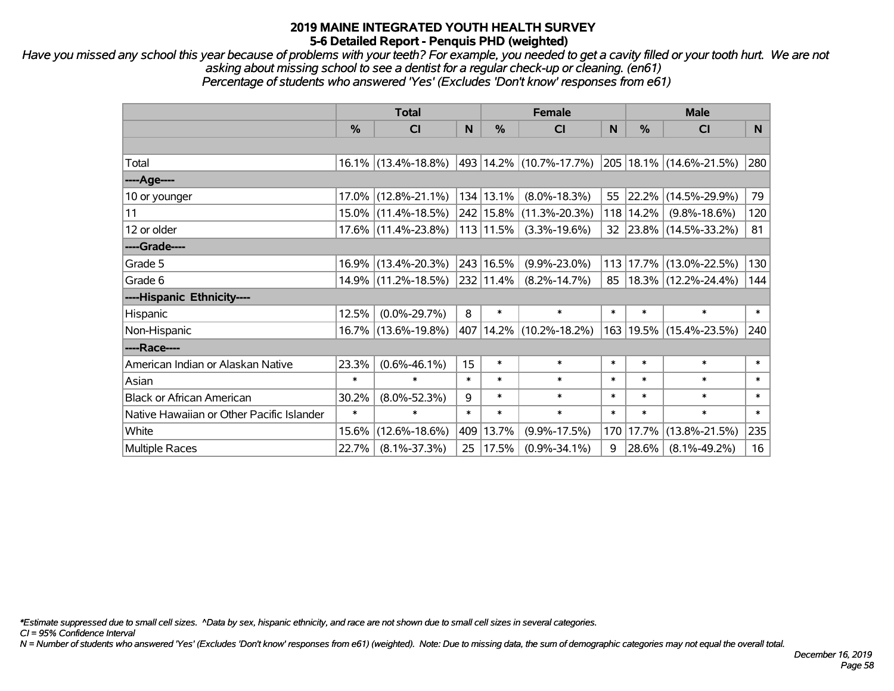# 2019 MAINE INTEGRATED YOUTH HEALTH SURVEY
## 5-6 Detailed Report - Penquis PHD (weighted)

*Have you missed any school this year because of problems with your teeth? For example, you needed to get a cavity filled or your tooth hurt. We are not asking about missing school to see a dentist for a regular check-up or cleaning. (en61)*
*Percentage of students who answered 'Yes' (Excludes 'Don't know' responses from e61)*

| | Total | | | Female | | | Male | | |
|---|---|---|---|---|---|---|---|---|---|
| | % | CI | N | % | CI | N | % | CI | N |
| | | | | | | | | | |
| Total | 16.1% | (13.4%-18.8%) | 493 | 14.2% | (10.7%-17.7%) | 205 | 18.1% | (14.6%-21.5%) | 280 |
| ----Age---- | | | | | | | | | |
| 10 or younger | 17.0% | (12.8%-21.1%) | 134 | 13.1% | (8.0%-18.3%) | 55 | 22.2% | (14.5%-29.9%) | 79 |
| 11 | 15.0% | (11.4%-18.5%) | 242 | 15.8% | (11.3%-20.3%) | 118 | 14.2% | (9.8%-18.6%) | 120 |
| 12 or older | 17.6% | (11.4%-23.8%) | 113 | 11.5% | (3.3%-19.6%) | 32 | 23.8% | (14.5%-33.2%) | 81 |
| ----Grade---- | | | | | | | | | |
| Grade 5 | 16.9% | (13.4%-20.3%) | 243 | 16.5% | (9.9%-23.0%) | 113 | 17.7% | (13.0%-22.5%) | 130 |
| Grade 6 | 14.9% | (11.2%-18.5%) | 232 | 11.4% | (8.2%-14.7%) | 85 | 18.3% | (12.2%-24.4%) | 144 |
| ----Hispanic Ethnicity---- | | | | | | | | | |
| Hispanic | 12.5% | (0.0%-29.7%) | 8 | * | * | * | * | * | * |
| Non-Hispanic | 16.7% | (13.6%-19.8%) | 407 | 14.2% | (10.2%-18.2%) | 163 | 19.5% | (15.4%-23.5%) | 240 |
| ----Race---- | | | | | | | | | |
| American Indian or Alaskan Native | 23.3% | (0.6%-46.1%) | 15 | * | * | * | * | * | * |
| Asian | * | * | * | * | * | * | * | * | * |
| Black or African American | 30.2% | (8.0%-52.3%) | 9 | * | * | * | * | * | * |
| Native Hawaiian or Other Pacific Islander | * | * | * | * | * | * | * | * | * |
| White | 15.6% | (12.6%-18.6%) | 409 | 13.7% | (9.9%-17.5%) | 170 | 17.7% | (13.8%-21.5%) | 235 |
| Multiple Races | 22.7% | (8.1%-37.3%) | 25 | 17.5% | (0.9%-34.1%) | 9 | 28.6% | (8.1%-49.2%) | 16 |

*\*Estimate suppressed due to small cell sizes. ^Data by sex, hispanic ethnicity, and race are not shown due to small cell sizes in several categories.*
*CI = 95% Confidence Interval*
*N = Number of students who answered 'Yes' (Excludes 'Don't know' responses from e61) (weighted). Note: Due to missing data, the sum of demographic categories may not equal the overall total.*

*December 16, 2019*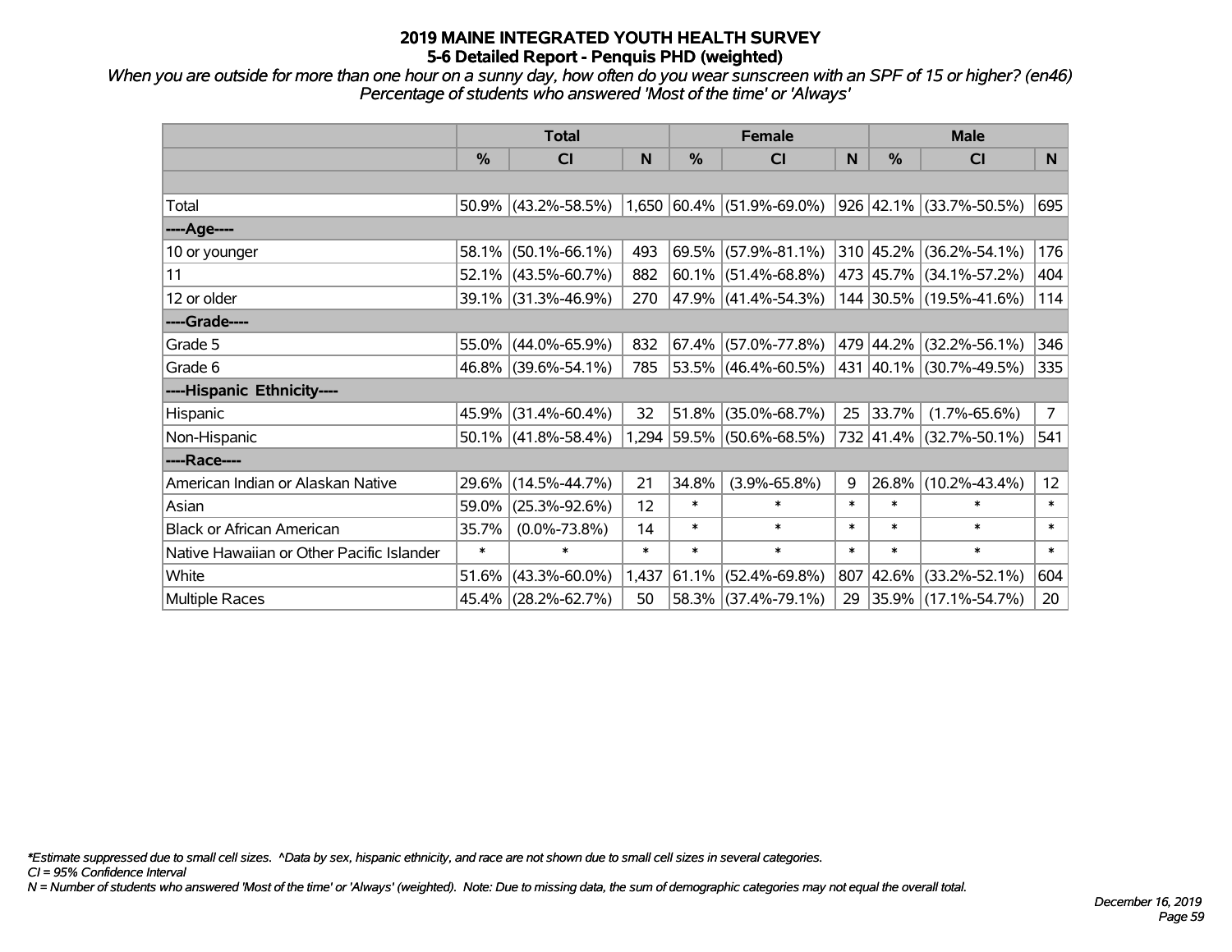# 2019 MAINE INTEGRATED YOUTH HEALTH SURVEY
## 5-6 Detailed Report - Penquis PHD (weighted)

*When you are outside for more than one hour on a sunny day, how often do you wear sunscreen with an SPF of 15 or higher? (en46)*
*Percentage of students who answered 'Most of the time' or 'Always'*

| | Total | | | Female | | | Male | | |
|---|---|---|---|---|---|---|---|---|---|
| | % | CI | N | % | CI | N | % | CI | N |
| Total | 50.9% | (43.2%-58.5%) | 1,650 | 60.4% | (51.9%-69.0%) | 926 | 42.1% | (33.7%-50.5%) | 695 |
| ----Age---- | | | | | | | | | |
| 10 or younger | 58.1% | (50.1%-66.1%) | 493 | 69.5% | (57.9%-81.1%) | 310 | 45.2% | (36.2%-54.1%) | 176 |
| 11 | 52.1% | (43.5%-60.7%) | 882 | 60.1% | (51.4%-68.8%) | 473 | 45.7% | (34.1%-57.2%) | 404 |
| 12 or older | 39.1% | (31.3%-46.9%) | 270 | 47.9% | (41.4%-54.3%) | 144 | 30.5% | (19.5%-41.6%) | 114 |
| ----Grade---- | | | | | | | | | |
| Grade 5 | 55.0% | (44.0%-65.9%) | 832 | 67.4% | (57.0%-77.8%) | 479 | 44.2% | (32.2%-56.1%) | 346 |
| Grade 6 | 46.8% | (39.6%-54.1%) | 785 | 53.5% | (46.4%-60.5%) | 431 | 40.1% | (30.7%-49.5%) | 335 |
| ----Hispanic Ethnicity---- | | | | | | | | | |
| Hispanic | 45.9% | (31.4%-60.4%) | 32 | 51.8% | (35.0%-68.7%) | 25 | 33.7% | (1.7%-65.6%) | 7 |
| Non-Hispanic | 50.1% | (41.8%-58.4%) | 1,294 | 59.5% | (50.6%-68.5%) | 732 | 41.4% | (32.7%-50.1%) | 541 |
| ----Race---- | | | | | | | | | |
| American Indian or Alaskan Native | 29.6% | (14.5%-44.7%) | 21 | 34.8% | (3.9%-65.8%) | 9 | 26.8% | (10.2%-43.4%) | 12 |
| Asian | 59.0% | (25.3%-92.6%) | 12 | * | * | * | * | * | * |
| Black or African American | 35.7% | (0.0%-73.8%) | 14 | * | * | * | * | * | * |
| Native Hawaiian or Other Pacific Islander | * | * | * | * | * | * | * | * | * |
| White | 51.6% | (43.3%-60.0%) | 1,437 | 61.1% | (52.4%-69.8%) | 807 | 42.6% | (33.2%-52.1%) | 604 |
| Multiple Races | 45.4% | (28.2%-62.7%) | 50 | 58.3% | (37.4%-79.1%) | 29 | 35.9% | (17.1%-54.7%) | 20 |

*\*Estimate suppressed due to small cell sizes. ^Data by sex, hispanic ethnicity, and race are not shown due to small cell sizes in several categories.*
*CI = 95% Confidence Interval*
*N = Number of students who answered 'Most of the time' or 'Always' (weighted). Note: Due to missing data, the sum of demographic categories may not equal the overall total.*

*December 16, 2019*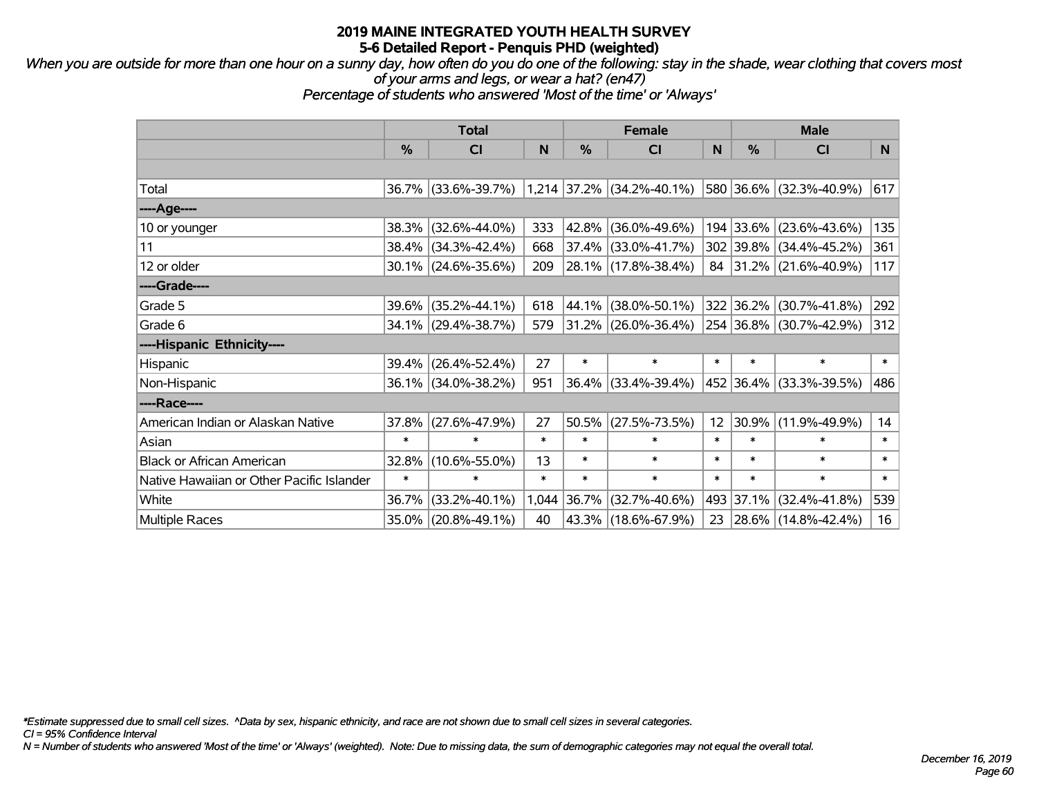# 2019 MAINE INTEGRATED YOUTH HEALTH SURVEY
## 5-6 Detailed Report - Penquis PHD (weighted)

*When you are outside for more than one hour on a sunny day, how often do you do one of the following: stay in the shade, wear clothing that covers most of your arms and legs, or wear a hat? (en47)*
*Percentage of students who answered 'Most of the time' or 'Always'*

| | Total | | | Female | | | Male | | |
|---|---|---|---|---|---|---|---|---|---|
| | % | CI | N | % | CI | N | % | CI | N |
| | | | | | | | | | |
| Total | 36.7% | (33.6%-39.7%) | 1,214 | 37.2% | (34.2%-40.1%) | 580 | 36.6% | (32.3%-40.9%) | 617 |
| ----Age---- | | | | | | | | | |
| 10 or younger | 38.3% | (32.6%-44.0%) | 333 | 42.8% | (36.0%-49.6%) | 194 | 33.6% | (23.6%-43.6%) | 135 |
| 11 | 38.4% | (34.3%-42.4%) | 668 | 37.4% | (33.0%-41.7%) | 302 | 39.8% | (34.4%-45.2%) | 361 |
| 12 or older | 30.1% | (24.6%-35.6%) | 209 | 28.1% | (17.8%-38.4%) | 84 | 31.2% | (21.6%-40.9%) | 117 |
| ----Grade---- | | | | | | | | | |
| Grade 5 | 39.6% | (35.2%-44.1%) | 618 | 44.1% | (38.0%-50.1%) | 322 | 36.2% | (30.7%-41.8%) | 292 |
| Grade 6 | 34.1% | (29.4%-38.7%) | 579 | 31.2% | (26.0%-36.4%) | 254 | 36.8% | (30.7%-42.9%) | 312 |
| ----Hispanic Ethnicity---- | | | | | | | | | |
| Hispanic | 39.4% | (26.4%-52.4%) | 27 | * | * | * | * | * | * |
| Non-Hispanic | 36.1% | (34.0%-38.2%) | 951 | 36.4% | (33.4%-39.4%) | 452 | 36.4% | (33.3%-39.5%) | 486 |
| ----Race---- | | | | | | | | | |
| American Indian or Alaskan Native | 37.8% | (27.6%-47.9%) | 27 | 50.5% | (27.5%-73.5%) | 12 | 30.9% | (11.9%-49.9%) | 14 |
| Asian | * | * | * | * | * | * | * | * | * |
| Black or African American | 32.8% | (10.6%-55.0%) | 13 | * | * | * | * | * | * |
| Native Hawaiian or Other Pacific Islander | * | * | * | * | * | * | * | * | * |
| White | 36.7% | (33.2%-40.1%) | 1,044 | 36.7% | (32.7%-40.6%) | 493 | 37.1% | (32.4%-41.8%) | 539 |
| Multiple Races | 35.0% | (20.8%-49.1%) | 40 | 43.3% | (18.6%-67.9%) | 23 | 28.6% | (14.8%-42.4%) | 16 |

*\*Estimate suppressed due to small cell sizes. ^Data by sex, hispanic ethnicity, and race are not shown due to small cell sizes in several categories.*

*CI = 95% Confidence Interval*

*N = Number of students who answered 'Most of the time' or 'Always' (weighted). Note: Due to missing data, the sum of demographic categories may not equal the overall total.*

*December 16, 2019*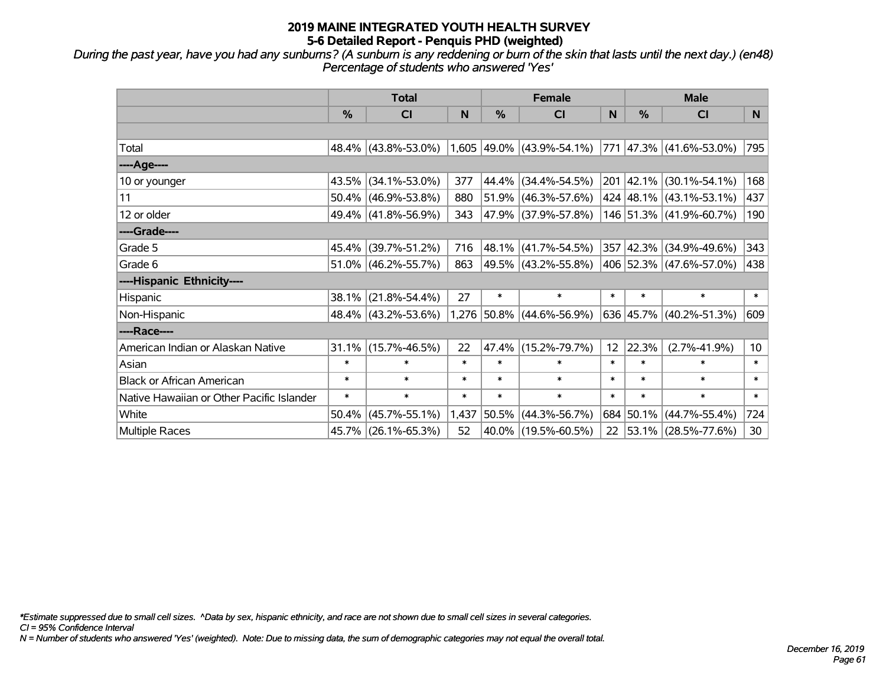# 2019 MAINE INTEGRATED YOUTH HEALTH SURVEY
## 5-6 Detailed Report - Penquis PHD (weighted)

*During the past year, have you had any sunburns? (A sunburn is any reddening or burn of the skin that lasts until the next day.) (en48)*
*Percentage of students who answered 'Yes'*

| | Total | | | Female | | | Male | | |
|---|---|---|---|---|---|---|---|---|---|
| | % | CI | N | % | CI | N | % | CI | N |
| | | | | | | | | | |
| Total | 48.4% | (43.8%-53.0%) | 1,605 | 49.0% | (43.9%-54.1%) | 771 | 47.3% | (41.6%-53.0%) | 795 |
| ----Age---- | | | | | | | | | |
| 10 or younger | 43.5% | (34.1%-53.0%) | 377 | 44.4% | (34.4%-54.5%) | 201 | 42.1% | (30.1%-54.1%) | 168 |
| 11 | 50.4% | (46.9%-53.8%) | 880 | 51.9% | (46.3%-57.6%) | 424 | 48.1% | (43.1%-53.1%) | 437 |
| 12 or older | 49.4% | (41.8%-56.9%) | 343 | 47.9% | (37.9%-57.8%) | 146 | 51.3% | (41.9%-60.7%) | 190 |
| ----Grade---- | | | | | | | | | |
| Grade 5 | 45.4% | (39.7%-51.2%) | 716 | 48.1% | (41.7%-54.5%) | 357 | 42.3% | (34.9%-49.6%) | 343 |
| Grade 6 | 51.0% | (46.2%-55.7%) | 863 | 49.5% | (43.2%-55.8%) | 406 | 52.3% | (47.6%-57.0%) | 438 |
| ----Hispanic Ethnicity---- | | | | | | | | | |
| Hispanic | 38.1% | (21.8%-54.4%) | 27 | * | * | * | * | * | * |
| Non-Hispanic | 48.4% | (43.2%-53.6%) | 1,276 | 50.8% | (44.6%-56.9%) | 636 | 45.7% | (40.2%-51.3%) | 609 |
| ----Race---- | | | | | | | | | |
| American Indian or Alaskan Native | 31.1% | (15.7%-46.5%) | 22 | 47.4% | (15.2%-79.7%) | 12 | 22.3% | (2.7%-41.9%) | 10 |
| Asian | * | * | * | * | * | * | * | * | * |
| Black or African American | * | * | * | * | * | * | * | * | * |
| Native Hawaiian or Other Pacific Islander | * | * | * | * | * | * | * | * | * |
| White | 50.4% | (45.7%-55.1%) | 1,437 | 50.5% | (44.3%-56.7%) | 684 | 50.1% | (44.7%-55.4%) | 724 |
| Multiple Races | 45.7% | (26.1%-65.3%) | 52 | 40.0% | (19.5%-60.5%) | 22 | 53.1% | (28.5%-77.6%) | 30 |

*\*Estimate suppressed due to small cell sizes. ^Data by sex, hispanic ethnicity, and race are not shown due to small cell sizes in several categories.*
*CI = 95% Confidence Interval*
*N = Number of students who answered 'Yes' (weighted). Note: Due to missing data, the sum of demographic categories may not equal the overall total.*

*December 16, 2019*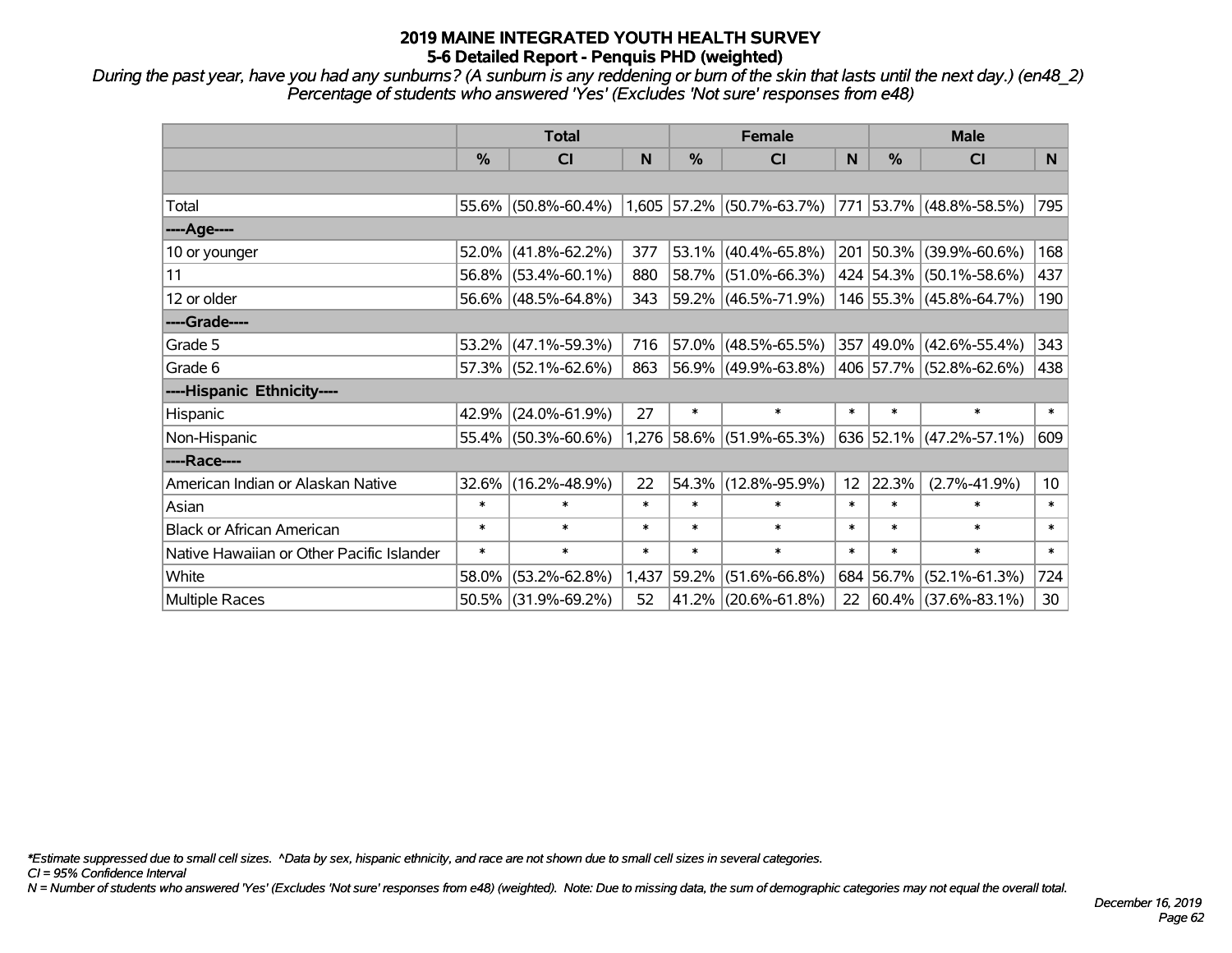# 2019 MAINE INTEGRATED YOUTH HEALTH SURVEY

## 5-6 Detailed Report - Penquis PHD (weighted)

*During the past year, have you had any sunburns? (A sunburn is any reddening or burn of the skin that lasts until the next day.) (en48_2)*
*Percentage of students who answered 'Yes' (Excludes 'Not sure' responses from e48)*

| | Total | | | Female | | | Male | | |
|---|---|---|---|---|---|---|---|---|---|
| | % | CI | N | % | CI | N | % | CI | N |
| Total | 55.6% | (50.8%-60.4%) | 1,605 | 57.2% | (50.7%-63.7%) | 771 | 53.7% | (48.8%-58.5%) | 795 |
| ----Age---- | | | | | | | | | |
| 10 or younger | 52.0% | (41.8%-62.2%) | 377 | 53.1% | (40.4%-65.8%) | 201 | 50.3% | (39.9%-60.6%) | 168 |
| 11 | 56.8% | (53.4%-60.1%) | 880 | 58.7% | (51.0%-66.3%) | 424 | 54.3% | (50.1%-58.6%) | 437 |
| 12 or older | 56.6% | (48.5%-64.8%) | 343 | 59.2% | (46.5%-71.9%) | 146 | 55.3% | (45.8%-64.7%) | 190 |
| ----Grade---- | | | | | | | | | |
| Grade 5 | 53.2% | (47.1%-59.3%) | 716 | 57.0% | (48.5%-65.5%) | 357 | 49.0% | (42.6%-55.4%) | 343 |
| Grade 6 | 57.3% | (52.1%-62.6%) | 863 | 56.9% | (49.9%-63.8%) | 406 | 57.7% | (52.8%-62.6%) | 438 |
| ----Hispanic Ethnicity---- | | | | | | | | | |
| Hispanic | 42.9% | (24.0%-61.9%) | 27 | * | * | * | * | * | * |
| Non-Hispanic | 55.4% | (50.3%-60.6%) | 1,276 | 58.6% | (51.9%-65.3%) | 636 | 52.1% | (47.2%-57.1%) | 609 |
| ----Race---- | | | | | | | | | |
| American Indian or Alaskan Native | 32.6% | (16.2%-48.9%) | 22 | 54.3% | (12.8%-95.9%) | 12 | 22.3% | (2.7%-41.9%) | 10 |
| Asian | * | * | * | * | * | * | * | * | * |
| Black or African American | * | * | * | * | * | * | * | * | * |
| Native Hawaiian or Other Pacific Islander | * | * | * | * | * | * | * | * | * |
| White | 58.0% | (53.2%-62.8%) | 1,437 | 59.2% | (51.6%-66.8%) | 684 | 56.7% | (52.1%-61.3%) | 724 |
| Multiple Races | 50.5% | (31.9%-69.2%) | 52 | 41.2% | (20.6%-61.8%) | 22 | 60.4% | (37.6%-83.1%) | 30 |

*\*Estimate suppressed due to small cell sizes. ^Data by sex, hispanic ethnicity, and race are not shown due to small cell sizes in several categories.*
*CI = 95% Confidence Interval*
*N = Number of students who answered 'Yes' (Excludes 'Not sure' responses from e48) (weighted). Note: Due to missing data, the sum of demographic categories may not equal the overall total.*

*December 16, 2019*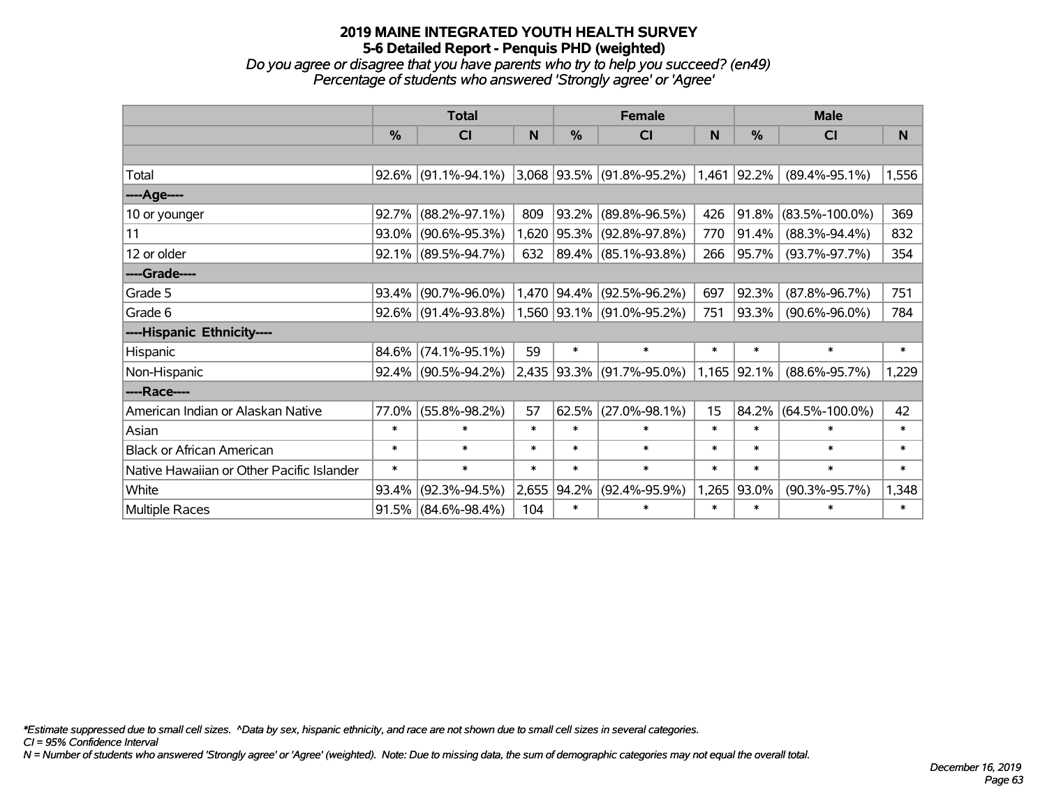# 2019 MAINE INTEGRATED YOUTH HEALTH SURVEY
## 5-6 Detailed Report - Penquis PHD (weighted)
*Do you agree or disagree that you have parents who try to help you succeed? (en49)*
*Percentage of students who answered 'Strongly agree' or 'Agree'*

| | Total | | | Female | | | Male | | |
|---|---|---|---|---|---|---|---|---|---|
| | % | CI | N | % | CI | N | % | CI | N |
| Total | 92.6% | (91.1%-94.1%) | 3,068 | 93.5% | (91.8%-95.2%) | 1,461 | 92.2% | (89.4%-95.1%) | 1,556 |
| ----Age---- | | | | | | | | | |
| 10 or younger | 92.7% | (88.2%-97.1%) | 809 | 93.2% | (89.8%-96.5%) | 426 | 91.8% | (83.5%-100.0%) | 369 |
| 11 | 93.0% | (90.6%-95.3%) | 1,620 | 95.3% | (92.8%-97.8%) | 770 | 91.4% | (88.3%-94.4%) | 832 |
| 12 or older | 92.1% | (89.5%-94.7%) | 632 | 89.4% | (85.1%-93.8%) | 266 | 95.7% | (93.7%-97.7%) | 354 |
| ----Grade---- | | | | | | | | | |
| Grade 5 | 93.4% | (90.7%-96.0%) | 1,470 | 94.4% | (92.5%-96.2%) | 697 | 92.3% | (87.8%-96.7%) | 751 |
| Grade 6 | 92.6% | (91.4%-93.8%) | 1,560 | 93.1% | (91.0%-95.2%) | 751 | 93.3% | (90.6%-96.0%) | 784 |
| ----Hispanic Ethnicity---- | | | | | | | | | |
| Hispanic | 84.6% | (74.1%-95.1%) | 59 | * | * | * | * | * | * |
| Non-Hispanic | 92.4% | (90.5%-94.2%) | 2,435 | 93.3% | (91.7%-95.0%) | 1,165 | 92.1% | (88.6%-95.7%) | 1,229 |
| ----Race---- | | | | | | | | | |
| American Indian or Alaskan Native | 77.0% | (55.8%-98.2%) | 57 | 62.5% | (27.0%-98.1%) | 15 | 84.2% | (64.5%-100.0%) | 42 |
| Asian | * | * | * | * | * | * | * | * | * |
| Black or African American | * | * | * | * | * | * | * | * | * |
| Native Hawaiian or Other Pacific Islander | * | * | * | * | * | * | * | * | * |
| White | 93.4% | (92.3%-94.5%) | 2,655 | 94.2% | (92.4%-95.9%) | 1,265 | 93.0% | (90.3%-95.7%) | 1,348 |
| Multiple Races | 91.5% | (84.6%-98.4%) | 104 | * | * | * | * | * | * |

*\*Estimate suppressed due to small cell sizes. ^Data by sex, hispanic ethnicity, and race are not shown due to small cell sizes in several categories.*
*CI = 95% Confidence Interval*
*N = Number of students who answered 'Strongly agree' or 'Agree' (weighted). Note: Due to missing data, the sum of demographic categories may not equal the overall total.*

*December 16, 2019*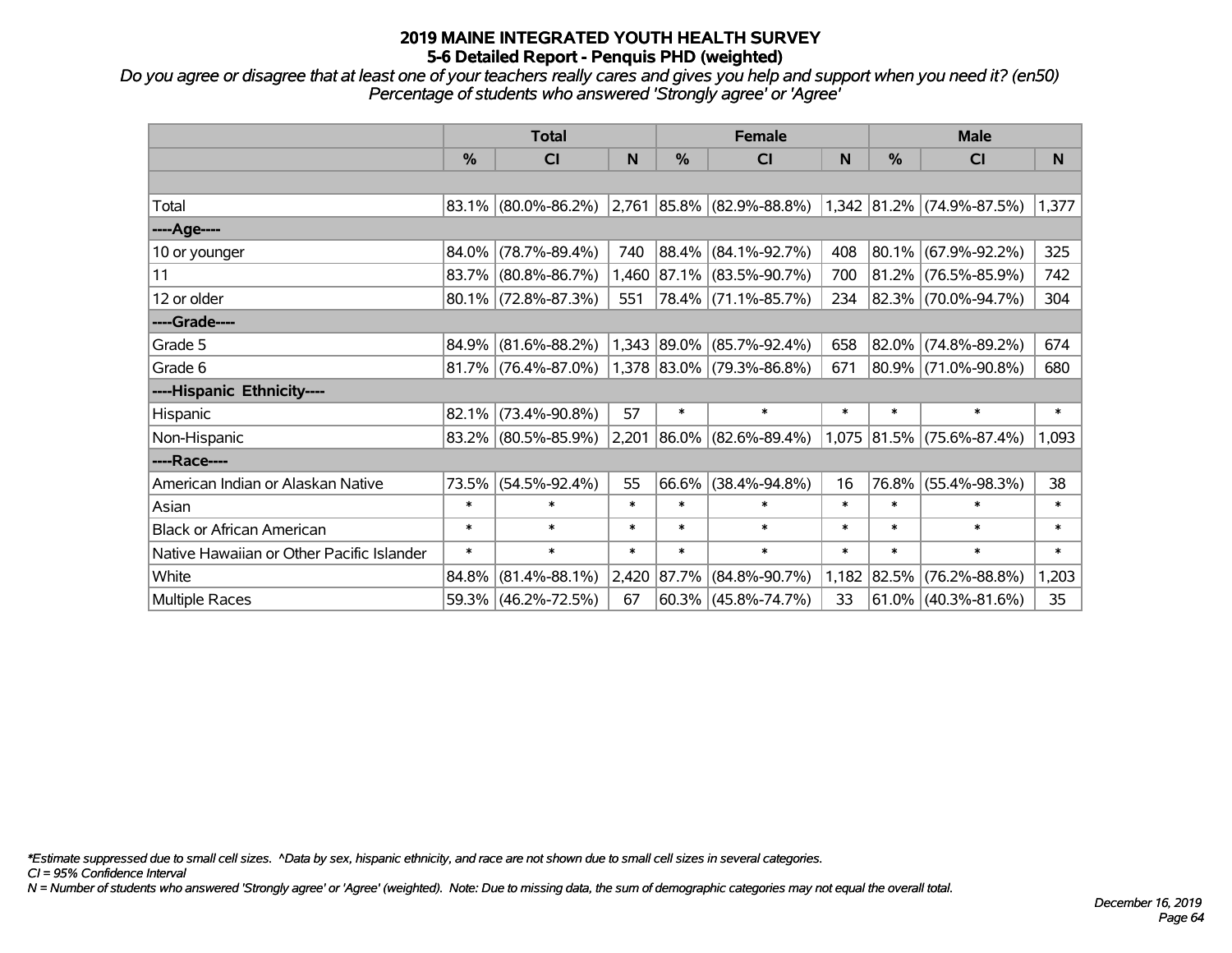# 2019 MAINE INTEGRATED YOUTH HEALTH SURVEY
## 5-6 Detailed Report - Penquis PHD (weighted)

*Do you agree or disagree that at least one of your teachers really cares and gives you help and support when you need it? (en50)*
*Percentage of students who answered 'Strongly agree' or 'Agree'*

| | Total | | | Female | | | Male | | |
|---|---|---|---|---|---|---|---|---|---|
| | % | CI | N | % | CI | N | % | CI | N |
| | | | | | | | | | |
| Total | 83.1% | (80.0%-86.2%) | 2,761 | 85.8% | (82.9%-88.8%) | 1,342 | 81.2% | (74.9%-87.5%) | 1,377 |
| ----Age---- | | | | | | | | | |
| 10 or younger | 84.0% | (78.7%-89.4%) | 740 | 88.4% | (84.1%-92.7%) | 408 | 80.1% | (67.9%-92.2%) | 325 |
| 11 | 83.7% | (80.8%-86.7%) | 1,460 | 87.1% | (83.5%-90.7%) | 700 | 81.2% | (76.5%-85.9%) | 742 |
| 12 or older | 80.1% | (72.8%-87.3%) | 551 | 78.4% | (71.1%-85.7%) | 234 | 82.3% | (70.0%-94.7%) | 304 |
| ----Grade---- | | | | | | | | | |
| Grade 5 | 84.9% | (81.6%-88.2%) | 1,343 | 89.0% | (85.7%-92.4%) | 658 | 82.0% | (74.8%-89.2%) | 674 |
| Grade 6 | 81.7% | (76.4%-87.0%) | 1,378 | 83.0% | (79.3%-86.8%) | 671 | 80.9% | (71.0%-90.8%) | 680 |
| ----Hispanic Ethnicity---- | | | | | | | | | |
| Hispanic | 82.1% | (73.4%-90.8%) | 57 | * | * | * | * | * | * |
| Non-Hispanic | 83.2% | (80.5%-85.9%) | 2,201 | 86.0% | (82.6%-89.4%) | 1,075 | 81.5% | (75.6%-87.4%) | 1,093 |
| ----Race---- | | | | | | | | | |
| American Indian or Alaskan Native | 73.5% | (54.5%-92.4%) | 55 | 66.6% | (38.4%-94.8%) | 16 | 76.8% | (55.4%-98.3%) | 38 |
| Asian | * | * | * | * | * | * | * | * | * |
| Black or African American | * | * | * | * | * | * | * | * | * |
| Native Hawaiian or Other Pacific Islander | * | * | * | * | * | * | * | * | * |
| White | 84.8% | (81.4%-88.1%) | 2,420 | 87.7% | (84.8%-90.7%) | 1,182 | 82.5% | (76.2%-88.8%) | 1,203 |
| Multiple Races | 59.3% | (46.2%-72.5%) | 67 | 60.3% | (45.8%-74.7%) | 33 | 61.0% | (40.3%-81.6%) | 35 |

*\*Estimate suppressed due to small cell sizes. ^Data by sex, hispanic ethnicity, and race are not shown due to small cell sizes in several categories.*
*CI = 95% Confidence Interval*
*N = Number of students who answered 'Strongly agree' or 'Agree' (weighted). Note: Due to missing data, the sum of demographic categories may not equal the overall total.*

*December 16, 2019*